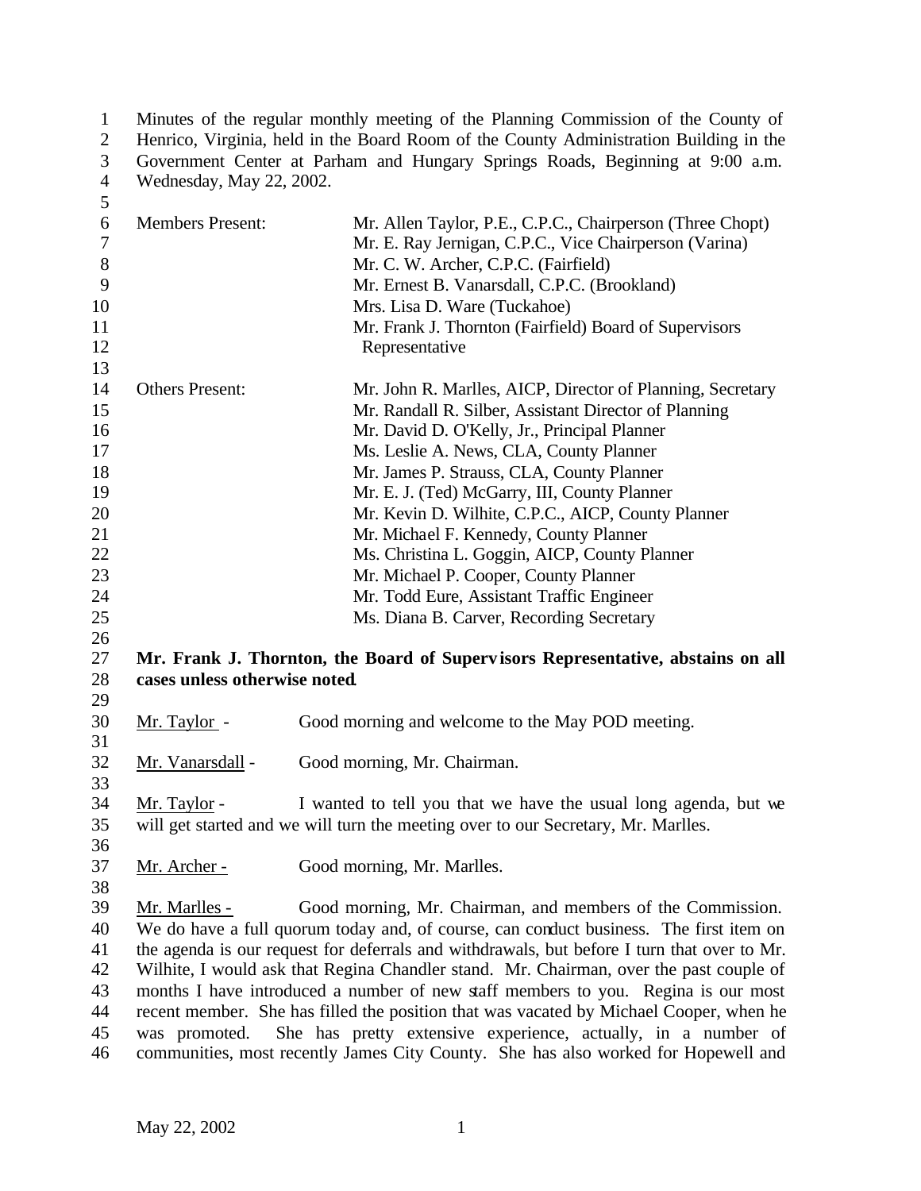Minutes of the regular monthly meeting of the Planning Commission of the County of Henrico, Virginia, held in the Board Room of the County Administration Building in the Government Center at Parham and Hungary Springs Roads, Beginning at 9:00 a.m. Wednesday, May 22, 2002.

| | |
|---|---|
| Members Present: | Mr. Allen Taylor, P.E., C.P.C., Chairperson (Three Chopt) |
| | Mr. E. Ray Jernigan, C.P.C., Vice Chairperson (Varina) |
| | Mr. C. W. Archer, C.P.C. (Fairfield) |
| | Mr. Ernest B. Vanarsdall, C.P.C. (Brookland) |
| | Mrs. Lisa D. Ware (Tuckahoe) |
| | Mr. Frank J. Thornton (Fairfield) Board of Supervisors Representative |
| Others Present: | Mr. John R. Marlles, AICP, Director of Planning, Secretary |
| | Mr. Randall R. Silber, Assistant Director of Planning |
| | Mr. David D. O'Kelly, Jr., Principal Planner |
| | Ms. Leslie A. News, CLA, County Planner |
| | Mr. James P. Strauss, CLA, County Planner |
| | Mr. E. J. (Ted) McGarry, III, County Planner |
| | Mr. Kevin D. Wilhite, C.P.C., AICP, County Planner |
| | Mr. Michael F. Kennedy, County Planner |
| | Ms. Christina L. Goggin, AICP, County Planner |
| | Mr. Michael P. Cooper, County Planner |
| | Mr. Todd Eure, Assistant Traffic Engineer |
| | Ms. Diana B. Carver, Recording Secretary |

**Mr. Frank J. Thornton, the Board of Supervisors Representative, abstains on all cases unless otherwise noted.**

Mr. Taylor - Good morning and welcome to the May POD meeting.

Mr. Vanarsdall - Good morning, Mr. Chairman.

Mr. Taylor - I wanted to tell you that we have the usual long agenda, but we will get started and we will turn the meeting over to our Secretary, Mr. Marlles.

Mr. Archer - Good morning, Mr. Marlles.

Mr. Marlles - Good morning, Mr. Chairman, and members of the Commission. We do have a full quorum today and, of course, can conduct business. The first item on the agenda is our request for deferrals and withdrawals, but before I turn that over to Mr. Wilhite, I would ask that Regina Chandler stand. Mr. Chairman, over the past couple of months I have introduced a number of new staff members to you. Regina is our most recent member. She has filled the position that was vacated by Michael Cooper, when he was promoted. She has pretty extensive experience, actually, in a number of communities, most recently James City County. She has also worked for Hopewell and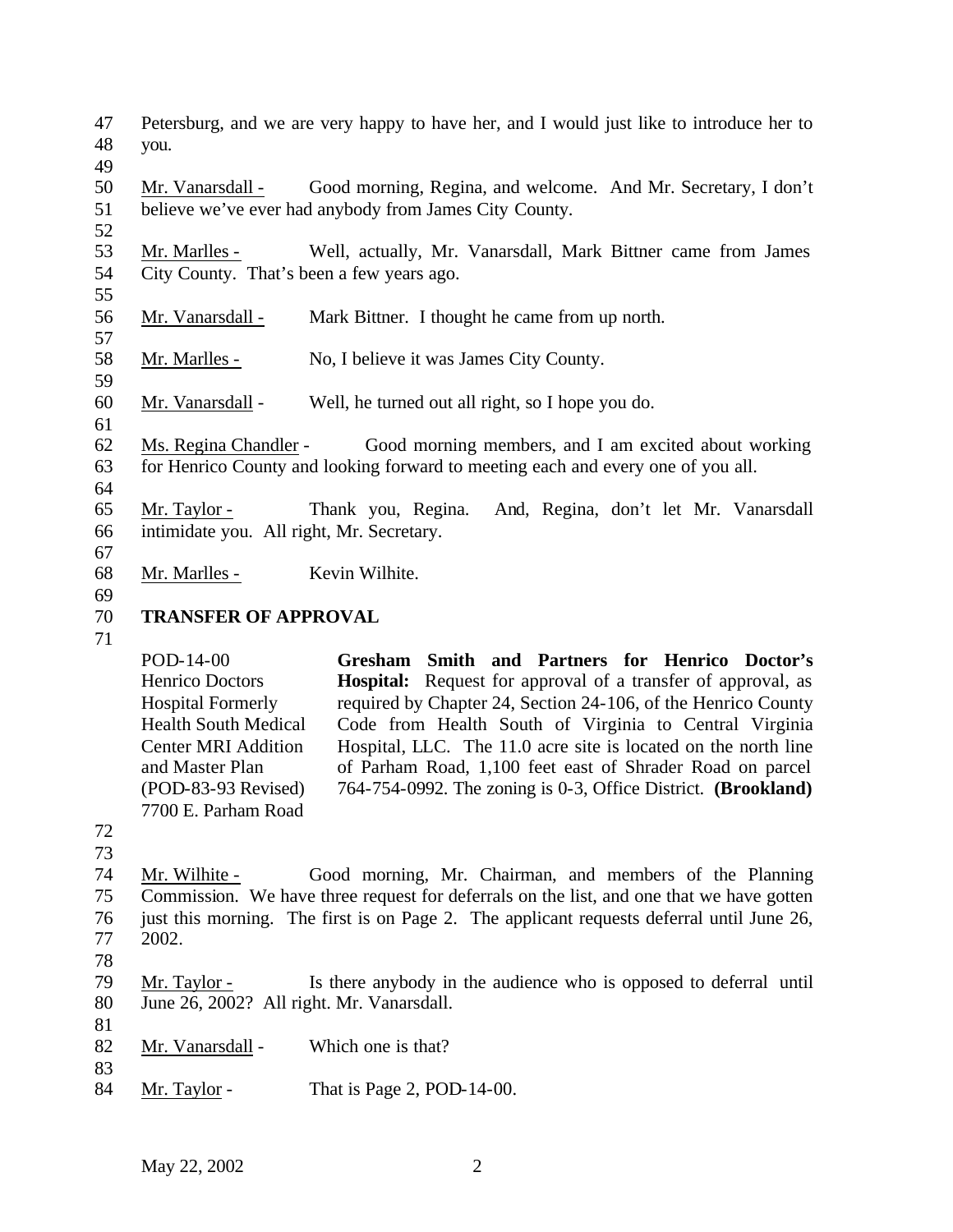Petersburg, and we are very happy to have her, and I would just like to introduce her to you.

Mr. Vanarsdall - Good morning, Regina, and welcome. And Mr. Secretary, I don't believe we've ever had anybody from James City County.

Mr. Marlles - Well, actually, Mr. Vanarsdall, Mark Bittner came from James City County. That's been a few years ago.

Mr. Vanarsdall - Mark Bittner. I thought he came from up north.

Mr. Marlles - No, I believe it was James City County.

Mr. Vanarsdall - Well, he turned out all right, so I hope you do.

Ms. Regina Chandler - Good morning members, and I am excited about working for Henrico County and looking forward to meeting each and every one of you all.

Mr. Taylor - Thank you, Regina. And, Regina, don't let Mr. Vanarsdall intimidate you. All right, Mr. Secretary.

Mr. Marlles - Kevin Wilhite.

## TRANSFER OF APPROVAL

| | |
|---|---|
| POD-14-00<br>Henrico Doctors Hospital Formerly Health South Medical Center MRI Addition and Master Plan (POD-83-93 Revised)<br>7700 E. Parham Road | **Gresham Smith and Partners for Henrico Doctor's Hospital:** Request for approval of a transfer of approval, as required by Chapter 24, Section 24-106, of the Henrico County Code from Health South of Virginia to Central Virginia Hospital, LLC. The 11.0 acre site is located on the north line of Parham Road, 1,100 feet east of Shrader Road on parcel 764-754-0992. The zoning is 0-3, Office District. **(Brookland)** |

Mr. Wilhite - Good morning, Mr. Chairman, and members of the Planning Commission. We have three request for deferrals on the list, and one that we have gotten just this morning. The first is on Page 2. The applicant requests deferral until June 26, 2002.

Mr. Taylor - Is there anybody in the audience who is opposed to deferral until June 26, 2002? All right. Mr. Vanarsdall.

Mr. Vanarsdall - Which one is that?

Mr. Taylor - That is Page 2, POD-14-00.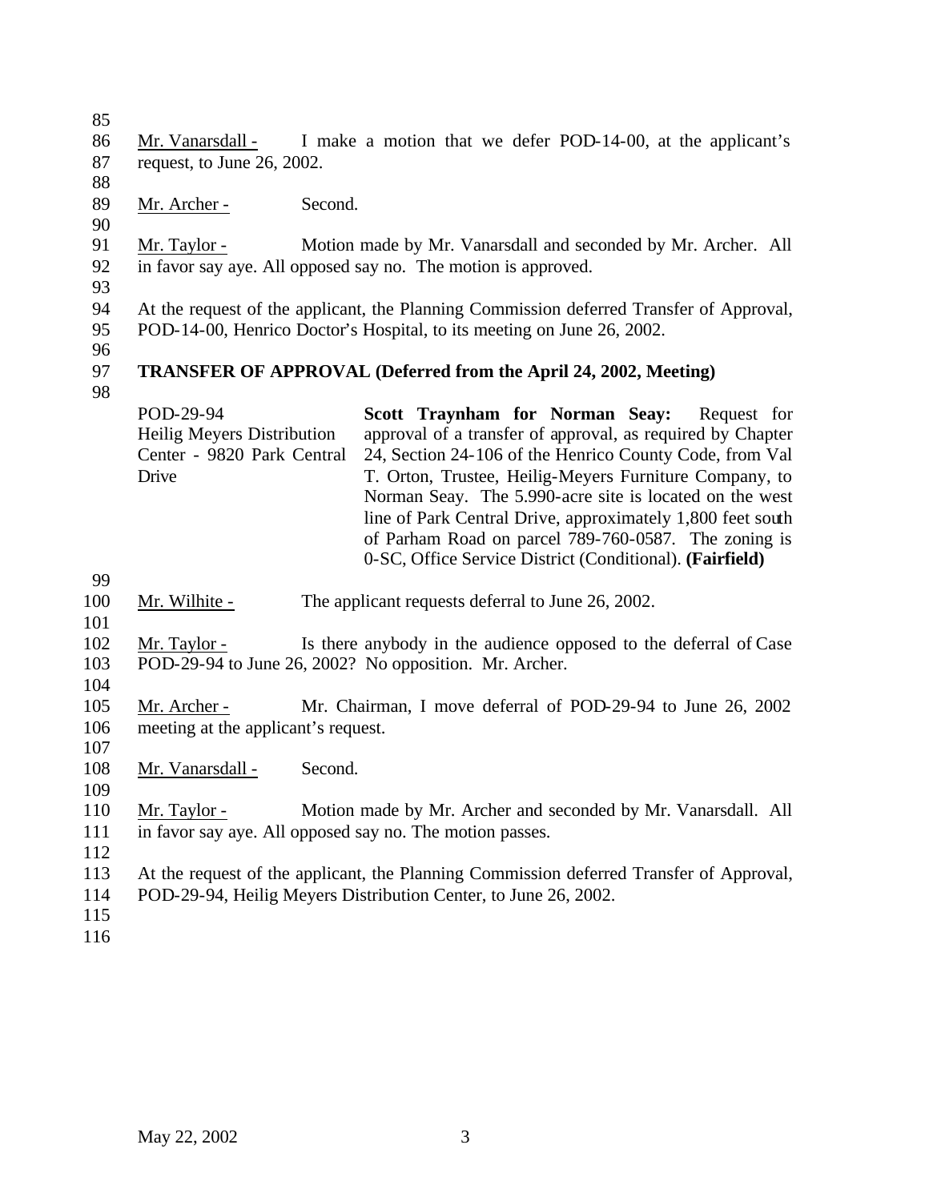Mr. Vanarsdall - I make a motion that we defer POD-14-00, at the applicant's request, to June 26, 2002.

Mr. Archer - Second.

Mr. Taylor - Motion made by Mr. Vanarsdall and seconded by Mr. Archer. All in favor say aye. All opposed say no. The motion is approved.

At the request of the applicant, the Planning Commission deferred Transfer of Approval, POD-14-00, Henrico Doctor's Hospital, to its meeting on June 26, 2002.

**TRANSFER OF APPROVAL (Deferred from the April 24, 2002, Meeting)**

| | |
|---|---|
| POD-29-94 Heilig Meyers Distribution Center - 9820 Park Central Drive | **Scott Traynham for Norman Seay:** Request for approval of a transfer of approval, as required by Chapter 24, Section 24-106 of the Henrico County Code, from Val T. Orton, Trustee, Heilig-Meyers Furniture Company, to Norman Seay. The 5.990-acre site is located on the west line of Park Central Drive, approximately 1,800 feet south of Parham Road on parcel 789-760-0587. The zoning is 0-SC, Office Service District (Conditional). **(Fairfield)** |

Mr. Wilhite - The applicant requests deferral to June 26, 2002.

Mr. Taylor - Is there anybody in the audience opposed to the deferral of Case POD-29-94 to June 26, 2002? No opposition. Mr. Archer.

Mr. Archer - Mr. Chairman, I move deferral of POD-29-94 to June 26, 2002 meeting at the applicant's request.

Mr. Vanarsdall - Second.

Mr. Taylor - Motion made by Mr. Archer and seconded by Mr. Vanarsdall. All in favor say aye. All opposed say no. The motion passes.

At the request of the applicant, the Planning Commission deferred Transfer of Approval, POD-29-94, Heilig Meyers Distribution Center, to June 26, 2002.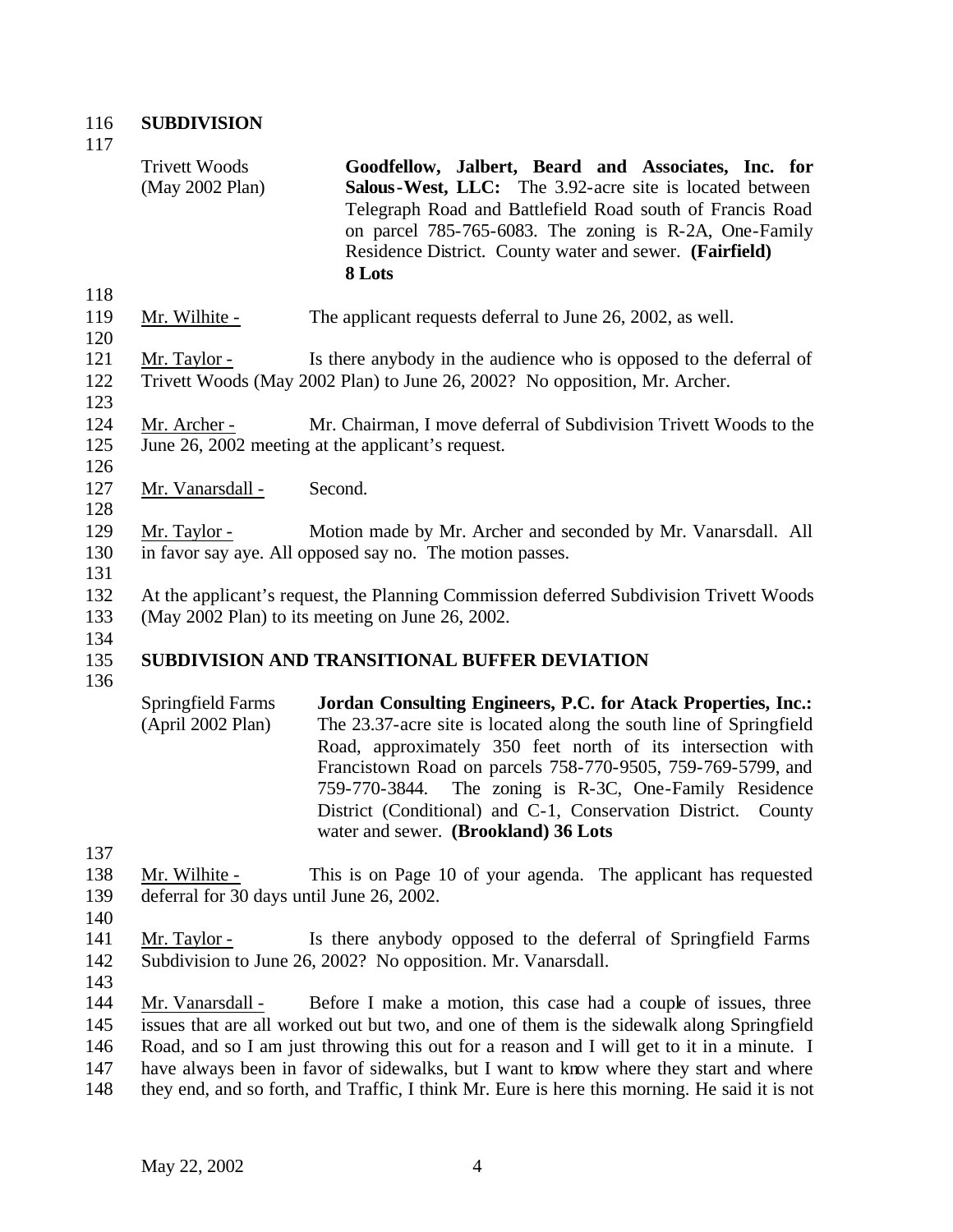**SUBDIVISION**

Trivett Woods (May 2002 Plan)

**Goodfellow, Jalbert, Beard and Associates, Inc. for Salous-West, LLC:** The 3.92-acre site is located between Telegraph Road and Battlefield Road south of Francis Road on parcel 785-765-6083. The zoning is R-2A, One-Family Residence District. County water and sewer. **(Fairfield) 8 Lots**

Mr. Wilhite - The applicant requests deferral to June 26, 2002, as well.

Mr. Taylor - Is there anybody in the audience who is opposed to the deferral of Trivett Woods (May 2002 Plan) to June 26, 2002? No opposition, Mr. Archer.

Mr. Archer - Mr. Chairman, I move deferral of Subdivision Trivett Woods to the June 26, 2002 meeting at the applicant's request.

Mr. Vanarsdall - Second.

Mr. Taylor - Motion made by Mr. Archer and seconded by Mr. Vanarsdall. All in favor say aye. All opposed say no. The motion passes.

At the applicant's request, the Planning Commission deferred Subdivision Trivett Woods (May 2002 Plan) to its meeting on June 26, 2002.

**SUBDIVISION AND TRANSITIONAL BUFFER DEVIATION**

Springfield Farms (April 2002 Plan)

**Jordan Consulting Engineers, P.C. for Atack Properties, Inc.:** The 23.37-acre site is located along the south line of Springfield Road, approximately 350 feet north of its intersection with Francistown Road on parcels 758-770-9505, 759-769-5799, and 759-770-3844. The zoning is R-3C, One-Family Residence District (Conditional) and C-1, Conservation District. County water and sewer. **(Brookland) 36 Lots**

Mr. Wilhite - This is on Page 10 of your agenda. The applicant has requested deferral for 30 days until June 26, 2002.

Mr. Taylor - Is there anybody opposed to the deferral of Springfield Farms Subdivision to June 26, 2002? No opposition. Mr. Vanarsdall.

Mr. Vanarsdall - Before I make a motion, this case had a couple of issues, three issues that are all worked out but two, and one of them is the sidewalk along Springfield Road, and so I am just throwing this out for a reason and I will get to it in a minute. I have always been in favor of sidewalks, but I want to know where they start and where they end, and so forth, and Traffic, I think Mr. Eure is here this morning. He said it is not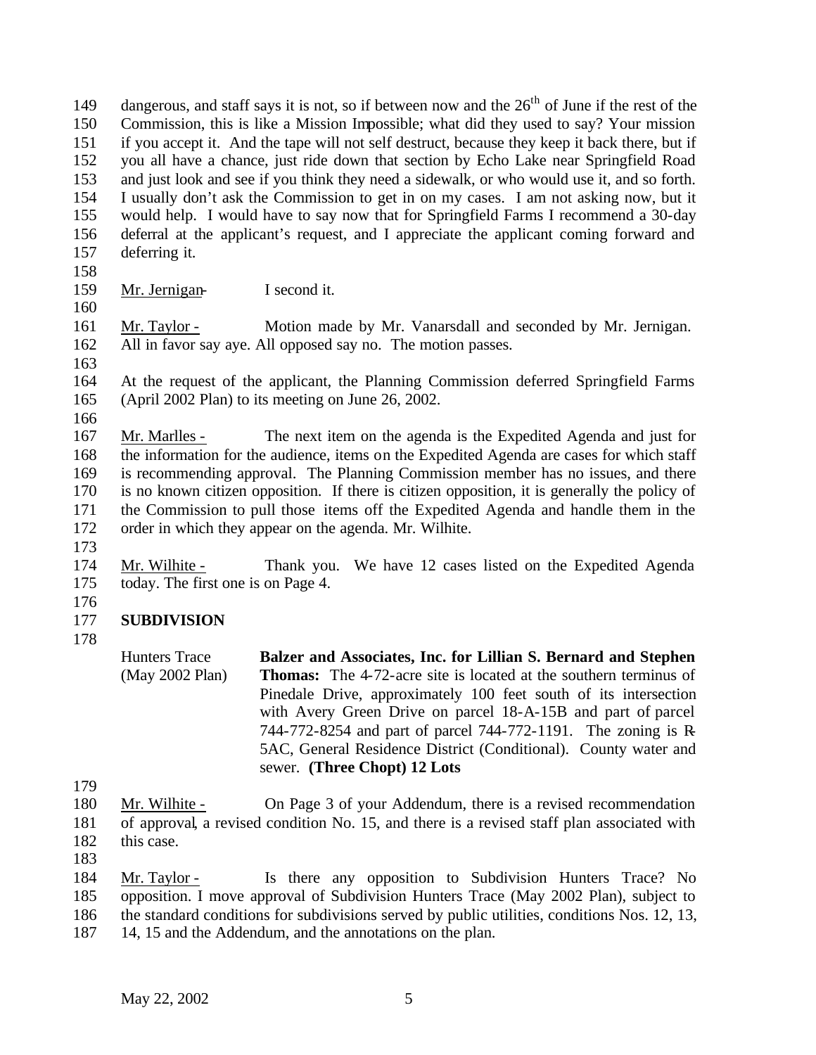dangerous, and staff says it is not, so if between now and the 26th of June if the rest of the Commission, this is like a Mission Impossible; what did they used to say? Your mission if you accept it. And the tape will not self destruct, because they keep it back there, but if you all have a chance, just ride down that section by Echo Lake near Springfield Road and just look and see if you think they need a sidewalk, or who would use it, and so forth. I usually don't ask the Commission to get in on my cases. I am not asking now, but it would help. I would have to say now that for Springfield Farms I recommend a 30-day deferral at the applicant's request, and I appreciate the applicant coming forward and deferring it.

Mr. Jernigan - I second it.

Mr. Taylor - Motion made by Mr. Vanarsdall and seconded by Mr. Jernigan. All in favor say aye. All opposed say no. The motion passes.

At the request of the applicant, the Planning Commission deferred Springfield Farms (April 2002 Plan) to its meeting on June 26, 2002.

Mr. Marlles - The next item on the agenda is the Expedited Agenda and just for the information for the audience, items on the Expedited Agenda are cases for which staff is recommending approval. The Planning Commission member has no issues, and there is no known citizen opposition. If there is citizen opposition, it is generally the policy of the Commission to pull those items off the Expedited Agenda and handle them in the order in which they appear on the agenda. Mr. Wilhite.

Mr. Wilhite - Thank you. We have 12 cases listed on the Expedited Agenda today. The first one is on Page 4.

**SUBDIVISION**

Hunters Trace (May 2002 Plan) **Balzer and Associates, Inc. for Lillian S. Bernard and Stephen Thomas:** The 4-72-acre site is located at the southern terminus of Pinedale Drive, approximately 100 feet south of its intersection with Avery Green Drive on parcel 18-A-15B and part of parcel 744-772-8254 and part of parcel 744-772-1191. The zoning is R-5AC, General Residence District (Conditional). County water and sewer. **(Three Chopt) 12 Lots**

Mr. Wilhite - On Page 3 of your Addendum, there is a revised recommendation of approval, a revised condition No. 15, and there is a revised staff plan associated with this case.

Mr. Taylor - Is there any opposition to Subdivision Hunters Trace? No opposition. I move approval of Subdivision Hunters Trace (May 2002 Plan), subject to the standard conditions for subdivisions served by public utilities, conditions Nos. 12, 13, 14, 15 and the Addendum, and the annotations on the plan.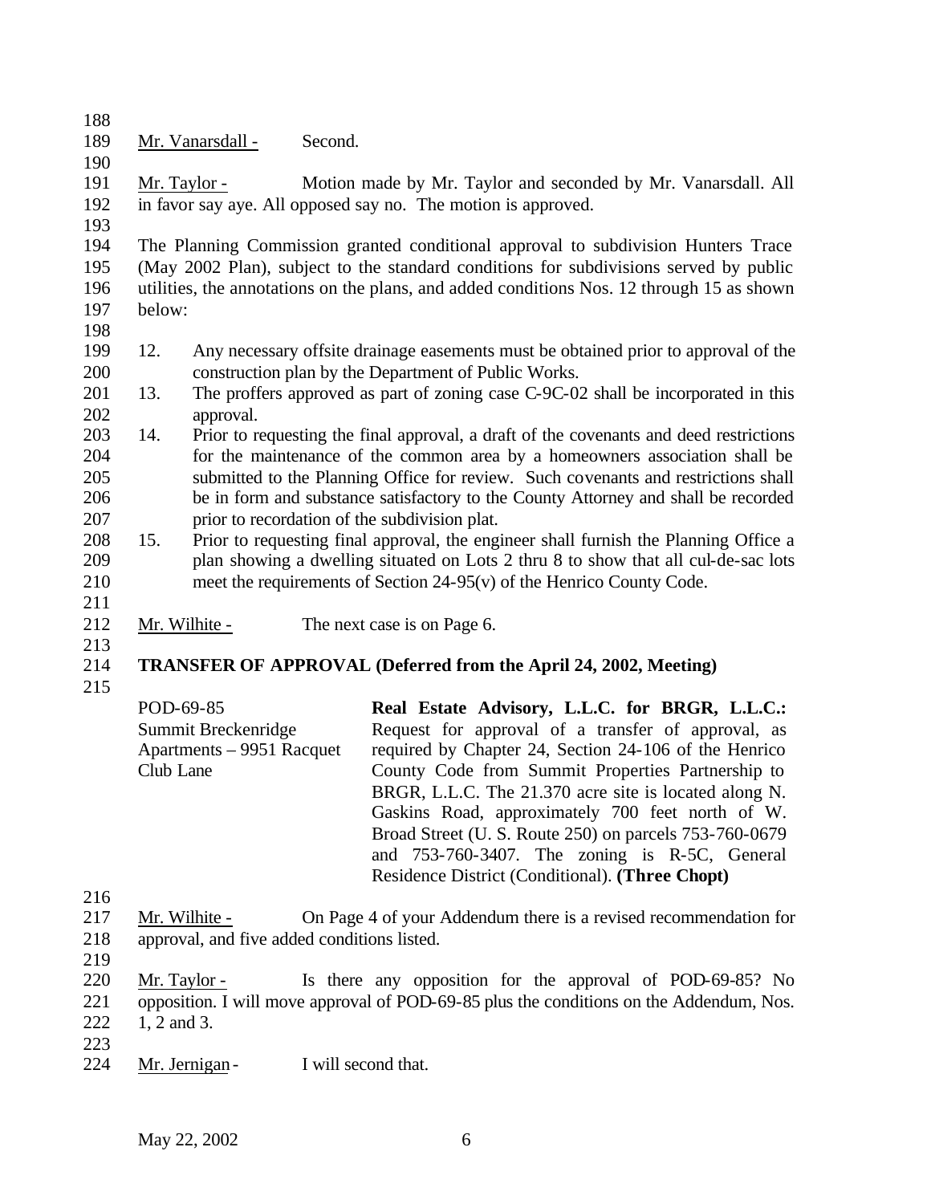Mr. Vanarsdall - Second.

Mr. Taylor - Motion made by Mr. Taylor and seconded by Mr. Vanarsdall. All in favor say aye. All opposed say no. The motion is approved.

The Planning Commission granted conditional approval to subdivision Hunters Trace (May 2002 Plan), subject to the standard conditions for subdivisions served by public utilities, the annotations on the plans, and added conditions Nos. 12 through 15 as shown below:

12. Any necessary offsite drainage easements must be obtained prior to approval of the construction plan by the Department of Public Works.
13. The proffers approved as part of zoning case C-9C-02 shall be incorporated in this approval.
14. Prior to requesting the final approval, a draft of the covenants and deed restrictions for the maintenance of the common area by a homeowners association shall be submitted to the Planning Office for review. Such covenants and restrictions shall be in form and substance satisfactory to the County Attorney and shall be recorded prior to recordation of the subdivision plat.
15. Prior to requesting final approval, the engineer shall furnish the Planning Office a plan showing a dwelling situated on Lots 2 thru 8 to show that all cul-de-sac lots meet the requirements of Section 24-95(v) of the Henrico County Code.

Mr. Wilhite - The next case is on Page 6.

**TRANSFER OF APPROVAL (Deferred from the April 24, 2002, Meeting)**

POD-69-85
Summit Breckenridge Apartments – 9951 Racquet Club Lane

**Real Estate Advisory, L.L.C. for BRGR, L.L.C.:** Request for approval of a transfer of approval, as required by Chapter 24, Section 24-106 of the Henrico County Code from Summit Properties Partnership to BRGR, L.L.C. The 21.370 acre site is located along N. Gaskins Road, approximately 700 feet north of W. Broad Street (U. S. Route 250) on parcels 753-760-0679 and 753-760-3407. The zoning is R-5C, General Residence District (Conditional). **(Three Chopt)**

Mr. Wilhite - On Page 4 of your Addendum there is a revised recommendation for approval, and five added conditions listed.

Mr. Taylor - Is there any opposition for the approval of POD-69-85? No opposition. I will move approval of POD-69-85 plus the conditions on the Addendum, Nos. 1, 2 and 3.

Mr. Jernigan - I will second that.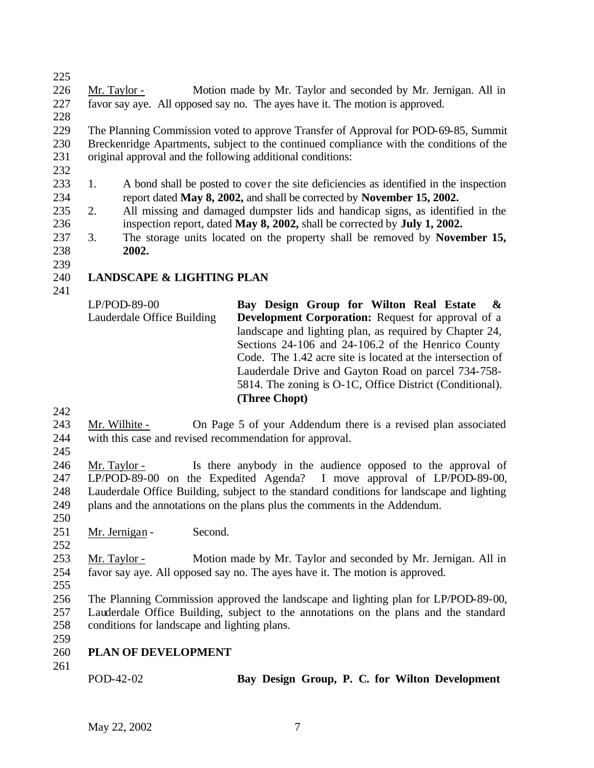Mr. Taylor - Motion made by Mr. Taylor and seconded by Mr. Jernigan. All in favor say aye. All opposed say no. The ayes have it. The motion is approved.

The Planning Commission voted to approve Transfer of Approval for POD-69-85, Summit Breckenridge Apartments, subject to the continued compliance with the conditions of the original approval and the following additional conditions:

1. A bond shall be posted to cover the site deficiencies as identified in the inspection report dated **May 8, 2002,** and shall be corrected by **November 15, 2002.**
2. All missing and damaged dumpster lids and handicap signs, as identified in the inspection report, dated **May 8, 2002,** shall be corrected by **July 1, 2002.**
3. The storage units located on the property shall be removed by **November 15, 2002.**

## LANDSCAPE & LIGHTING PLAN

LP/POD-89-00
Lauderdale Office Building

**Bay Design Group for Wilton Real Estate & Development Corporation:** Request for approval of a landscape and lighting plan, as required by Chapter 24, Sections 24-106 and 24-106.2 of the Henrico County Code. The 1.42 acre site is located at the intersection of Lauderdale Drive and Gayton Road on parcel 734-758-5814. The zoning is O-1C, Office District (Conditional). **(Three Chopt)**

Mr. Wilhite - On Page 5 of your Addendum there is a revised plan associated with this case and revised recommendation for approval.

Mr. Taylor - Is there anybody in the audience opposed to the approval of LP/POD-89-00 on the Expedited Agenda? I move approval of LP/POD-89-00, Lauderdale Office Building, subject to the standard conditions for landscape and lighting plans and the annotations on the plans plus the comments in the Addendum.

Mr. Jernigan - Second.

Mr. Taylor - Motion made by Mr. Taylor and seconded by Mr. Jernigan. All in favor say aye. All opposed say no. The ayes have it. The motion is approved.

The Planning Commission approved the landscape and lighting plan for LP/POD-89-00, Lauderdale Office Building, subject to the annotations on the plans and the standard conditions for landscape and lighting plans.

## PLAN OF DEVELOPMENT

POD-42-02

**Bay Design Group, P. C. for Wilton Development**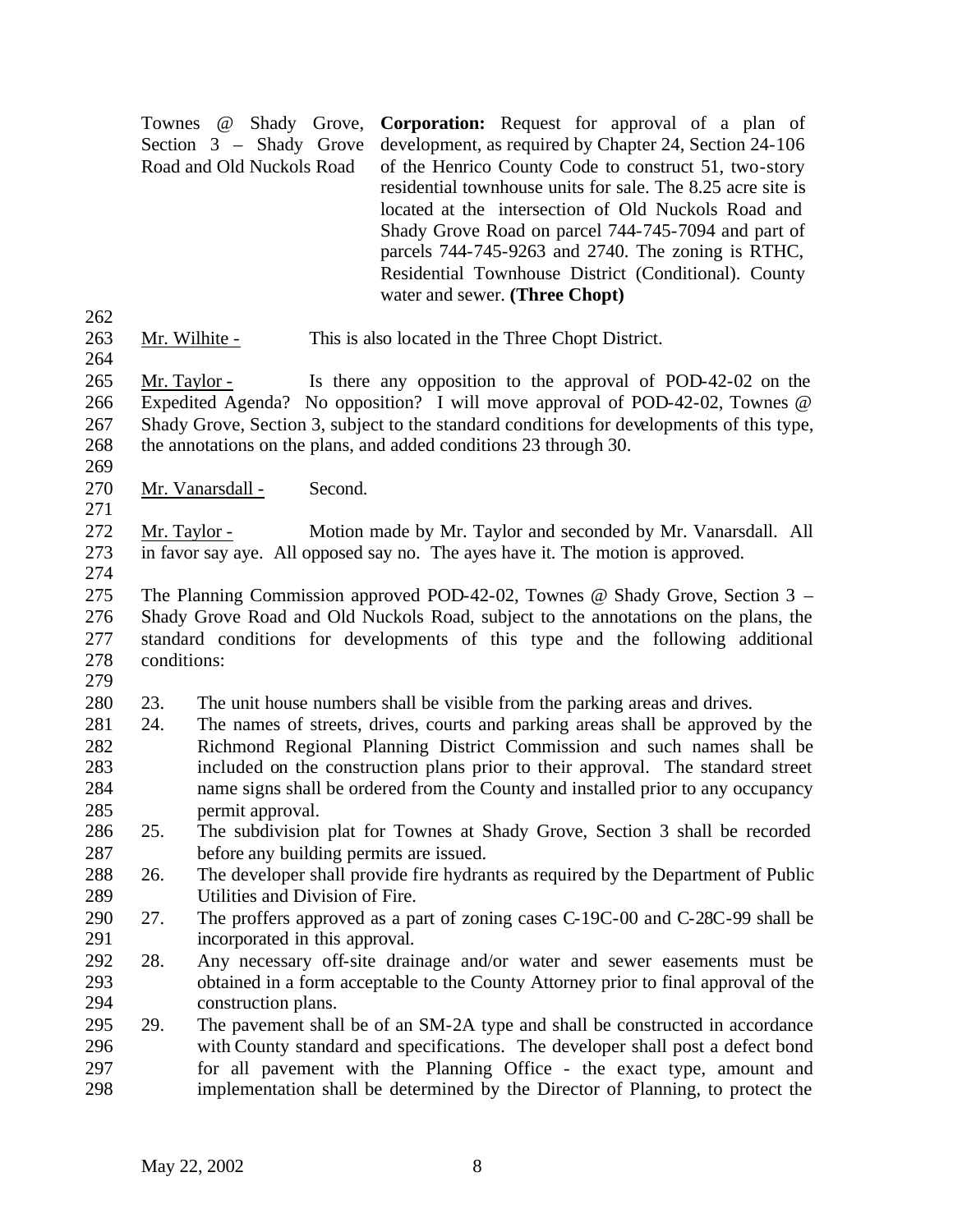Townes @ Shady Grove, Section 3 – Shady Grove Road and Old Nuckols Road

**Corporation:** Request for approval of a plan of development, as required by Chapter 24, Section 24-106 of the Henrico County Code to construct 51, two-story residential townhouse units for sale. The 8.25 acre site is located at the intersection of Old Nuckols Road and Shady Grove Road on parcel 744-745-7094 and part of parcels 744-745-9263 and 2740. The zoning is RTHC, Residential Townhouse District (Conditional). County water and sewer. **(Three Chopt)**

Mr. Wilhite - This is also located in the Three Chopt District.

Mr. Taylor - Is there any opposition to the approval of POD-42-02 on the Expedited Agenda? No opposition? I will move approval of POD-42-02, Townes @ Shady Grove, Section 3, subject to the standard conditions for developments of this type, the annotations on the plans, and added conditions 23 through 30.

Mr. Vanarsdall - Second.

Mr. Taylor - Motion made by Mr. Taylor and seconded by Mr. Vanarsdall. All in favor say aye. All opposed say no. The ayes have it. The motion is approved.

The Planning Commission approved POD-42-02, Townes @ Shady Grove, Section 3 – Shady Grove Road and Old Nuckols Road, subject to the annotations on the plans, the standard conditions for developments of this type and the following additional conditions:

23. The unit house numbers shall be visible from the parking areas and drives.
24. The names of streets, drives, courts and parking areas shall be approved by the Richmond Regional Planning District Commission and such names shall be included on the construction plans prior to their approval. The standard street name signs shall be ordered from the County and installed prior to any occupancy permit approval.
25. The subdivision plat for Townes at Shady Grove, Section 3 shall be recorded before any building permits are issued.
26. The developer shall provide fire hydrants as required by the Department of Public Utilities and Division of Fire.
27. The proffers approved as a part of zoning cases C-19C-00 and C-28C-99 shall be incorporated in this approval.
28. Any necessary off-site drainage and/or water and sewer easements must be obtained in a form acceptable to the County Attorney prior to final approval of the construction plans.
29. The pavement shall be of an SM-2A type and shall be constructed in accordance with County standard and specifications. The developer shall post a defect bond for all pavement with the Planning Office - the exact type, amount and implementation shall be determined by the Director of Planning, to protect the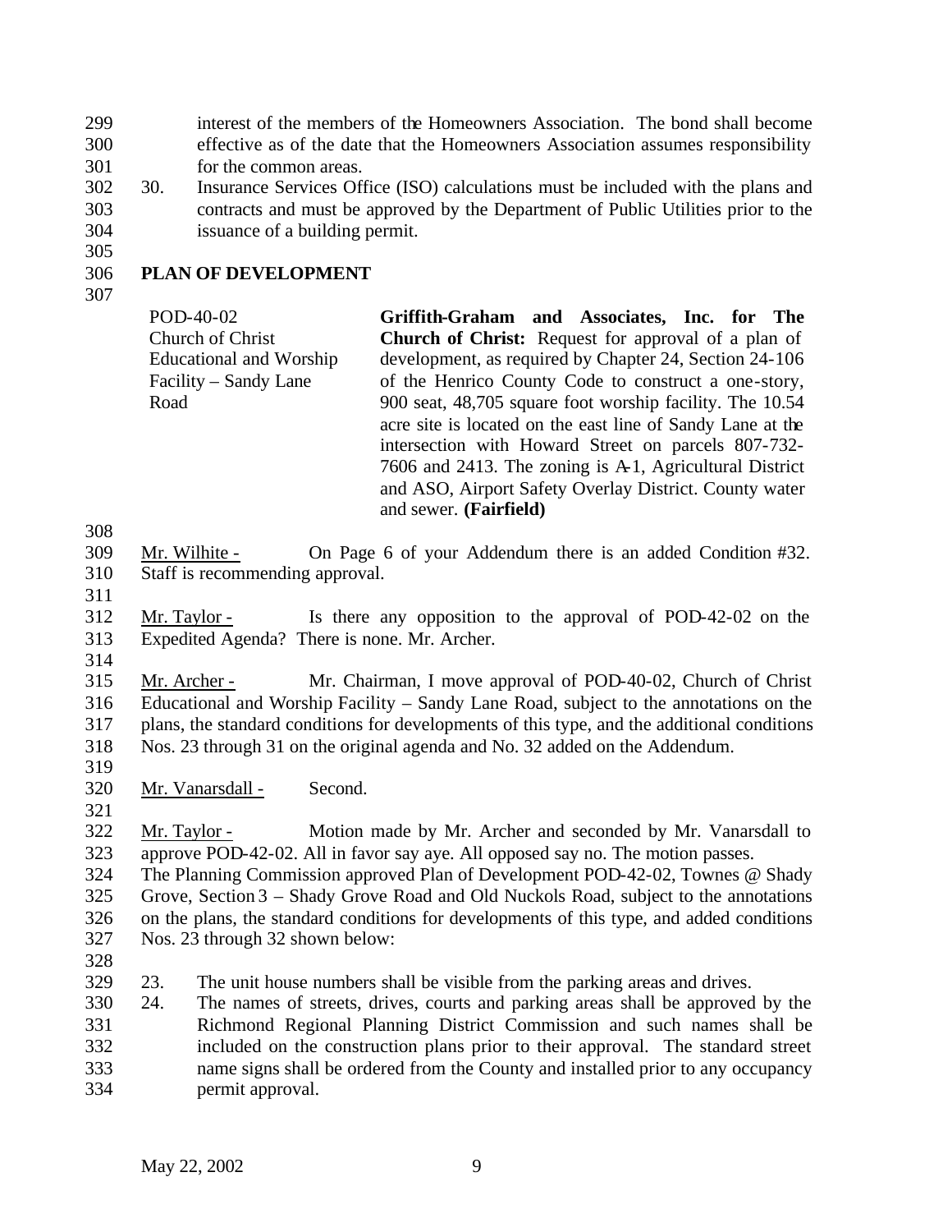interest of the members of the Homeowners Association. The bond shall become effective as of the date that the Homeowners Association assumes responsibility for the common areas.

30. Insurance Services Office (ISO) calculations must be included with the plans and contracts and must be approved by the Department of Public Utilities prior to the issuance of a building permit.

## PLAN OF DEVELOPMENT

| | |
|---|---|
| POD-40-02<br>Church of Christ<br>Educational and Worship Facility – Sandy Lane Road | **Griffith-Graham and Associates, Inc. for The Church of Christ:** Request for approval of a plan of development, as required by Chapter 24, Section 24-106 of the Henrico County Code to construct a one-story, 900 seat, 48,705 square foot worship facility. The 10.54 acre site is located on the east line of Sandy Lane at the intersection with Howard Street on parcels 807-732-7606 and 2413. The zoning is A-1, Agricultural District and ASO, Airport Safety Overlay District. County water and sewer. **(Fairfield)** |

Mr. Wilhite - On Page 6 of your Addendum there is an added Condition #32. Staff is recommending approval.

Mr. Taylor - Is there any opposition to the approval of POD-42-02 on the Expedited Agenda? There is none. Mr. Archer.

Mr. Archer - Mr. Chairman, I move approval of POD-40-02, Church of Christ Educational and Worship Facility – Sandy Lane Road, subject to the annotations on the plans, the standard conditions for developments of this type, and the additional conditions Nos. 23 through 31 on the original agenda and No. 32 added on the Addendum.

Mr. Vanarsdall - Second.

Mr. Taylor - Motion made by Mr. Archer and seconded by Mr. Vanarsdall to approve POD-42-02. All in favor say aye. All opposed say no. The motion passes.

The Planning Commission approved Plan of Development POD-42-02, Townes @ Shady Grove, Section 3 – Shady Grove Road and Old Nuckols Road, subject to the annotations on the plans, the standard conditions for developments of this type, and added conditions Nos. 23 through 32 shown below:

23. The unit house numbers shall be visible from the parking areas and drives.
24. The names of streets, drives, courts and parking areas shall be approved by the Richmond Regional Planning District Commission and such names shall be included on the construction plans prior to their approval. The standard street name signs shall be ordered from the County and installed prior to any occupancy permit approval.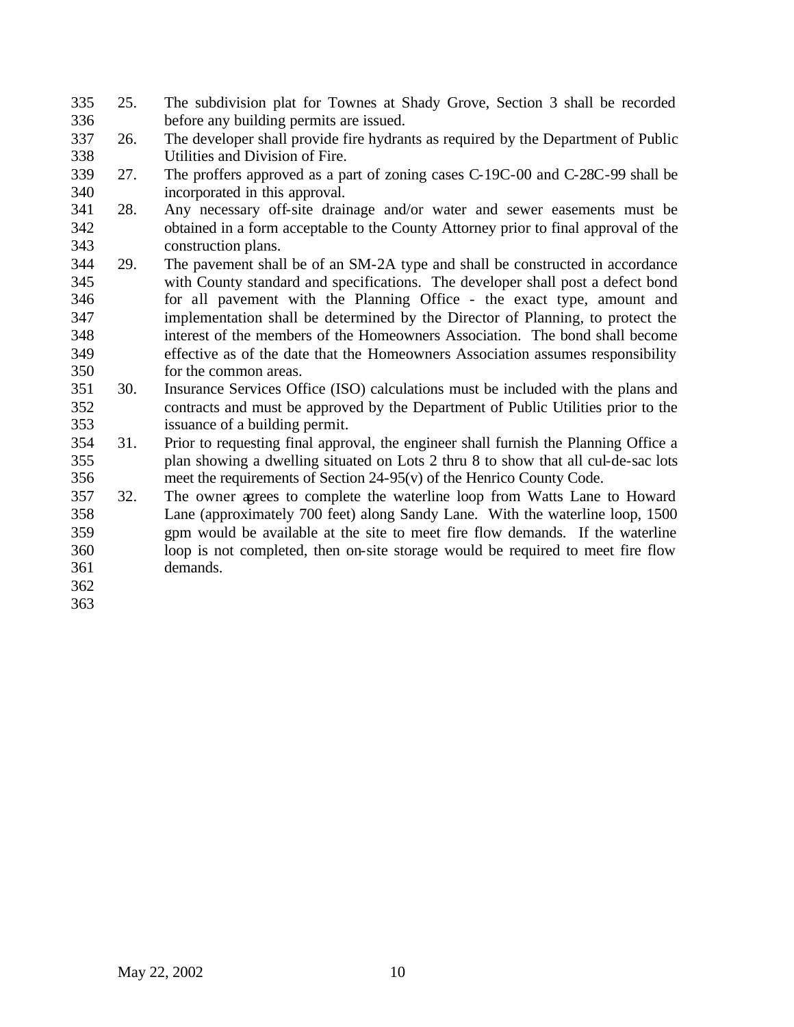25. The subdivision plat for Townes at Shady Grove, Section 3 shall be recorded before any building permits are issued.
26. The developer shall provide fire hydrants as required by the Department of Public Utilities and Division of Fire.
27. The proffers approved as a part of zoning cases C-19C-00 and C-28C-99 shall be incorporated in this approval.
28. Any necessary off-site drainage and/or water and sewer easements must be obtained in a form acceptable to the County Attorney prior to final approval of the construction plans.
29. The pavement shall be of an SM-2A type and shall be constructed in accordance with County standard and specifications. The developer shall post a defect bond for all pavement with the Planning Office - the exact type, amount and implementation shall be determined by the Director of Planning, to protect the interest of the members of the Homeowners Association. The bond shall become effective as of the date that the Homeowners Association assumes responsibility for the common areas.
30. Insurance Services Office (ISO) calculations must be included with the plans and contracts and must be approved by the Department of Public Utilities prior to the issuance of a building permit.
31. Prior to requesting final approval, the engineer shall furnish the Planning Office a plan showing a dwelling situated on Lots 2 thru 8 to show that all cul-de-sac lots meet the requirements of Section 24-95(v) of the Henrico County Code.
32. The owner agrees to complete the waterline loop from Watts Lane to Howard Lane (approximately 700 feet) along Sandy Lane. With the waterline loop, 1500 gpm would be available at the site to meet fire flow demands. If the waterline loop is not completed, then on-site storage would be required to meet fire flow demands.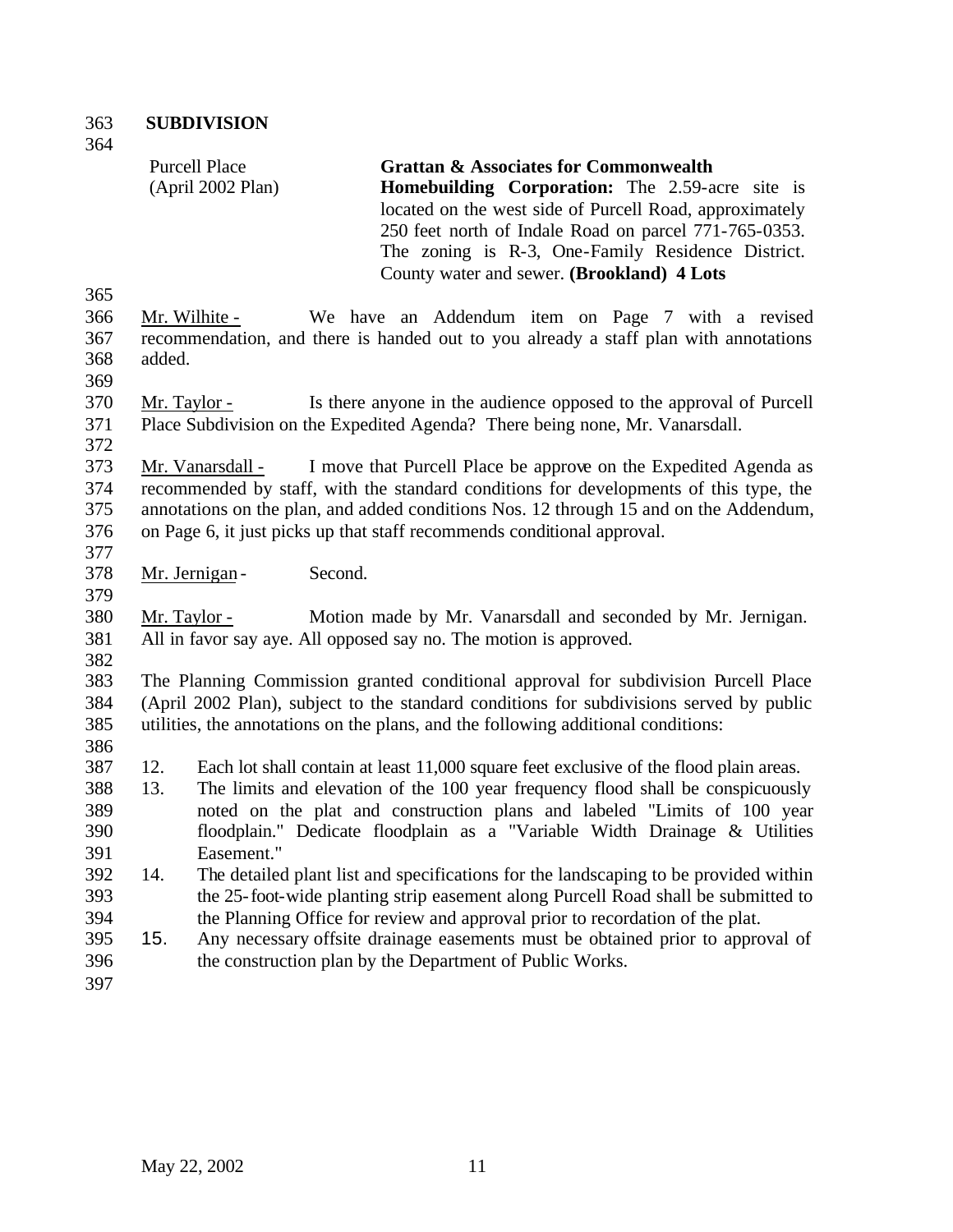**SUBDIVISION**

Purcell Place (April 2002 Plan)

**Grattan & Associates for Commonwealth Homebuilding Corporation:** The 2.59-acre site is located on the west side of Purcell Road, approximately 250 feet north of Indale Road on parcel 771-765-0353. The zoning is R-3, One-Family Residence District. County water and sewer. **(Brookland) 4 Lots**

Mr. Wilhite - We have an Addendum item on Page 7 with a revised recommendation, and there is handed out to you already a staff plan with annotations added.

Mr. Taylor - Is there anyone in the audience opposed to the approval of Purcell Place Subdivision on the Expedited Agenda? There being none, Mr. Vanarsdall.

Mr. Vanarsdall - I move that Purcell Place be approve on the Expedited Agenda as recommended by staff, with the standard conditions for developments of this type, the annotations on the plan, and added conditions Nos. 12 through 15 and on the Addendum, on Page 6, it just picks up that staff recommends conditional approval.

Mr. Jernigan - Second.

Mr. Taylor - Motion made by Mr. Vanarsdall and seconded by Mr. Jernigan. All in favor say aye. All opposed say no. The motion is approved.

The Planning Commission granted conditional approval for subdivision Purcell Place (April 2002 Plan), subject to the standard conditions for subdivisions served by public utilities, the annotations on the plans, and the following additional conditions:

12. Each lot shall contain at least 11,000 square feet exclusive of the flood plain areas.
13. The limits and elevation of the 100 year frequency flood shall be conspicuously noted on the plat and construction plans and labeled "Limits of 100 year floodplain." Dedicate floodplain as a "Variable Width Drainage & Utilities Easement."
14. The detailed plant list and specifications for the landscaping to be provided within the 25-foot-wide planting strip easement along Purcell Road shall be submitted to the Planning Office for review and approval prior to recordation of the plat.
15. Any necessary offsite drainage easements must be obtained prior to approval of the construction plan by the Department of Public Works.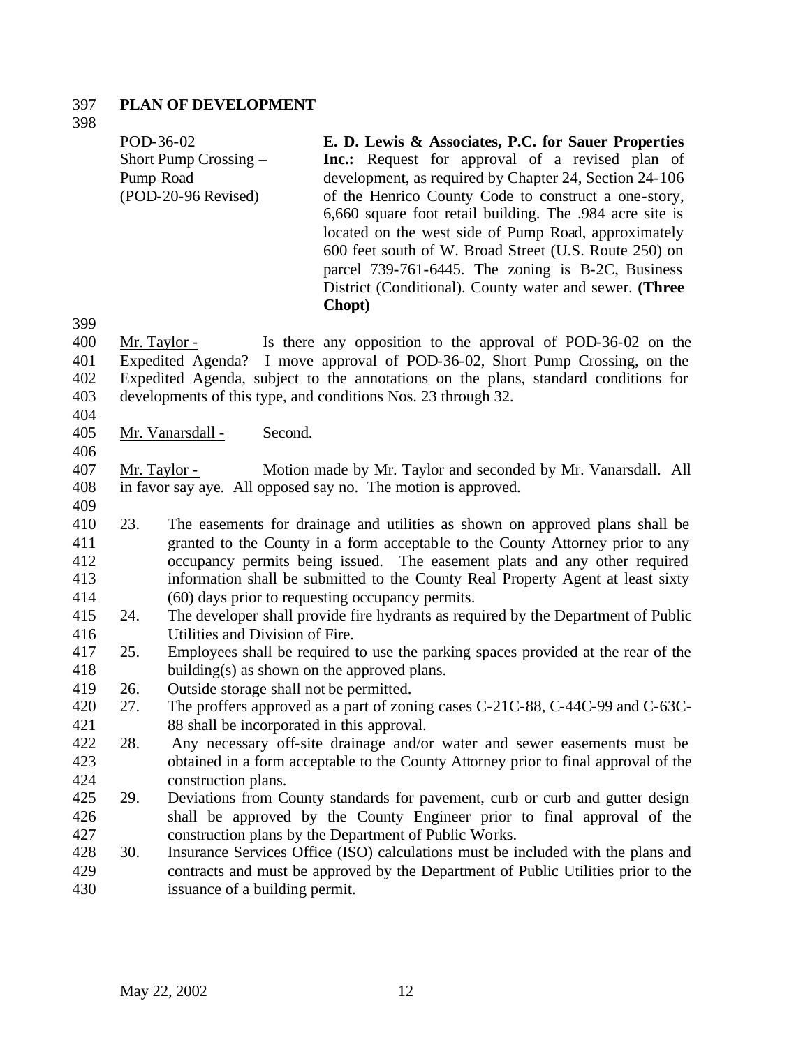## PLAN OF DEVELOPMENT

POD-36-02
Short Pump Crossing – Pump Road
(POD-20-96 Revised)

**E. D. Lewis & Associates, P.C. for Sauer Properties Inc.:** Request for approval of a revised plan of development, as required by Chapter 24, Section 24-106 of the Henrico County Code to construct a one-story, 6,660 square foot retail building. The .984 acre site is located on the west side of Pump Road, approximately 600 feet south of W. Broad Street (U.S. Route 250) on parcel 739-761-6445. The zoning is B-2C, Business District (Conditional). County water and sewer. **(Three Chopt)**

Mr. Taylor - Is there any opposition to the approval of POD-36-02 on the Expedited Agenda? I move approval of POD-36-02, Short Pump Crossing, on the Expedited Agenda, subject to the annotations on the plans, standard conditions for developments of this type, and conditions Nos. 23 through 32.

Mr. Vanarsdall - Second.

Mr. Taylor - Motion made by Mr. Taylor and seconded by Mr. Vanarsdall. All in favor say aye. All opposed say no. The motion is approved.

23. The easements for drainage and utilities as shown on approved plans shall be granted to the County in a form acceptable to the County Attorney prior to any occupancy permits being issued. The easement plats and any other required information shall be submitted to the County Real Property Agent at least sixty (60) days prior to requesting occupancy permits.
24. The developer shall provide fire hydrants as required by the Department of Public Utilities and Division of Fire.
25. Employees shall be required to use the parking spaces provided at the rear of the building(s) as shown on the approved plans.
26. Outside storage shall not be permitted.
27. The proffers approved as a part of zoning cases C-21C-88, C-44C-99 and C-63C-88 shall be incorporated in this approval.
28. Any necessary off-site drainage and/or water and sewer easements must be obtained in a form acceptable to the County Attorney prior to final approval of the construction plans.
29. Deviations from County standards for pavement, curb or curb and gutter design shall be approved by the County Engineer prior to final approval of the construction plans by the Department of Public Works.
30. Insurance Services Office (ISO) calculations must be included with the plans and contracts and must be approved by the Department of Public Utilities prior to the issuance of a building permit.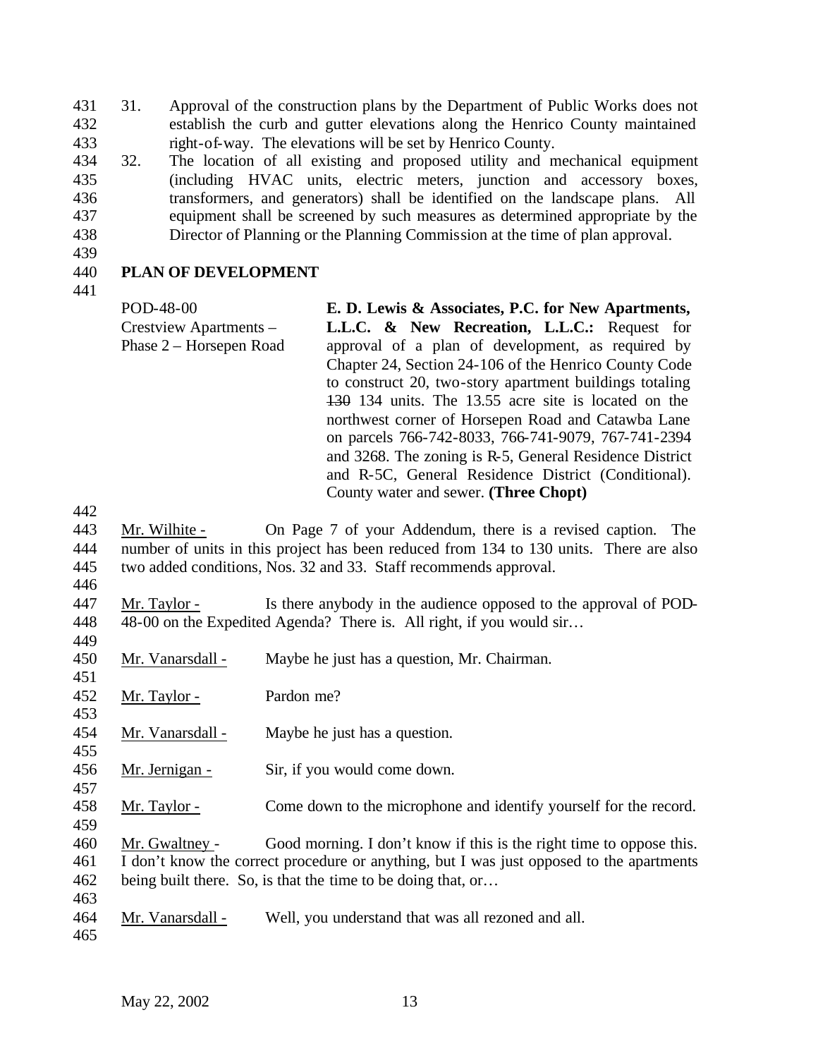31. Approval of the construction plans by the Department of Public Works does not establish the curb and gutter elevations along the Henrico County maintained right-of-way. The elevations will be set by Henrico County.
32. The location of all existing and proposed utility and mechanical equipment (including HVAC units, electric meters, junction and accessory boxes, transformers, and generators) shall be identified on the landscape plans. All equipment shall be screened by such measures as determined appropriate by the Director of Planning or the Planning Commission at the time of plan approval.

**PLAN OF DEVELOPMENT**

POD-48-00
Crestview Apartments – Phase 2 – Horsepen Road

**E. D. Lewis & Associates, P.C. for New Apartments, L.L.C. & New Recreation, L.L.C.:** Request for approval of a plan of development, as required by Chapter 24, Section 24-106 of the Henrico County Code to construct 20, two-story apartment buildings totaling ~~130~~ 134 units. The 13.55 acre site is located on the northwest corner of Horsepen Road and Catawba Lane on parcels 766-742-8033, 766-741-9079, 767-741-2394 and 3268. The zoning is R-5, General Residence District and R-5C, General Residence District (Conditional). County water and sewer. **(Three Chopt)**

Mr. Wilhite - On Page 7 of your Addendum, there is a revised caption. The number of units in this project has been reduced from 134 to 130 units. There are also two added conditions, Nos. 32 and 33. Staff recommends approval.

Mr. Taylor - Is there anybody in the audience opposed to the approval of POD-48-00 on the Expedited Agenda? There is. All right, if you would sir…

Mr. Vanarsdall - Maybe he just has a question, Mr. Chairman.

Mr. Taylor - Pardon me?

Mr. Vanarsdall - Maybe he just has a question.

Mr. Jernigan - Sir, if you would come down.

Mr. Taylor - Come down to the microphone and identify yourself for the record.

Mr. Gwaltney - Good morning. I don't know if this is the right time to oppose this. I don't know the correct procedure or anything, but I was just opposed to the apartments being built there. So, is that the time to be doing that, or…

Mr. Vanarsdall - Well, you understand that was all rezoned and all.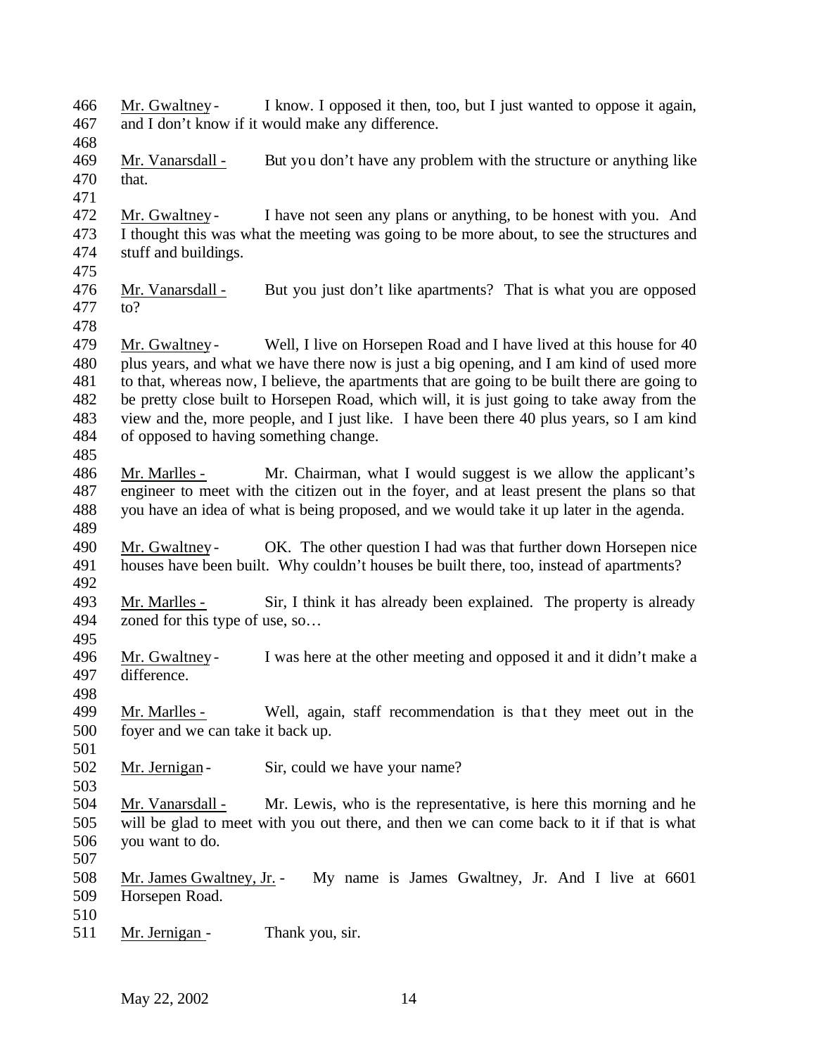Mr. Gwaltney - I know. I opposed it then, too, but I just wanted to oppose it again, and I don't know if it would make any difference.

Mr. Vanarsdall - But you don't have any problem with the structure or anything like that.

Mr. Gwaltney - I have not seen any plans or anything, to be honest with you. And I thought this was what the meeting was going to be more about, to see the structures and stuff and buildings.

Mr. Vanarsdall - But you just don't like apartments? That is what you are opposed to?

Mr. Gwaltney - Well, I live on Horsepen Road and I have lived at this house for 40 plus years, and what we have there now is just a big opening, and I am kind of used more to that, whereas now, I believe, the apartments that are going to be built there are going to be pretty close built to Horsepen Road, which will, it is just going to take away from the view and the, more people, and I just like. I have been there 40 plus years, so I am kind of opposed to having something change.

Mr. Marlles - Mr. Chairman, what I would suggest is we allow the applicant's engineer to meet with the citizen out in the foyer, and at least present the plans so that you have an idea of what is being proposed, and we would take it up later in the agenda.

Mr. Gwaltney - OK. The other question I had was that further down Horsepen nice houses have been built. Why couldn't houses be built there, too, instead of apartments?

Mr. Marlles - Sir, I think it has already been explained. The property is already zoned for this type of use, so…

Mr. Gwaltney - I was here at the other meeting and opposed it and it didn't make a difference.

Mr. Marlles - Well, again, staff recommendation is that they meet out in the foyer and we can take it back up.

Mr. Jernigan - Sir, could we have your name?

Mr. Vanarsdall - Mr. Lewis, who is the representative, is here this morning and he will be glad to meet with you out there, and then we can come back to it if that is what you want to do.

Mr. James Gwaltney, Jr. - My name is James Gwaltney, Jr. And I live at 6601 Horsepen Road.

Mr. Jernigan - Thank you, sir.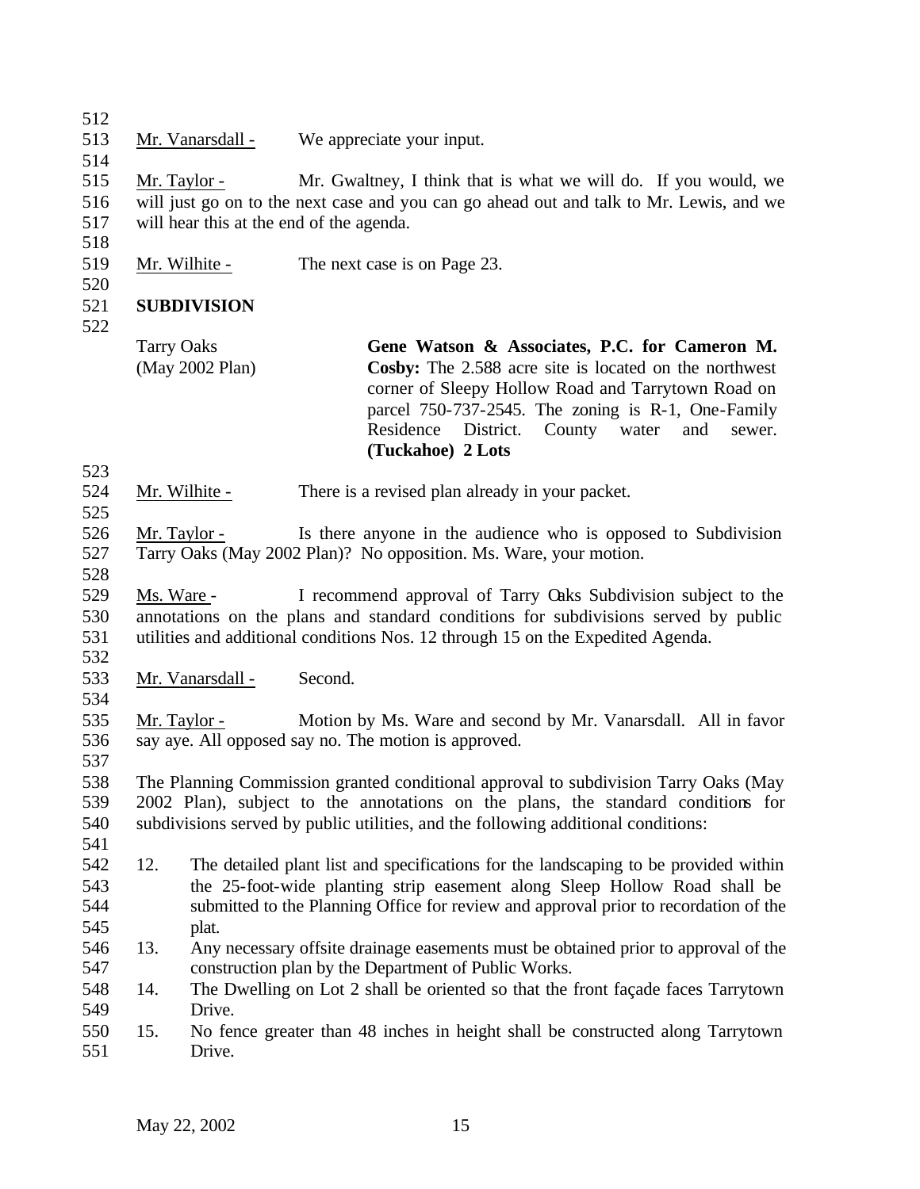Mr. Vanarsdall - We appreciate your input.

Mr. Taylor - Mr. Gwaltney, I think that is what we will do. If you would, we will just go on to the next case and you can go ahead out and talk to Mr. Lewis, and we will hear this at the end of the agenda.

Mr. Wilhite - The next case is on Page 23.

**SUBDIVISION**

| | |
|---|---|
| Tarry Oaks (May 2002 Plan) | **Gene Watson & Associates, P.C. for Cameron M. Cosby:** The 2.588 acre site is located on the northwest corner of Sleepy Hollow Road and Tarrytown Road on parcel 750-737-2545. The zoning is R-1, One-Family Residence District. County water and sewer. **(Tuckahoe) 2 Lots** |

Mr. Wilhite - There is a revised plan already in your packet.

Mr. Taylor - Is there anyone in the audience who is opposed to Subdivision Tarry Oaks (May 2002 Plan)? No opposition. Ms. Ware, your motion.

Ms. Ware - I recommend approval of Tarry Oaks Subdivision subject to the annotations on the plans and standard conditions for subdivisions served by public utilities and additional conditions Nos. 12 through 15 on the Expedited Agenda.

Mr. Vanarsdall - Second.

Mr. Taylor - Motion by Ms. Ware and second by Mr. Vanarsdall. All in favor say aye. All opposed say no. The motion is approved.

The Planning Commission granted conditional approval to subdivision Tarry Oaks (May 2002 Plan), subject to the annotations on the plans, the standard conditions for subdivisions served by public utilities, and the following additional conditions:

12. The detailed plant list and specifications for the landscaping to be provided within the 25-foot-wide planting strip easement along Sleep Hollow Road shall be submitted to the Planning Office for review and approval prior to recordation of the plat.
13. Any necessary offsite drainage easements must be obtained prior to approval of the construction plan by the Department of Public Works.
14. The Dwelling on Lot 2 shall be oriented so that the front façade faces Tarrytown Drive.
15. No fence greater than 48 inches in height shall be constructed along Tarrytown Drive.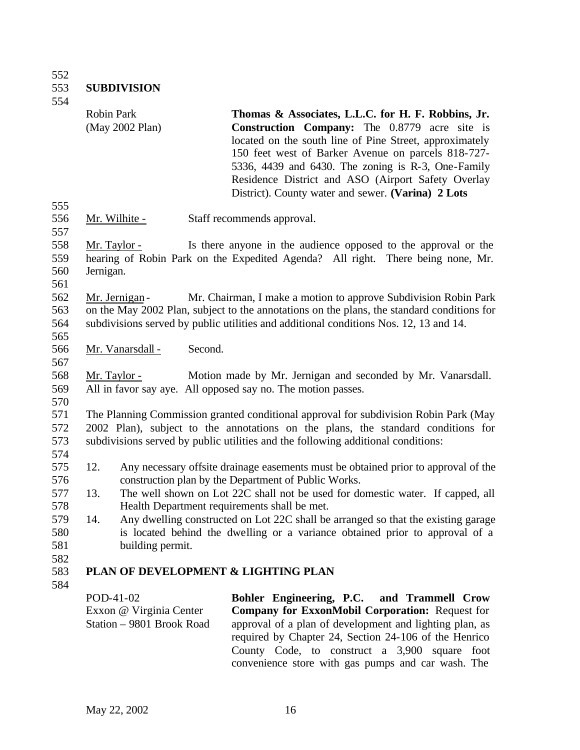## SUBDIVISION

Robin Park
(May 2002 Plan)

**Thomas & Associates, L.L.C. for H. F. Robbins, Jr. Construction Company:** The 0.8779 acre site is located on the south line of Pine Street, approximately 150 feet west of Barker Avenue on parcels 818-727-5336, 4439 and 6430. The zoning is R-3, One-Family Residence District and ASO (Airport Safety Overlay District). County water and sewer. **(Varina) 2 Lots**

Mr. Wilhite - Staff recommends approval.

Mr. Taylor - Is there anyone in the audience opposed to the approval or the hearing of Robin Park on the Expedited Agenda? All right. There being none, Mr. Jernigan.

Mr. Jernigan - Mr. Chairman, I make a motion to approve Subdivision Robin Park on the May 2002 Plan, subject to the annotations on the plans, the standard conditions for subdivisions served by public utilities and additional conditions Nos. 12, 13 and 14.

Mr. Vanarsdall - Second.

Mr. Taylor - Motion made by Mr. Jernigan and seconded by Mr. Vanarsdall. All in favor say aye. All opposed say no. The motion passes.

The Planning Commission granted conditional approval for subdivision Robin Park (May 2002 Plan), subject to the annotations on the plans, the standard conditions for subdivisions served by public utilities and the following additional conditions:

12. Any necessary offsite drainage easements must be obtained prior to approval of the construction plan by the Department of Public Works.
13. The well shown on Lot 22C shall not be used for domestic water. If capped, all Health Department requirements shall be met.
14. Any dwelling constructed on Lot 22C shall be arranged so that the existing garage is located behind the dwelling or a variance obtained prior to approval of a building permit.

## PLAN OF DEVELOPMENT & LIGHTING PLAN

POD-41-02
Exxon @ Virginia Center
Station – 9801 Brook Road

**Bohler Engineering, P.C. and Trammell Crow Company for ExxonMobil Corporation:** Request for approval of a plan of development and lighting plan, as required by Chapter 24, Section 24-106 of the Henrico County Code, to construct a 3,900 square foot convenience store with gas pumps and car wash. The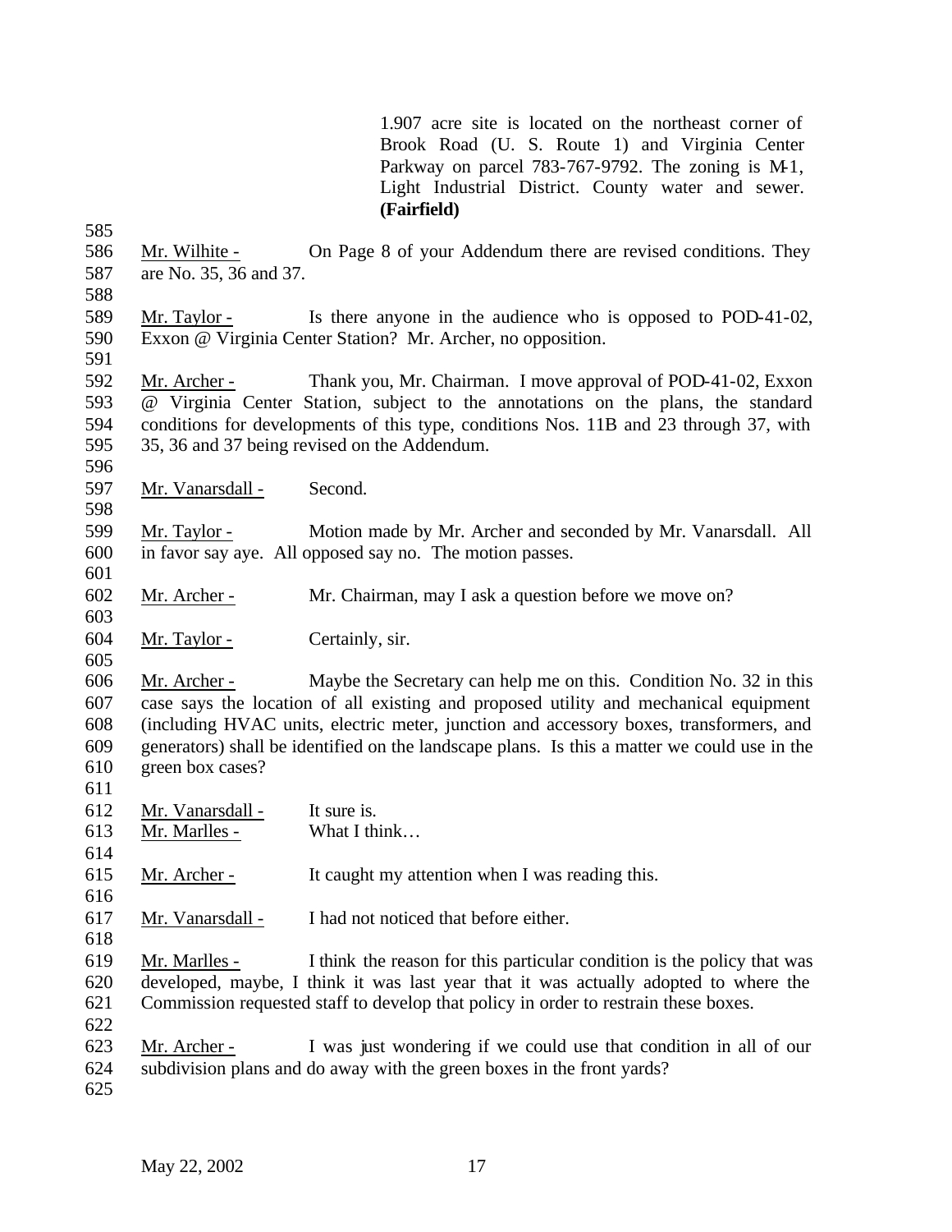1.907 acre site is located on the northeast corner of Brook Road (U. S. Route 1) and Virginia Center Parkway on parcel 783-767-9792. The zoning is M-1, Light Industrial District. County water and sewer. **(Fairfield)**

585

586 Mr. Wilhite - On Page 8 of your Addendum there are revised conditions. They
587 are No. 35, 36 and 37.
588
589 Mr. Taylor - Is there anyone in the audience who is opposed to POD-41-02,
590 Exxon @ Virginia Center Station? Mr. Archer, no opposition.
591
592 Mr. Archer - Thank you, Mr. Chairman. I move approval of POD-41-02, Exxon
593 @ Virginia Center Station, subject to the annotations on the plans, the standard
594 conditions for developments of this type, conditions Nos. 11B and 23 through 37, with
595 35, 36 and 37 being revised on the Addendum.
596
597 Mr. Vanarsdall - Second.
598
599 Mr. Taylor - Motion made by Mr. Archer and seconded by Mr. Vanarsdall. All
600 in favor say aye. All opposed say no. The motion passes.
601
602 Mr. Archer - Mr. Chairman, may I ask a question before we move on?
603
604 Mr. Taylor - Certainly, sir.
605
606 Mr. Archer - Maybe the Secretary can help me on this. Condition No. 32 in this
607 case says the location of all existing and proposed utility and mechanical equipment
608 (including HVAC units, electric meter, junction and accessory boxes, transformers, and
609 generators) shall be identified on the landscape plans. Is this a matter we could use in the
610 green box cases?
611
612 Mr. Vanarsdall - It sure is.
613 Mr. Marlles - What I think…
614
615 Mr. Archer - It caught my attention when I was reading this.
616
617 Mr. Vanarsdall - I had not noticed that before either.
618
619 Mr. Marlles - I think the reason for this particular condition is the policy that was
620 developed, maybe, I think it was last year that it was actually adopted to where the
621 Commission requested staff to develop that policy in order to restrain these boxes.
622
623 Mr. Archer - I was just wondering if we could use that condition in all of our
624 subdivision plans and do away with the green boxes in the front yards?
625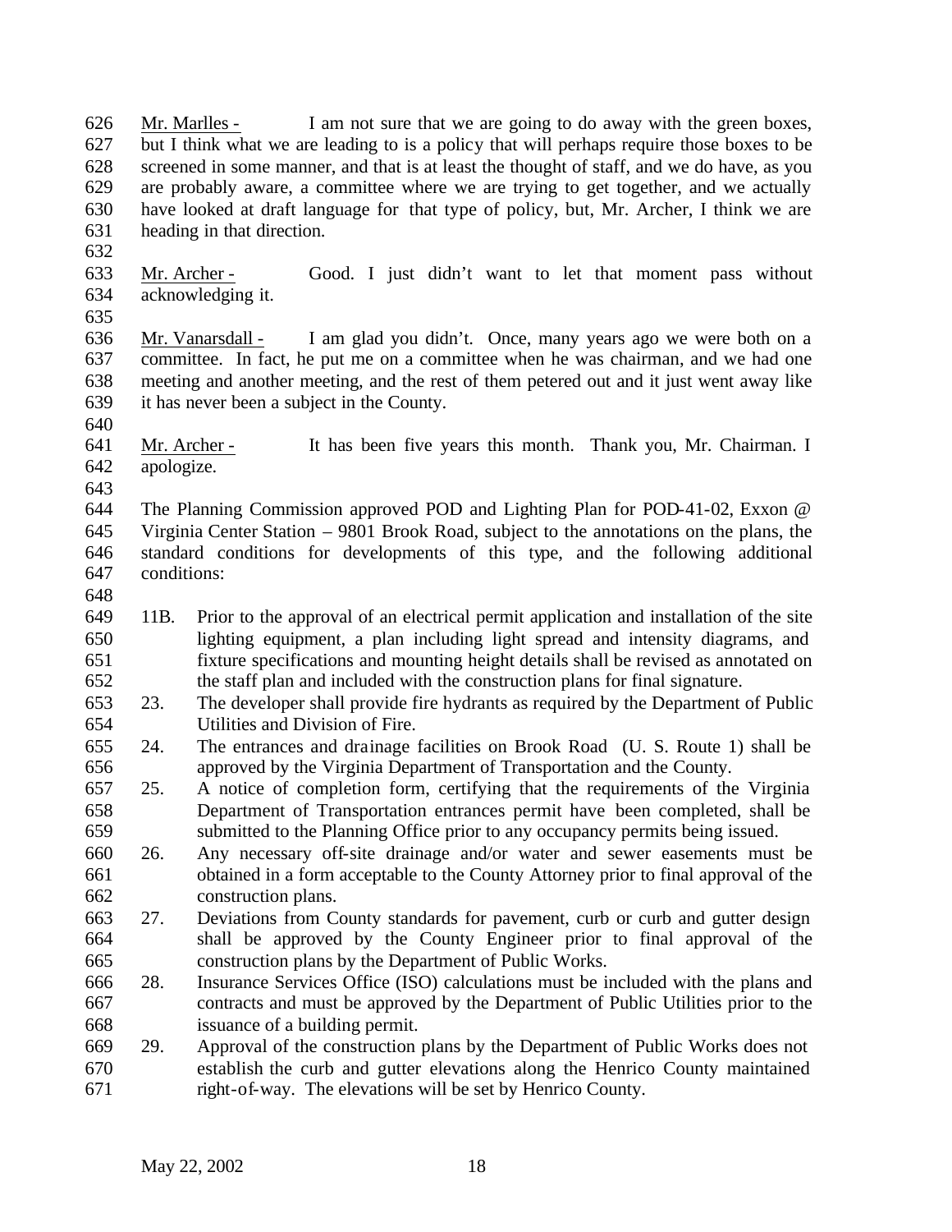Mr. Marlles - I am not sure that we are going to do away with the green boxes, but I think what we are leading to is a policy that will perhaps require those boxes to be screened in some manner, and that is at least the thought of staff, and we do have, as you are probably aware, a committee where we are trying to get together, and we actually have looked at draft language for that type of policy, but, Mr. Archer, I think we are heading in that direction.

Mr. Archer - Good. I just didn't want to let that moment pass without acknowledging it.

Mr. Vanarsdall - I am glad you didn't. Once, many years ago we were both on a committee. In fact, he put me on a committee when he was chairman, and we had one meeting and another meeting, and the rest of them petered out and it just went away like it has never been a subject in the County.

Mr. Archer - It has been five years this month. Thank you, Mr. Chairman. I apologize.

The Planning Commission approved POD and Lighting Plan for POD-41-02, Exxon @ Virginia Center Station – 9801 Brook Road, subject to the annotations on the plans, the standard conditions for developments of this type, and the following additional conditions:

11B. Prior to the approval of an electrical permit application and installation of the site lighting equipment, a plan including light spread and intensity diagrams, and fixture specifications and mounting height details shall be revised as annotated on the staff plan and included with the construction plans for final signature.

23. The developer shall provide fire hydrants as required by the Department of Public Utilities and Division of Fire.

24. The entrances and drainage facilities on Brook Road (U. S. Route 1) shall be approved by the Virginia Department of Transportation and the County.

25. A notice of completion form, certifying that the requirements of the Virginia Department of Transportation entrances permit have been completed, shall be submitted to the Planning Office prior to any occupancy permits being issued.

26. Any necessary off-site drainage and/or water and sewer easements must be obtained in a form acceptable to the County Attorney prior to final approval of the construction plans.

27. Deviations from County standards for pavement, curb or curb and gutter design shall be approved by the County Engineer prior to final approval of the construction plans by the Department of Public Works.

28. Insurance Services Office (ISO) calculations must be included with the plans and contracts and must be approved by the Department of Public Utilities prior to the issuance of a building permit.

29. Approval of the construction plans by the Department of Public Works does not establish the curb and gutter elevations along the Henrico County maintained right-of-way. The elevations will be set by Henrico County.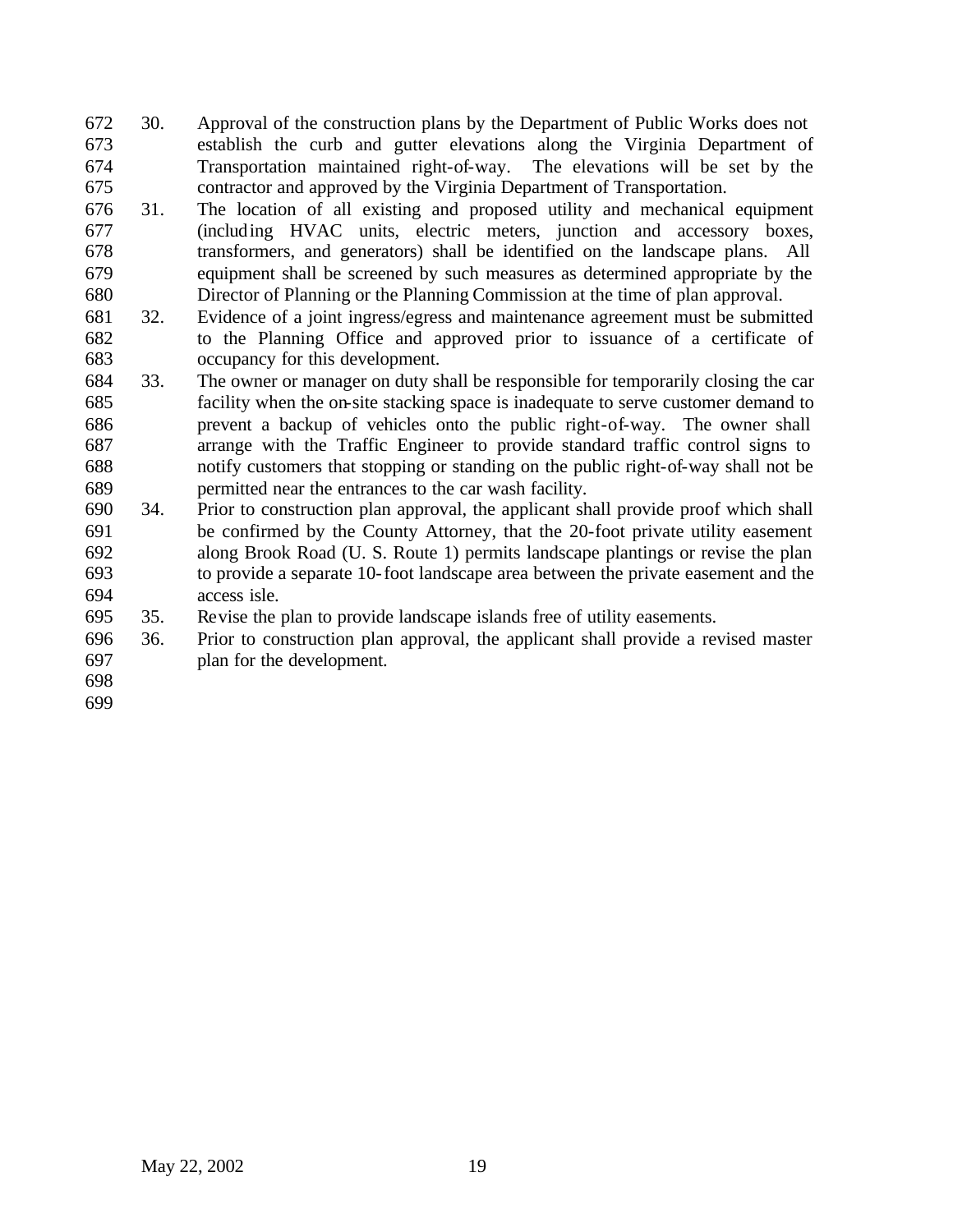30. Approval of the construction plans by the Department of Public Works does not establish the curb and gutter elevations along the Virginia Department of Transportation maintained right-of-way. The elevations will be set by the contractor and approved by the Virginia Department of Transportation.
31. The location of all existing and proposed utility and mechanical equipment (including HVAC units, electric meters, junction and accessory boxes, transformers, and generators) shall be identified on the landscape plans. All equipment shall be screened by such measures as determined appropriate by the Director of Planning or the Planning Commission at the time of plan approval.
32. Evidence of a joint ingress/egress and maintenance agreement must be submitted to the Planning Office and approved prior to issuance of a certificate of occupancy for this development.
33. The owner or manager on duty shall be responsible for temporarily closing the car facility when the on-site stacking space is inadequate to serve customer demand to prevent a backup of vehicles onto the public right-of-way. The owner shall arrange with the Traffic Engineer to provide standard traffic control signs to notify customers that stopping or standing on the public right-of-way shall not be permitted near the entrances to the car wash facility.
34. Prior to construction plan approval, the applicant shall provide proof which shall be confirmed by the County Attorney, that the 20-foot private utility easement along Brook Road (U. S. Route 1) permits landscape plantings or revise the plan to provide a separate 10-foot landscape area between the private easement and the access isle.
35. Revise the plan to provide landscape islands free of utility easements.
36. Prior to construction plan approval, the applicant shall provide a revised master plan for the development.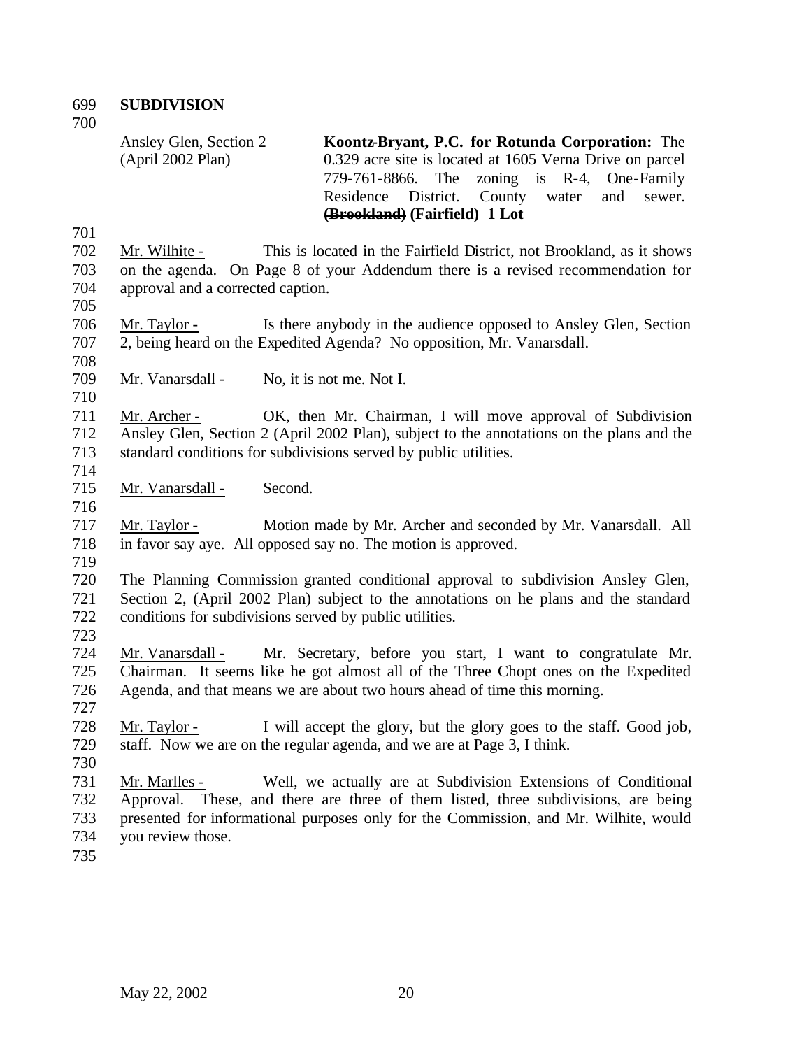**SUBDIVISION**

Ansley Glen, Section 2 (April 2002 Plan)

**Koontz-Bryant, P.C. for Rotunda Corporation:** The 0.329 acre site is located at 1605 Verna Drive on parcel 779-761-8866. The zoning is R-4, One-Family Residence District. County water and sewer. **~~(Brookland)~~ (Fairfield) 1 Lot**

Mr. Wilhite - This is located in the Fairfield District, not Brookland, as it shows on the agenda. On Page 8 of your Addendum there is a revised recommendation for approval and a corrected caption.

Mr. Taylor - Is there anybody in the audience opposed to Ansley Glen, Section 2, being heard on the Expedited Agenda? No opposition, Mr. Vanarsdall.

Mr. Vanarsdall - No, it is not me. Not I.

Mr. Archer - OK, then Mr. Chairman, I will move approval of Subdivision Ansley Glen, Section 2 (April 2002 Plan), subject to the annotations on the plans and the standard conditions for subdivisions served by public utilities.

Mr. Vanarsdall - Second.

Mr. Taylor - Motion made by Mr. Archer and seconded by Mr. Vanarsdall. All in favor say aye. All opposed say no. The motion is approved.

The Planning Commission granted conditional approval to subdivision Ansley Glen, Section 2, (April 2002 Plan) subject to the annotations on he plans and the standard conditions for subdivisions served by public utilities.

Mr. Vanarsdall - Mr. Secretary, before you start, I want to congratulate Mr. Chairman. It seems like he got almost all of the Three Chopt ones on the Expedited Agenda, and that means we are about two hours ahead of time this morning.

Mr. Taylor - I will accept the glory, but the glory goes to the staff. Good job, staff. Now we are on the regular agenda, and we are at Page 3, I think.

Mr. Marlles - Well, we actually are at Subdivision Extensions of Conditional Approval. These, and there are three of them listed, three subdivisions, are being presented for informational purposes only for the Commission, and Mr. Wilhite, would you review those.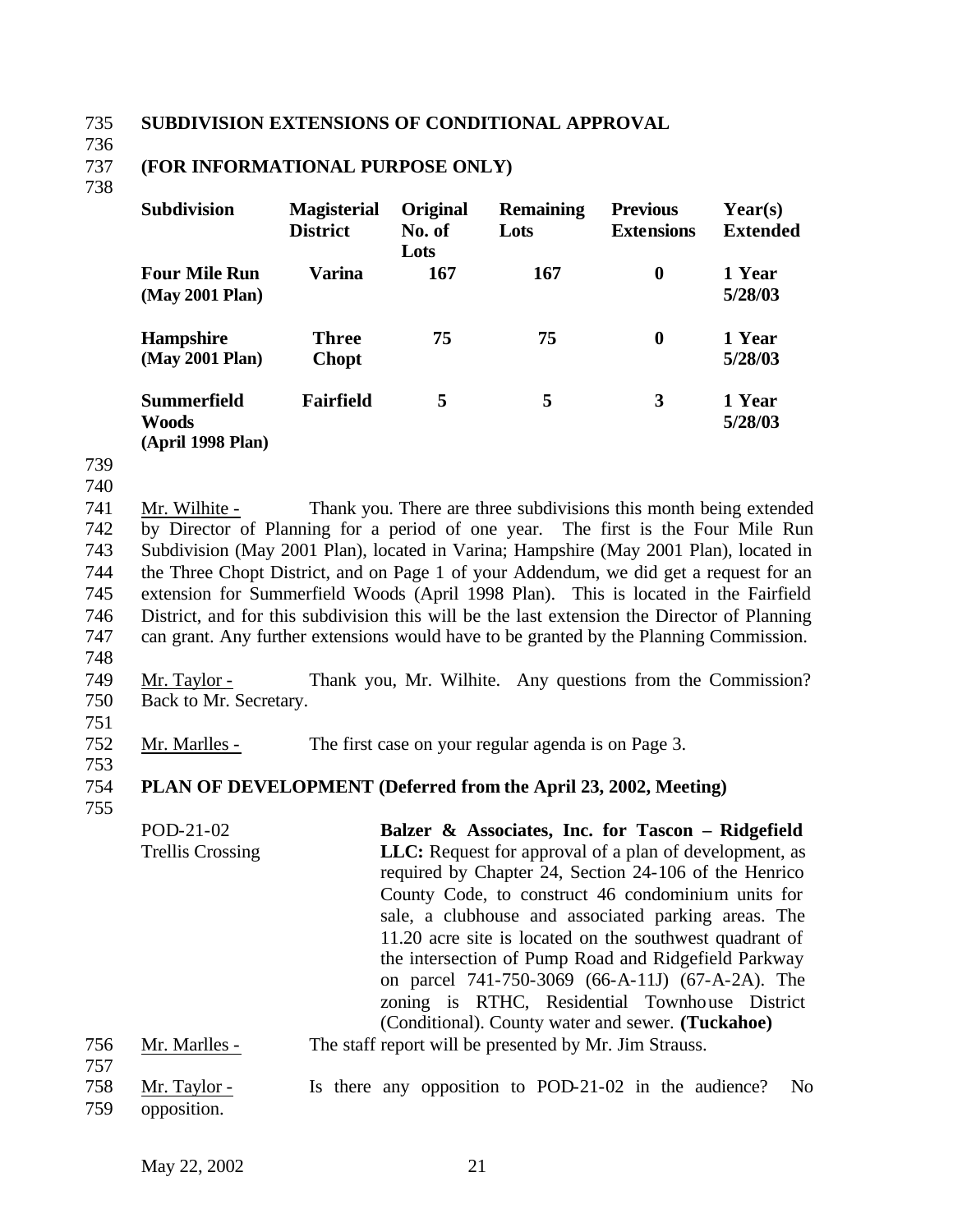**SUBDIVISION EXTENSIONS OF CONDITIONAL APPROVAL**

**(FOR INFORMATIONAL PURPOSE ONLY)**

| Subdivision | Magisterial District | Original No. of Lots | Remaining Lots | Previous Extensions | Year(s) Extended |
|---|---|---|---|---|---|
| **Four Mile Run (May 2001 Plan)** | **Varina** | **167** | **167** | **0** | **1 Year 5/28/03** |
| **Hampshire (May 2001 Plan)** | **Three Chopt** | **75** | **75** | **0** | **1 Year 5/28/03** |
| **Summerfield Woods (April 1998 Plan)** | **Fairfield** | **5** | **5** | **3** | **1 Year 5/28/03** |

Mr. Wilhite - Thank you. There are three subdivisions this month being extended by Director of Planning for a period of one year. The first is the Four Mile Run Subdivision (May 2001 Plan), located in Varina; Hampshire (May 2001 Plan), located in the Three Chopt District, and on Page 1 of your Addendum, we did get a request for an extension for Summerfield Woods (April 1998 Plan). This is located in the Fairfield District, and for this subdivision this will be the last extension the Director of Planning can grant. Any further extensions would have to be granted by the Planning Commission.

Mr. Taylor - Thank you, Mr. Wilhite. Any questions from the Commission? Back to Mr. Secretary.

Mr. Marlles - The first case on your regular agenda is on Page 3.

**PLAN OF DEVELOPMENT (Deferred from the April 23, 2002, Meeting)**

POD-21-02
Trellis Crossing

**Balzer & Associates, Inc. for Tascon – Ridgefield LLC:** Request for approval of a plan of development, as required by Chapter 24, Section 24-106 of the Henrico County Code, to construct 46 condominium units for sale, a clubhouse and associated parking areas. The 11.20 acre site is located on the southwest quadrant of the intersection of Pump Road and Ridgefield Parkway on parcel 741-750-3069 (66-A-11J) (67-A-2A). The zoning is RTHC, Residential Townhouse District (Conditional). County water and sewer. **(Tuckahoe)**

Mr. Marlles - The staff report will be presented by Mr. Jim Strauss.

Mr. Taylor - Is there any opposition to POD-21-02 in the audience? No opposition.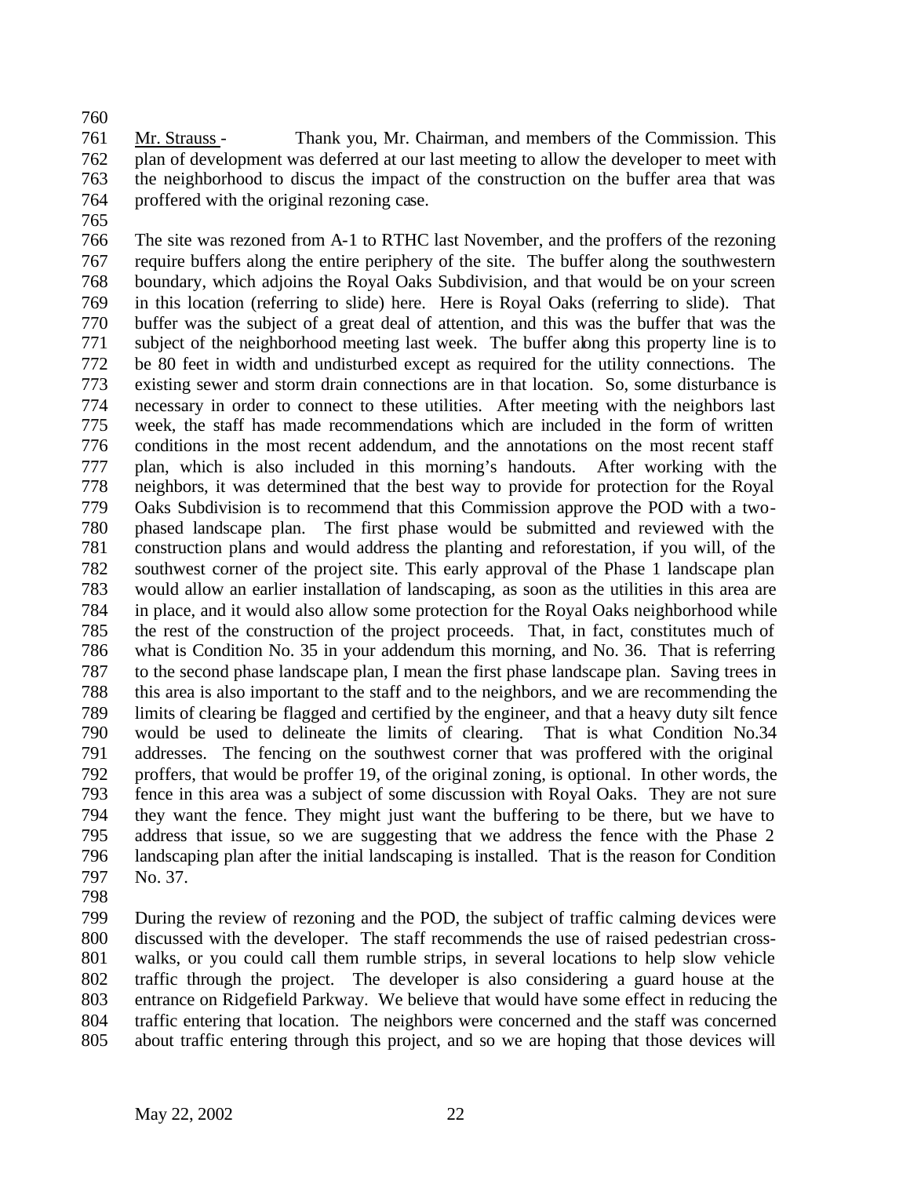Mr. Strauss - Thank you, Mr. Chairman, and members of the Commission. This plan of development was deferred at our last meeting to allow the developer to meet with the neighborhood to discus the impact of the construction on the buffer area that was proffered with the original rezoning case.

The site was rezoned from A-1 to RTHC last November, and the proffers of the rezoning require buffers along the entire periphery of the site. The buffer along the southwestern boundary, which adjoins the Royal Oaks Subdivision, and that would be on your screen in this location (referring to slide) here. Here is Royal Oaks (referring to slide). That buffer was the subject of a great deal of attention, and this was the buffer that was the subject of the neighborhood meeting last week. The buffer along this property line is to be 80 feet in width and undisturbed except as required for the utility connections. The existing sewer and storm drain connections are in that location. So, some disturbance is necessary in order to connect to these utilities. After meeting with the neighbors last week, the staff has made recommendations which are included in the form of written conditions in the most recent addendum, and the annotations on the most recent staff plan, which is also included in this morning's handouts. After working with the neighbors, it was determined that the best way to provide for protection for the Royal Oaks Subdivision is to recommend that this Commission approve the POD with a two-phased landscape plan. The first phase would be submitted and reviewed with the construction plans and would address the planting and reforestation, if you will, of the southwest corner of the project site. This early approval of the Phase 1 landscape plan would allow an earlier installation of landscaping, as soon as the utilities in this area are in place, and it would also allow some protection for the Royal Oaks neighborhood while the rest of the construction of the project proceeds. That, in fact, constitutes much of what is Condition No. 35 in your addendum this morning, and No. 36. That is referring to the second phase landscape plan, I mean the first phase landscape plan. Saving trees in this area is also important to the staff and to the neighbors, and we are recommending the limits of clearing be flagged and certified by the engineer, and that a heavy duty silt fence would be used to delineate the limits of clearing. That is what Condition No.34 addresses. The fencing on the southwest corner that was proffered with the original proffers, that would be proffer 19, of the original zoning, is optional. In other words, the fence in this area was a subject of some discussion with Royal Oaks. They are not sure they want the fence. They might just want the buffering to be there, but we have to address that issue, so we are suggesting that we address the fence with the Phase 2 landscaping plan after the initial landscaping is installed. That is the reason for Condition No. 37.

During the review of rezoning and the POD, the subject of traffic calming devices were discussed with the developer. The staff recommends the use of raised pedestrian cross-walks, or you could call them rumble strips, in several locations to help slow vehicle traffic through the project. The developer is also considering a guard house at the entrance on Ridgefield Parkway. We believe that would have some effect in reducing the traffic entering that location. The neighbors were concerned and the staff was concerned about traffic entering through this project, and so we are hoping that those devices will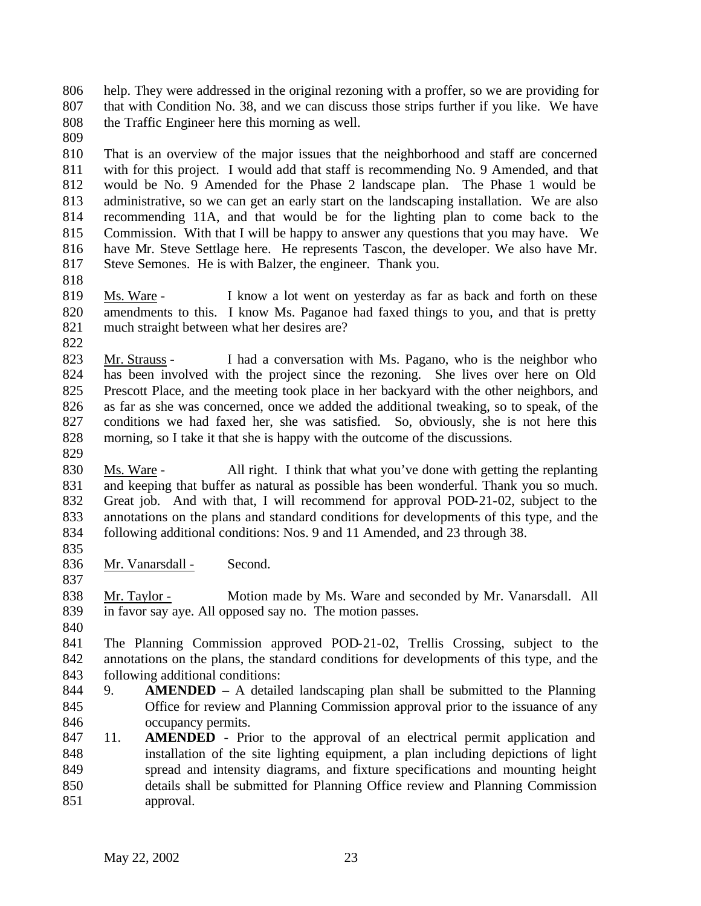help. They were addressed in the original rezoning with a proffer, so we are providing for that with Condition No. 38, and we can discuss those strips further if you like. We have the Traffic Engineer here this morning as well.

That is an overview of the major issues that the neighborhood and staff are concerned with for this project. I would add that staff is recommending No. 9 Amended, and that would be No. 9 Amended for the Phase 2 landscape plan. The Phase 1 would be administrative, so we can get an early start on the landscaping installation. We are also recommending 11A, and that would be for the lighting plan to come back to the Commission. With that I will be happy to answer any questions that you may have. We have Mr. Steve Settlage here. He represents Tascon, the developer. We also have Mr. Steve Semones. He is with Balzer, the engineer. Thank you.

Ms. Ware - I know a lot went on yesterday as far as back and forth on these amendments to this. I know Ms. Paganoe had faxed things to you, and that is pretty much straight between what her desires are?

Mr. Strauss - I had a conversation with Ms. Pagano, who is the neighbor who has been involved with the project since the rezoning. She lives over here on Old Prescott Place, and the meeting took place in her backyard with the other neighbors, and as far as she was concerned, once we added the additional tweaking, so to speak, of the conditions we had faxed her, she was satisfied. So, obviously, she is not here this morning, so I take it that she is happy with the outcome of the discussions.

Ms. Ware - All right. I think that what you've done with getting the replanting and keeping that buffer as natural as possible has been wonderful. Thank you so much. Great job. And with that, I will recommend for approval POD-21-02, subject to the annotations on the plans and standard conditions for developments of this type, and the following additional conditions: Nos. 9 and 11 Amended, and 23 through 38.

Mr. Vanarsdall - Second.

Mr. Taylor - Motion made by Ms. Ware and seconded by Mr. Vanarsdall. All in favor say aye. All opposed say no. The motion passes.

The Planning Commission approved POD-21-02, Trellis Crossing, subject to the annotations on the plans, the standard conditions for developments of this type, and the following additional conditions:

9. **AMENDED –** A detailed landscaping plan shall be submitted to the Planning Office for review and Planning Commission approval prior to the issuance of any occupancy permits.
11. **AMENDED** - Prior to the approval of an electrical permit application and installation of the site lighting equipment, a plan including depictions of light spread and intensity diagrams, and fixture specifications and mounting height details shall be submitted for Planning Office review and Planning Commission approval.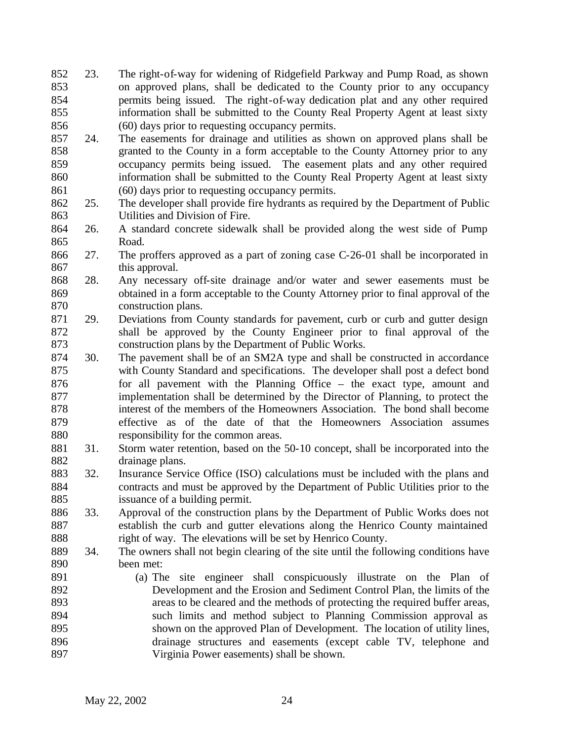23. The right-of-way for widening of Ridgefield Parkway and Pump Road, as shown on approved plans, shall be dedicated to the County prior to any occupancy permits being issued. The right-of-way dedication plat and any other required information shall be submitted to the County Real Property Agent at least sixty (60) days prior to requesting occupancy permits.
24. The easements for drainage and utilities as shown on approved plans shall be granted to the County in a form acceptable to the County Attorney prior to any occupancy permits being issued. The easement plats and any other required information shall be submitted to the County Real Property Agent at least sixty (60) days prior to requesting occupancy permits.
25. The developer shall provide fire hydrants as required by the Department of Public Utilities and Division of Fire.
26. A standard concrete sidewalk shall be provided along the west side of Pump Road.
27. The proffers approved as a part of zoning case C-26-01 shall be incorporated in this approval.
28. Any necessary off-site drainage and/or water and sewer easements must be obtained in a form acceptable to the County Attorney prior to final approval of the construction plans.
29. Deviations from County standards for pavement, curb or curb and gutter design shall be approved by the County Engineer prior to final approval of the construction plans by the Department of Public Works.
30. The pavement shall be of an SM2A type and shall be constructed in accordance with County Standard and specifications. The developer shall post a defect bond for all pavement with the Planning Office – the exact type, amount and implementation shall be determined by the Director of Planning, to protect the interest of the members of the Homeowners Association. The bond shall become effective as of the date of that the Homeowners Association assumes responsibility for the common areas.
31. Storm water retention, based on the 50-10 concept, shall be incorporated into the drainage plans.
32. Insurance Service Office (ISO) calculations must be included with the plans and contracts and must be approved by the Department of Public Utilities prior to the issuance of a building permit.
33. Approval of the construction plans by the Department of Public Works does not establish the curb and gutter elevations along the Henrico County maintained right of way. The elevations will be set by Henrico County.
34. The owners shall not begin clearing of the site until the following conditions have been met:
    (a) The site engineer shall conspicuously illustrate on the Plan of Development and the Erosion and Sediment Control Plan, the limits of the areas to be cleared and the methods of protecting the required buffer areas, such limits and method subject to Planning Commission approval as shown on the approved Plan of Development. The location of utility lines, drainage structures and easements (except cable TV, telephone and Virginia Power easements) shall be shown.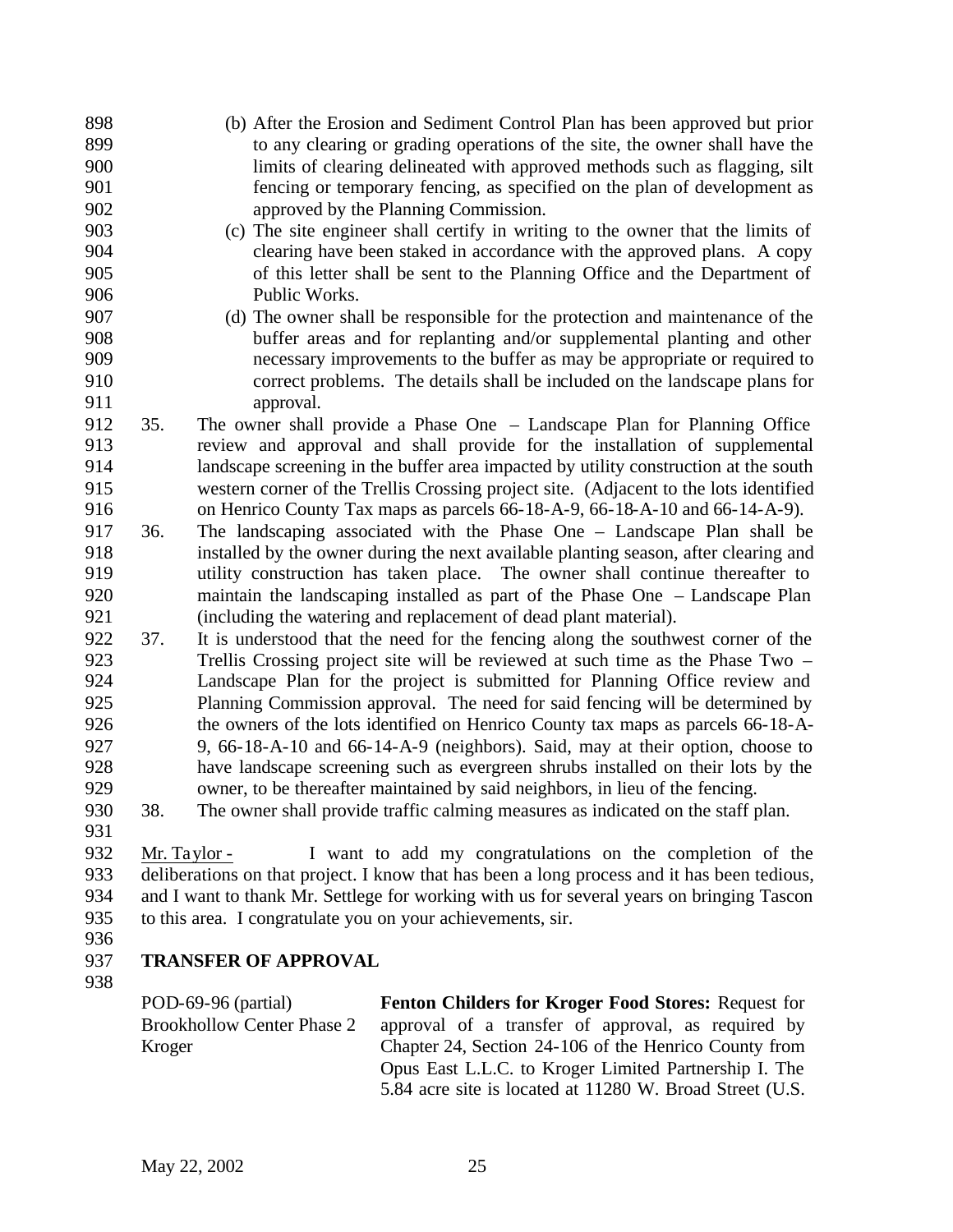(b) After the Erosion and Sediment Control Plan has been approved but prior to any clearing or grading operations of the site, the owner shall have the limits of clearing delineated with approved methods such as flagging, silt fencing or temporary fencing, as specified on the plan of development as approved by the Planning Commission.

(c) The site engineer shall certify in writing to the owner that the limits of clearing have been staked in accordance with the approved plans. A copy of this letter shall be sent to the Planning Office and the Department of Public Works.

(d) The owner shall be responsible for the protection and maintenance of the buffer areas and for replanting and/or supplemental planting and other necessary improvements to the buffer as may be appropriate or required to correct problems. The details shall be included on the landscape plans for approval.

35. The owner shall provide a Phase One – Landscape Plan for Planning Office review and approval and shall provide for the installation of supplemental landscape screening in the buffer area impacted by utility construction at the south western corner of the Trellis Crossing project site. (Adjacent to the lots identified on Henrico County Tax maps as parcels 66-18-A-9, 66-18-A-10 and 66-14-A-9).

36. The landscaping associated with the Phase One – Landscape Plan shall be installed by the owner during the next available planting season, after clearing and utility construction has taken place. The owner shall continue thereafter to maintain the landscaping installed as part of the Phase One – Landscape Plan (including the watering and replacement of dead plant material).

37. It is understood that the need for the fencing along the southwest corner of the Trellis Crossing project site will be reviewed at such time as the Phase Two – Landscape Plan for the project is submitted for Planning Office review and Planning Commission approval. The need for said fencing will be determined by the owners of the lots identified on Henrico County tax maps as parcels 66-18-A-9, 66-18-A-10 and 66-14-A-9 (neighbors). Said, may at their option, choose to have landscape screening such as evergreen shrubs installed on their lots by the owner, to be thereafter maintained by said neighbors, in lieu of the fencing.

38. The owner shall provide traffic calming measures as indicated on the staff plan.

Mr. Taylor - I want to add my congratulations on the completion of the deliberations on that project. I know that has been a long process and it has been tedious, and I want to thank Mr. Settlege for working with us for several years on bringing Tascon to this area. I congratulate you on your achievements, sir.

**TRANSFER OF APPROVAL**

| | |
|---|---|
| POD-69-96 (partial)<br>Brookhollow Center Phase 2<br>Kroger | **Fenton Childers for Kroger Food Stores:** Request for approval of a transfer of approval, as required by Chapter 24, Section 24-106 of the Henrico County from Opus East L.L.C. to Kroger Limited Partnership I. The 5.84 acre site is located at 11280 W. Broad Street (U.S. |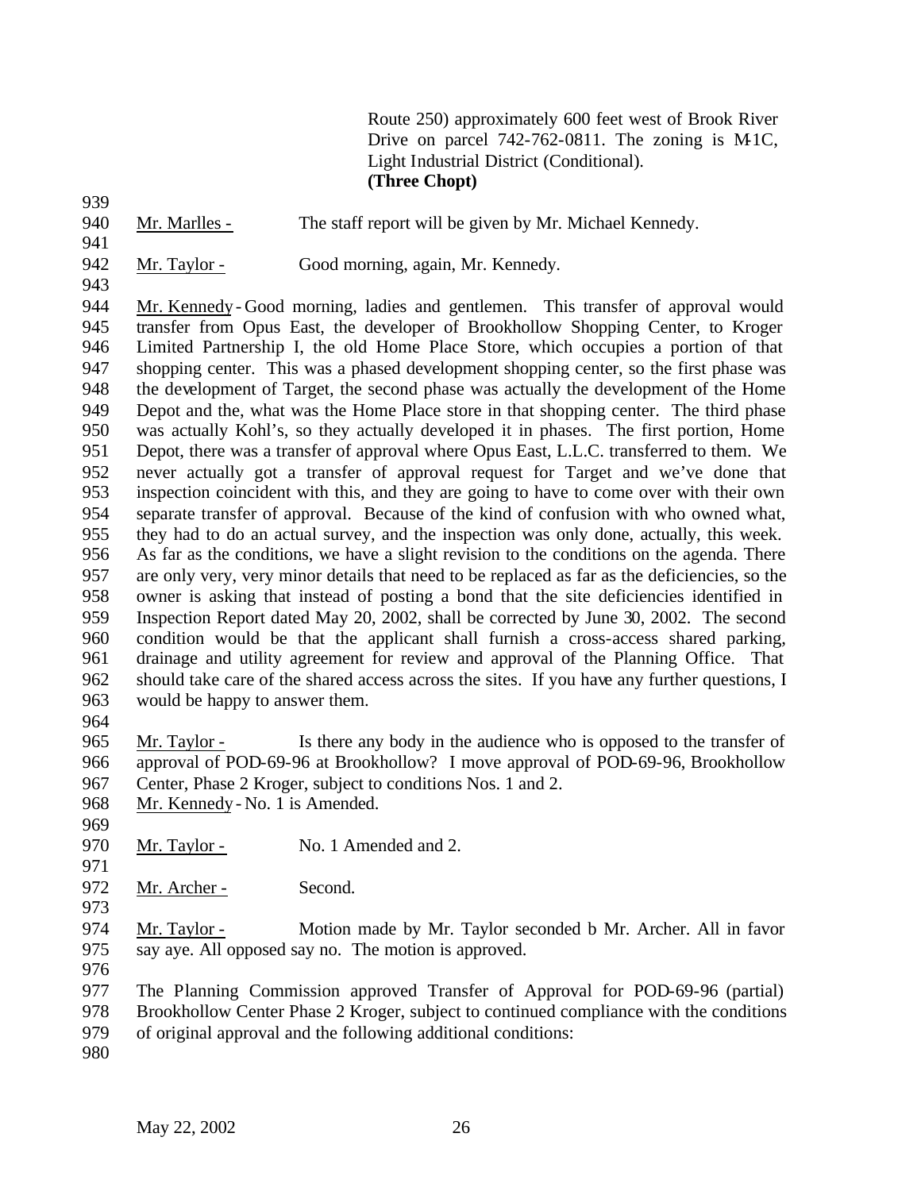Route 250) approximately 600 feet west of Brook River Drive on parcel 742-762-0811. The zoning is M-1C, Light Industrial District (Conditional).
**(Three Chopt)**

939

940 Mr. Marlles - The staff report will be given by Mr. Michael Kennedy.

941

942 Mr. Taylor - Good morning, again, Mr. Kennedy.

943

944 Mr. Kennedy - Good morning, ladies and gentlemen. This transfer of approval would
945 transfer from Opus East, the developer of Brookhollow Shopping Center, to Kroger
946 Limited Partnership I, the old Home Place Store, which occupies a portion of that
947 shopping center. This was a phased development shopping center, so the first phase was
948 the development of Target, the second phase was actually the development of the Home
949 Depot and the, what was the Home Place store in that shopping center. The third phase
950 was actually Kohl's, so they actually developed it in phases. The first portion, Home
951 Depot, there was a transfer of approval where Opus East, L.L.C. transferred to them. We
952 never actually got a transfer of approval request for Target and we've done that
953 inspection coincident with this, and they are going to have to come over with their own
954 separate transfer of approval. Because of the kind of confusion with who owned what,
955 they had to do an actual survey, and the inspection was only done, actually, this week.
956 As far as the conditions, we have a slight revision to the conditions on the agenda. There
957 are only very, very minor details that need to be replaced as far as the deficiencies, so the
958 owner is asking that instead of posting a bond that the site deficiencies identified in
959 Inspection Report dated May 20, 2002, shall be corrected by June 30, 2002. The second
960 condition would be that the applicant shall furnish a cross-access shared parking,
961 drainage and utility agreement for review and approval of the Planning Office. That
962 should take care of the shared access across the sites. If you have any further questions, I
963 would be happy to answer them.

964

965 Mr. Taylor - Is there any body in the audience who is opposed to the transfer of
966 approval of POD-69-96 at Brookhollow? I move approval of POD-69-96, Brookhollow
967 Center, Phase 2 Kroger, subject to conditions Nos. 1 and 2.
968 Mr. Kennedy - No. 1 is Amended.

969

970 Mr. Taylor - No. 1 Amended and 2.

971

972 Mr. Archer - Second.

973

974 Mr. Taylor - Motion made by Mr. Taylor seconded b Mr. Archer. All in favor
975 say aye. All opposed say no. The motion is approved.

976

977 The Planning Commission approved Transfer of Approval for POD-69-96 (partial)
978 Brookhollow Center Phase 2 Kroger, subject to continued compliance with the conditions
979 of original approval and the following additional conditions:

980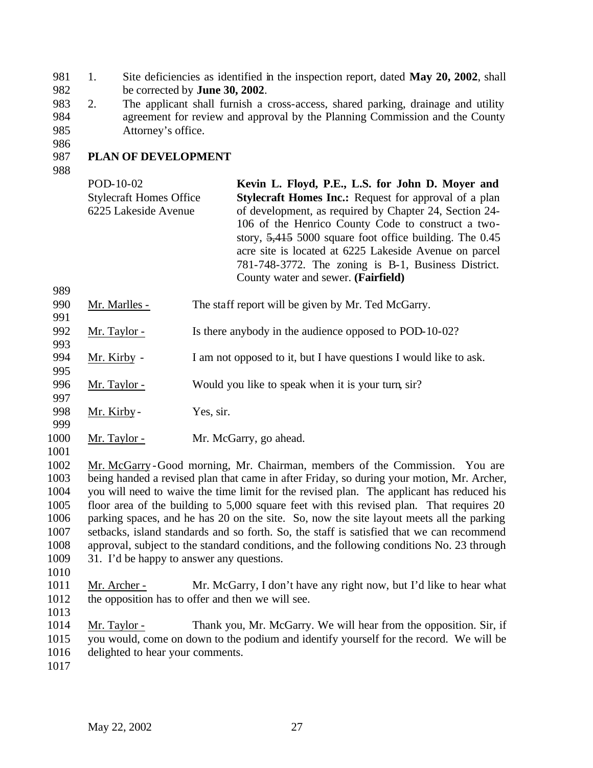1. Site deficiencies as identified in the inspection report, dated **May 20, 2002**, shall be corrected by **June 30, 2002**.
2. The applicant shall furnish a cross-access, shared parking, drainage and utility agreement for review and approval by the Planning Commission and the County Attorney's office.

**PLAN OF DEVELOPMENT**

POD-10-02
Stylecraft Homes Office
6225 Lakeside Avenue

**Kevin L. Floyd, P.E., L.S. for John D. Moyer and Stylecraft Homes Inc.:** Request for approval of a plan of development, as required by Chapter 24, Section 24-106 of the Henrico County Code to construct a two-story, ~~5,415~~ 5000 square foot office building. The 0.45 acre site is located at 6225 Lakeside Avenue on parcel 781-748-3772. The zoning is B-1, Business District. County water and sewer. **(Fairfield)**

Mr. Marlles - The staff report will be given by Mr. Ted McGarry.

Mr. Taylor - Is there anybody in the audience opposed to POD-10-02?

Mr. Kirby - I am not opposed to it, but I have questions I would like to ask.

Mr. Taylor - Would you like to speak when it is your turn, sir?

Mr. Kirby - Yes, sir.

Mr. Taylor - Mr. McGarry, go ahead.

Mr. McGarry - Good morning, Mr. Chairman, members of the Commission. You are being handed a revised plan that came in after Friday, so during your motion, Mr. Archer, you will need to waive the time limit for the revised plan. The applicant has reduced his floor area of the building to 5,000 square feet with this revised plan. That requires 20 parking spaces, and he has 20 on the site. So, now the site layout meets all the parking setbacks, island standards and so forth. So, the staff is satisfied that we can recommend approval, subject to the standard conditions, and the following conditions No. 23 through 31. I'd be happy to answer any questions.

Mr. Archer - Mr. McGarry, I don't have any right now, but I'd like to hear what the opposition has to offer and then we will see.

Mr. Taylor - Thank you, Mr. McGarry. We will hear from the opposition. Sir, if you would, come on down to the podium and identify yourself for the record. We will be delighted to hear your comments.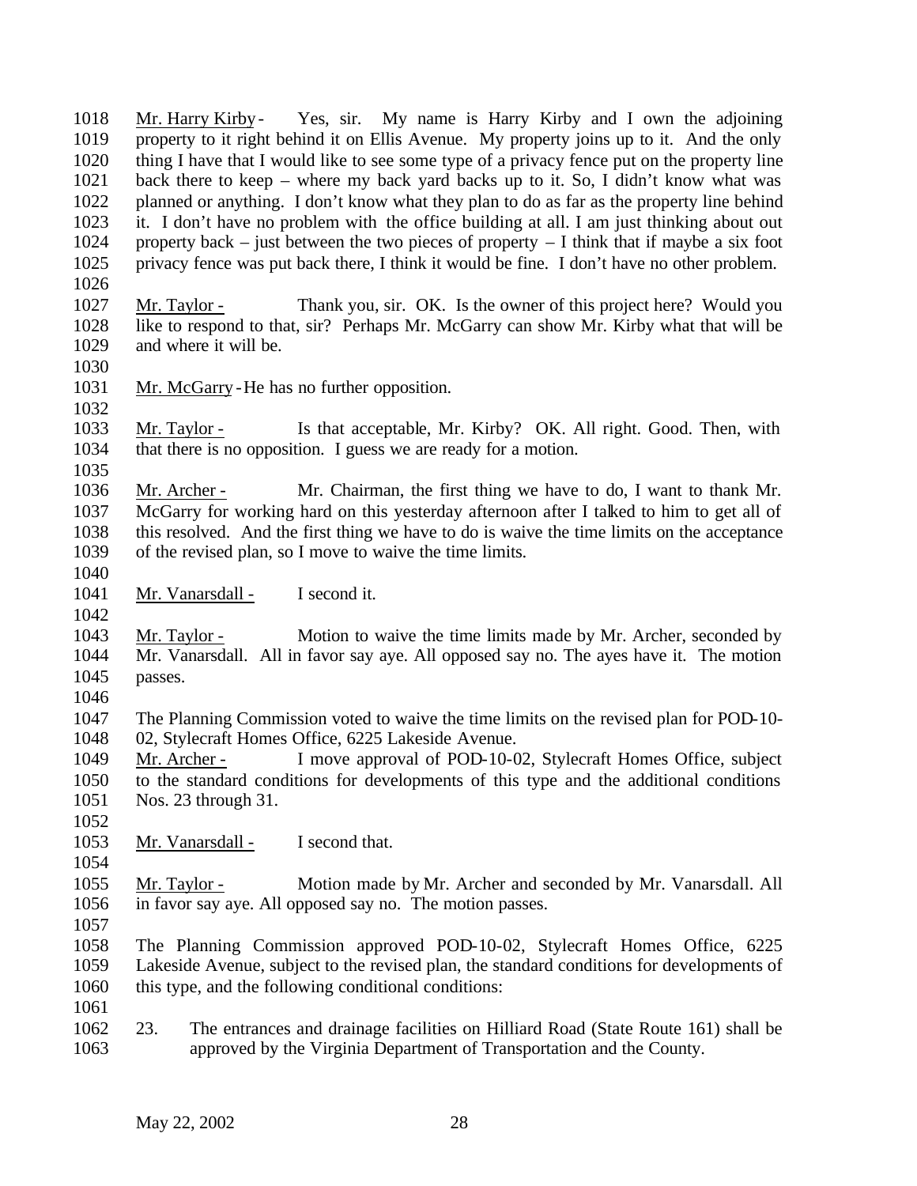Mr. Harry Kirby - Yes, sir. My name is Harry Kirby and I own the adjoining property to it right behind it on Ellis Avenue. My property joins up to it. And the only thing I have that I would like to see some type of a privacy fence put on the property line back there to keep – where my back yard backs up to it. So, I didn't know what was planned or anything. I don't know what they plan to do as far as the property line behind it. I don't have no problem with the office building at all. I am just thinking about out property back – just between the two pieces of property – I think that if maybe a six foot privacy fence was put back there, I think it would be fine. I don't have no other problem.

Mr. Taylor - Thank you, sir. OK. Is the owner of this project here? Would you like to respond to that, sir? Perhaps Mr. McGarry can show Mr. Kirby what that will be and where it will be.

Mr. McGarry - He has no further opposition.

Mr. Taylor - Is that acceptable, Mr. Kirby? OK. All right. Good. Then, with that there is no opposition. I guess we are ready for a motion.

Mr. Archer - Mr. Chairman, the first thing we have to do, I want to thank Mr. McGarry for working hard on this yesterday afternoon after I talked to him to get all of this resolved. And the first thing we have to do is waive the time limits on the acceptance of the revised plan, so I move to waive the time limits.

Mr. Vanarsdall - I second it.

Mr. Taylor - Motion to waive the time limits made by Mr. Archer, seconded by Mr. Vanarsdall. All in favor say aye. All opposed say no. The ayes have it. The motion passes.

The Planning Commission voted to waive the time limits on the revised plan for POD-10-02, Stylecraft Homes Office, 6225 Lakeside Avenue.

Mr. Archer - I move approval of POD-10-02, Stylecraft Homes Office, subject to the standard conditions for developments of this type and the additional conditions Nos. 23 through 31.

Mr. Vanarsdall - I second that.

Mr. Taylor - Motion made by Mr. Archer and seconded by Mr. Vanarsdall. All in favor say aye. All opposed say no. The motion passes.

The Planning Commission approved POD-10-02, Stylecraft Homes Office, 6225 Lakeside Avenue, subject to the revised plan, the standard conditions for developments of this type, and the following conditional conditions:

23. The entrances and drainage facilities on Hilliard Road (State Route 161) shall be approved by the Virginia Department of Transportation and the County.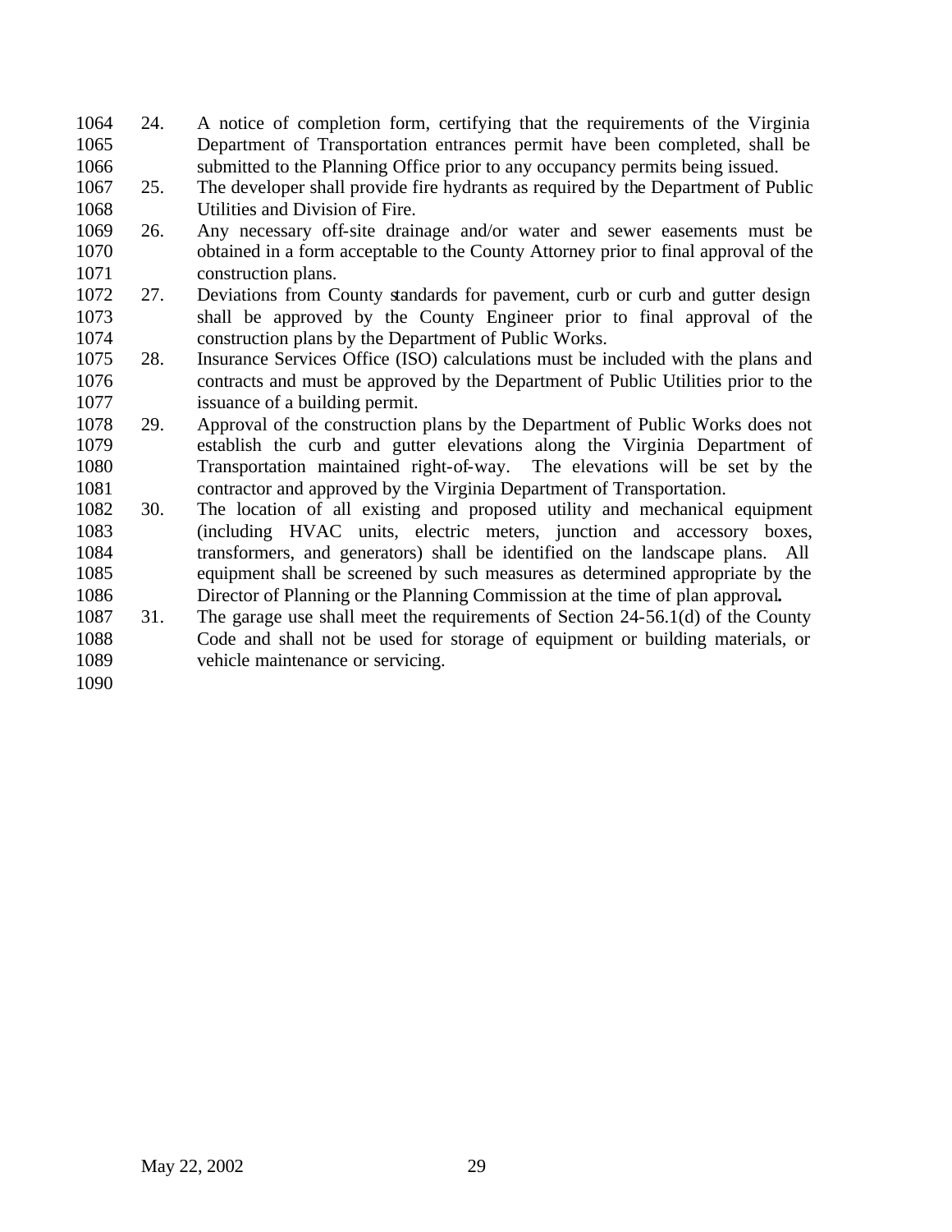24. A notice of completion form, certifying that the requirements of the Virginia Department of Transportation entrances permit have been completed, shall be submitted to the Planning Office prior to any occupancy permits being issued.
25. The developer shall provide fire hydrants as required by the Department of Public Utilities and Division of Fire.
26. Any necessary off-site drainage and/or water and sewer easements must be obtained in a form acceptable to the County Attorney prior to final approval of the construction plans.
27. Deviations from County standards for pavement, curb or curb and gutter design shall be approved by the County Engineer prior to final approval of the construction plans by the Department of Public Works.
28. Insurance Services Office (ISO) calculations must be included with the plans and contracts and must be approved by the Department of Public Utilities prior to the issuance of a building permit.
29. Approval of the construction plans by the Department of Public Works does not establish the curb and gutter elevations along the Virginia Department of Transportation maintained right-of-way. The elevations will be set by the contractor and approved by the Virginia Department of Transportation.
30. The location of all existing and proposed utility and mechanical equipment (including HVAC units, electric meters, junction and accessory boxes, transformers, and generators) shall be identified on the landscape plans. All equipment shall be screened by such measures as determined appropriate by the Director of Planning or the Planning Commission at the time of plan approval**.**
31. The garage use shall meet the requirements of Section 24-56.1(d) of the County Code and shall not be used for storage of equipment or building materials, or vehicle maintenance or servicing.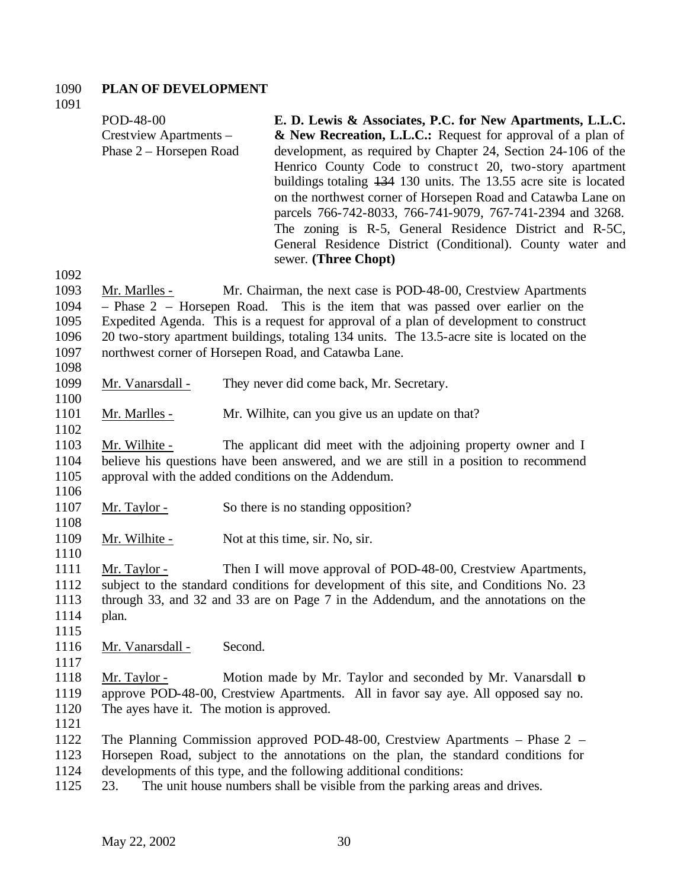**PLAN OF DEVELOPMENT**

POD-48-00
Crestview Apartments – Phase 2 – Horsepen Road

**E. D. Lewis & Associates, P.C. for New Apartments, L.L.C. & New Recreation, L.L.C.:** Request for approval of a plan of development, as required by Chapter 24, Section 24-106 of the Henrico County Code to construct 20, two-story apartment buildings totaling ~~134~~ 130 units. The 13.55 acre site is located on the northwest corner of Horsepen Road and Catawba Lane on parcels 766-742-8033, 766-741-9079, 767-741-2394 and 3268. The zoning is R-5, General Residence District and R-5C, General Residence District (Conditional). County water and sewer. **(Three Chopt)**

Mr. Marlles - Mr. Chairman, the next case is POD-48-00, Crestview Apartments – Phase 2 – Horsepen Road. This is the item that was passed over earlier on the Expedited Agenda. This is a request for approval of a plan of development to construct 20 two-story apartment buildings, totaling 134 units. The 13.5-acre site is located on the northwest corner of Horsepen Road, and Catawba Lane.

Mr. Vanarsdall - They never did come back, Mr. Secretary.

Mr. Marlles - Mr. Wilhite, can you give us an update on that?

Mr. Wilhite - The applicant did meet with the adjoining property owner and I believe his questions have been answered, and we are still in a position to recommend approval with the added conditions on the Addendum.

Mr. Taylor - So there is no standing opposition?

Mr. Wilhite - Not at this time, sir. No, sir.

Mr. Taylor - Then I will move approval of POD-48-00, Crestview Apartments, subject to the standard conditions for development of this site, and Conditions No. 23 through 33, and 32 and 33 are on Page 7 in the Addendum, and the annotations on the plan.

Mr. Vanarsdall - Second.

Mr. Taylor - Motion made by Mr. Taylor and seconded by Mr. Vanarsdall to approve POD-48-00, Crestview Apartments. All in favor say aye. All opposed say no. The ayes have it. The motion is approved.

The Planning Commission approved POD-48-00, Crestview Apartments – Phase 2 – Horsepen Road, subject to the annotations on the plan, the standard conditions for developments of this type, and the following additional conditions:

23. The unit house numbers shall be visible from the parking areas and drives.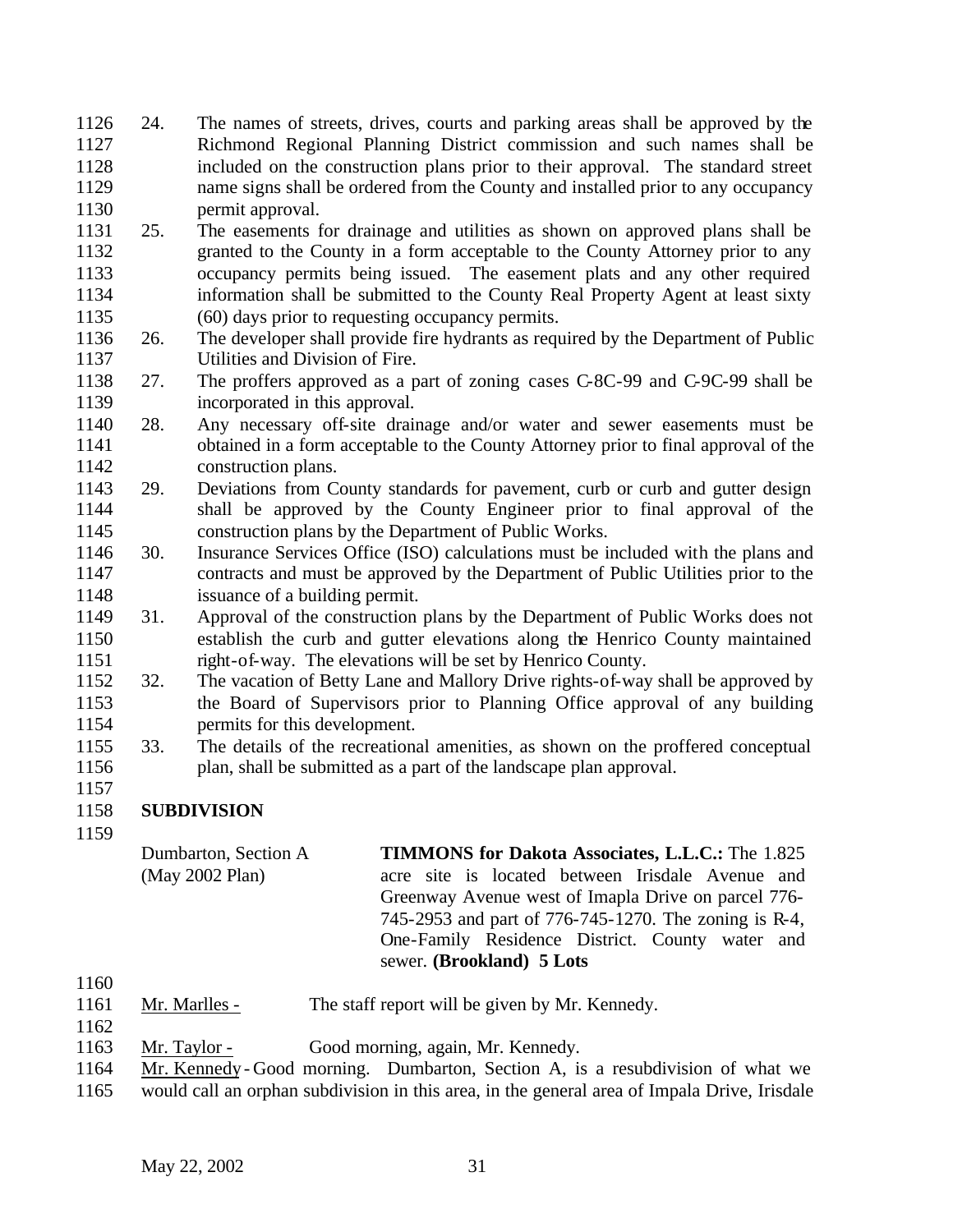24. The names of streets, drives, courts and parking areas shall be approved by the Richmond Regional Planning District commission and such names shall be included on the construction plans prior to their approval. The standard street name signs shall be ordered from the County and installed prior to any occupancy permit approval.
25. The easements for drainage and utilities as shown on approved plans shall be granted to the County in a form acceptable to the County Attorney prior to any occupancy permits being issued. The easement plats and any other required information shall be submitted to the County Real Property Agent at least sixty (60) days prior to requesting occupancy permits.
26. The developer shall provide fire hydrants as required by the Department of Public Utilities and Division of Fire.
27. The proffers approved as a part of zoning cases C-8C-99 and C-9C-99 shall be incorporated in this approval.
28. Any necessary off-site drainage and/or water and sewer easements must be obtained in a form acceptable to the County Attorney prior to final approval of the construction plans.
29. Deviations from County standards for pavement, curb or curb and gutter design shall be approved by the County Engineer prior to final approval of the construction plans by the Department of Public Works.
30. Insurance Services Office (ISO) calculations must be included with the plans and contracts and must be approved by the Department of Public Utilities prior to the issuance of a building permit.
31. Approval of the construction plans by the Department of Public Works does not establish the curb and gutter elevations along the Henrico County maintained right-of-way. The elevations will be set by Henrico County.
32. The vacation of Betty Lane and Mallory Drive rights-of-way shall be approved by the Board of Supervisors prior to Planning Office approval of any building permits for this development.
33. The details of the recreational amenities, as shown on the proffered conceptual plan, shall be submitted as a part of the landscape plan approval.

## SUBDIVISION

Dumbarton, Section A (May 2002 Plan)

**TIMMONS for Dakota Associates, L.L.C.:** The 1.825 acre site is located between Irisdale Avenue and Greenway Avenue west of Imapla Drive on parcel 776-745-2953 and part of 776-745-1270. The zoning is R-4, One-Family Residence District. County water and sewer. **(Brookland) 5 Lots**

Mr. Marlles - The staff report will be given by Mr. Kennedy.

Mr. Taylor - Good morning, again, Mr. Kennedy.

Mr. Kennedy - Good morning. Dumbarton, Section A, is a resubdivision of what we would call an orphan subdivision in this area, in the general area of Impala Drive, Irisdale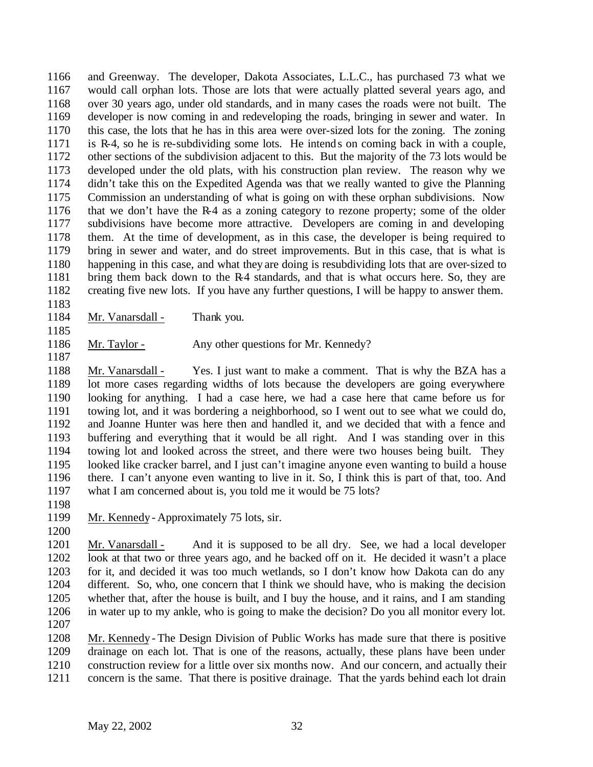and Greenway. The developer, Dakota Associates, L.L.C., has purchased 73 what we would call orphan lots. Those are lots that were actually platted several years ago, and over 30 years ago, under old standards, and in many cases the roads were not built. The developer is now coming in and redeveloping the roads, bringing in sewer and water. In this case, the lots that he has in this area were over-sized lots for the zoning. The zoning is R-4, so he is re-subdividing some lots. He intends on coming back in with a couple, other sections of the subdivision adjacent to this. But the majority of the 73 lots would be developed under the old plats, with his construction plan review. The reason why we didn't take this on the Expedited Agenda was that we really wanted to give the Planning Commission an understanding of what is going on with these orphan subdivisions. Now that we don't have the R-4 as a zoning category to rezone property; some of the older subdivisions have become more attractive. Developers are coming in and developing them. At the time of development, as in this case, the developer is being required to bring in sewer and water, and do street improvements. But in this case, that is what is happening in this case, and what they are doing is resubdividing lots that are over-sized to bring them back down to the R-4 standards, and that is what occurs here. So, they are creating five new lots. If you have any further questions, I will be happy to answer them.

Mr. Vanarsdall - Thank you.

Mr. Taylor - Any other questions for Mr. Kennedy?

Mr. Vanarsdall - Yes. I just want to make a comment. That is why the BZA has a lot more cases regarding widths of lots because the developers are going everywhere looking for anything. I had a case here, we had a case here that came before us for towing lot, and it was bordering a neighborhood, so I went out to see what we could do, and Joanne Hunter was here then and handled it, and we decided that with a fence and buffering and everything that it would be all right. And I was standing over in this towing lot and looked across the street, and there were two houses being built. They looked like cracker barrel, and I just can't imagine anyone even wanting to build a house there. I can't anyone even wanting to live in it. So, I think this is part of that, too. And what I am concerned about is, you told me it would be 75 lots?

Mr. Kennedy - Approximately 75 lots, sir.

Mr. Vanarsdall - And it is supposed to be all dry. See, we had a local developer look at that two or three years ago, and he backed off on it. He decided it wasn't a place for it, and decided it was too much wetlands, so I don't know how Dakota can do any different. So, who, one concern that I think we should have, who is making the decision whether that, after the house is built, and I buy the house, and it rains, and I am standing in water up to my ankle, who is going to make the decision? Do you all monitor every lot.

Mr. Kennedy - The Design Division of Public Works has made sure that there is positive drainage on each lot. That is one of the reasons, actually, these plans have been under construction review for a little over six months now. And our concern, and actually their concern is the same. That there is positive drainage. That the yards behind each lot drain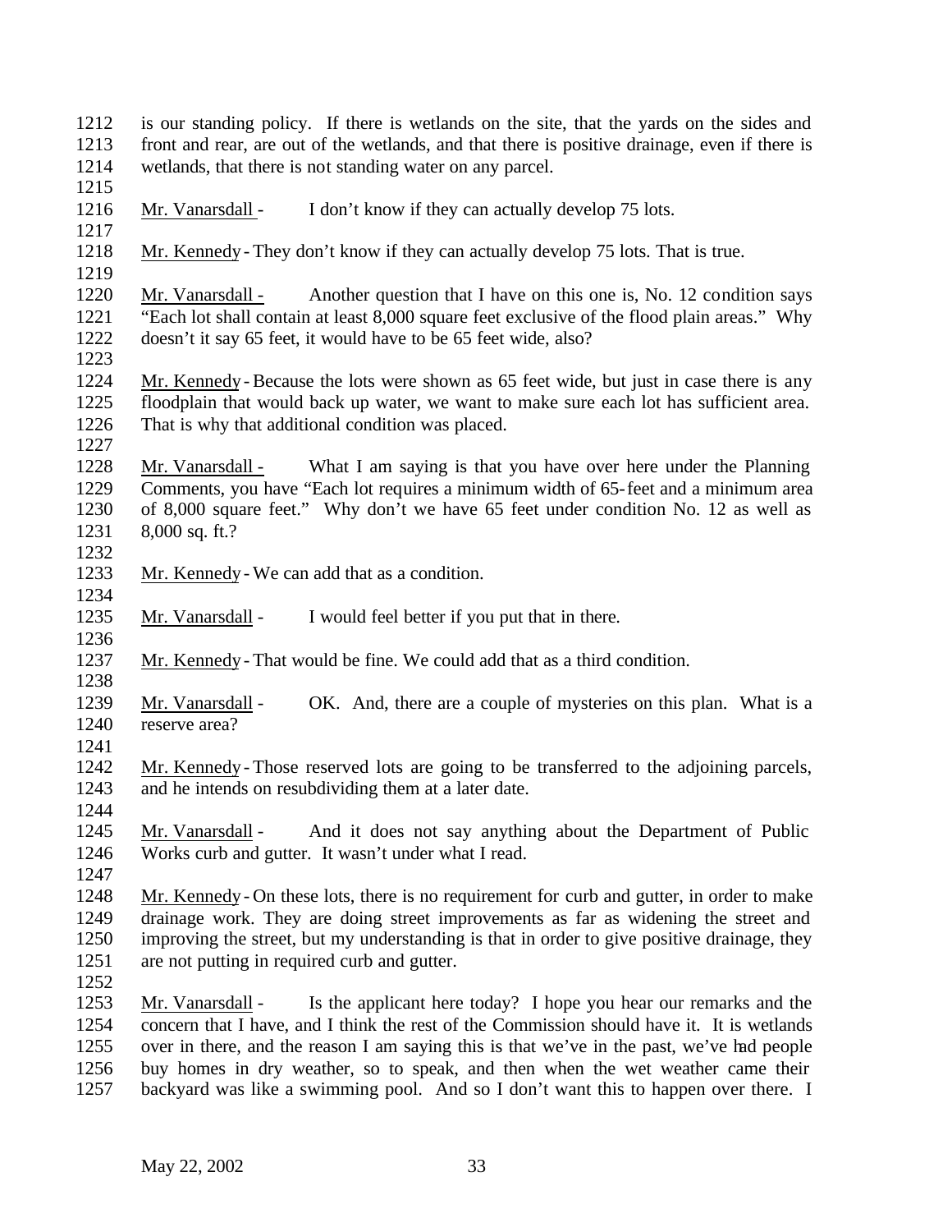is our standing policy. If there is wetlands on the site, that the yards on the sides and front and rear, are out of the wetlands, and that there is positive drainage, even if there is wetlands, that there is not standing water on any parcel.

Mr. Vanarsdall - I don't know if they can actually develop 75 lots.

Mr. Kennedy - They don't know if they can actually develop 75 lots. That is true.

Mr. Vanarsdall - Another question that I have on this one is, No. 12 condition says "Each lot shall contain at least 8,000 square feet exclusive of the flood plain areas." Why doesn't it say 65 feet, it would have to be 65 feet wide, also?

Mr. Kennedy - Because the lots were shown as 65 feet wide, but just in case there is any floodplain that would back up water, we want to make sure each lot has sufficient area. That is why that additional condition was placed.

Mr. Vanarsdall - What I am saying is that you have over here under the Planning Comments, you have "Each lot requires a minimum width of 65-feet and a minimum area of 8,000 square feet." Why don't we have 65 feet under condition No. 12 as well as 8,000 sq. ft.?

Mr. Kennedy - We can add that as a condition.

Mr. Vanarsdall - I would feel better if you put that in there.

Mr. Kennedy - That would be fine. We could add that as a third condition.

Mr. Vanarsdall - OK. And, there are a couple of mysteries on this plan. What is a reserve area?

Mr. Kennedy - Those reserved lots are going to be transferred to the adjoining parcels, and he intends on resubdividing them at a later date.

Mr. Vanarsdall - And it does not say anything about the Department of Public Works curb and gutter. It wasn't under what I read.

Mr. Kennedy - On these lots, there is no requirement for curb and gutter, in order to make drainage work. They are doing street improvements as far as widening the street and improving the street, but my understanding is that in order to give positive drainage, they are not putting in required curb and gutter.

Mr. Vanarsdall - Is the applicant here today? I hope you hear our remarks and the concern that I have, and I think the rest of the Commission should have it. It is wetlands over in there, and the reason I am saying this is that we've in the past, we've had people buy homes in dry weather, so to speak, and then when the wet weather came their backyard was like a swimming pool. And so I don't want this to happen over there. I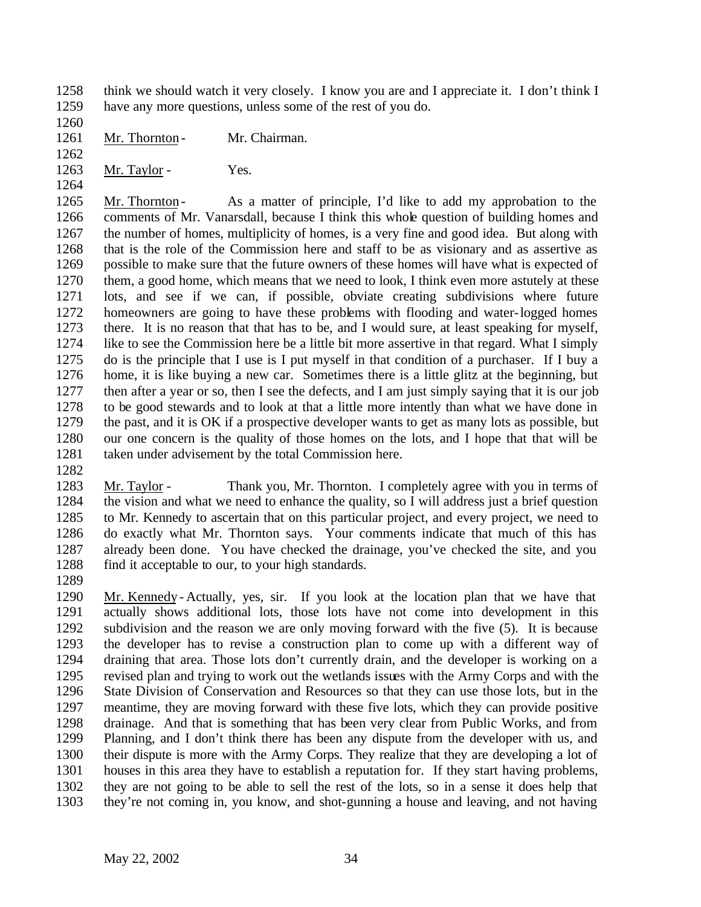think we should watch it very closely. I know you are and I appreciate it. I don't think I have any more questions, unless some of the rest of you do.

Mr. Thornton - Mr. Chairman.

Mr. Taylor - Yes.

Mr. Thornton - As a matter of principle, I'd like to add my approbation to the comments of Mr. Vanarsdall, because I think this whole question of building homes and the number of homes, multiplicity of homes, is a very fine and good idea. But along with that is the role of the Commission here and staff to be as visionary and as assertive as possible to make sure that the future owners of these homes will have what is expected of them, a good home, which means that we need to look, I think even more astutely at these lots, and see if we can, if possible, obviate creating subdivisions where future homeowners are going to have these problems with flooding and water-logged homes there. It is no reason that that has to be, and I would sure, at least speaking for myself, like to see the Commission here be a little bit more assertive in that regard. What I simply do is the principle that I use is I put myself in that condition of a purchaser. If I buy a home, it is like buying a new car. Sometimes there is a little glitz at the beginning, but then after a year or so, then I see the defects, and I am just simply saying that it is our job to be good stewards and to look at that a little more intently than what we have done in the past, and it is OK if a prospective developer wants to get as many lots as possible, but our one concern is the quality of those homes on the lots, and I hope that that will be taken under advisement by the total Commission here.

Mr. Taylor - Thank you, Mr. Thornton. I completely agree with you in terms of the vision and what we need to enhance the quality, so I will address just a brief question to Mr. Kennedy to ascertain that on this particular project, and every project, we need to do exactly what Mr. Thornton says. Your comments indicate that much of this has already been done. You have checked the drainage, you've checked the site, and you find it acceptable to our, to your high standards.

Mr. Kennedy - Actually, yes, sir. If you look at the location plan that we have that actually shows additional lots, those lots have not come into development in this subdivision and the reason we are only moving forward with the five (5). It is because the developer has to revise a construction plan to come up with a different way of draining that area. Those lots don't currently drain, and the developer is working on a revised plan and trying to work out the wetlands issues with the Army Corps and with the State Division of Conservation and Resources so that they can use those lots, but in the meantime, they are moving forward with these five lots, which they can provide positive drainage. And that is something that has been very clear from Public Works, and from Planning, and I don't think there has been any dispute from the developer with us, and their dispute is more with the Army Corps. They realize that they are developing a lot of houses in this area they have to establish a reputation for. If they start having problems, they are not going to be able to sell the rest of the lots, so in a sense it does help that they're not coming in, you know, and shot-gunning a house and leaving, and not having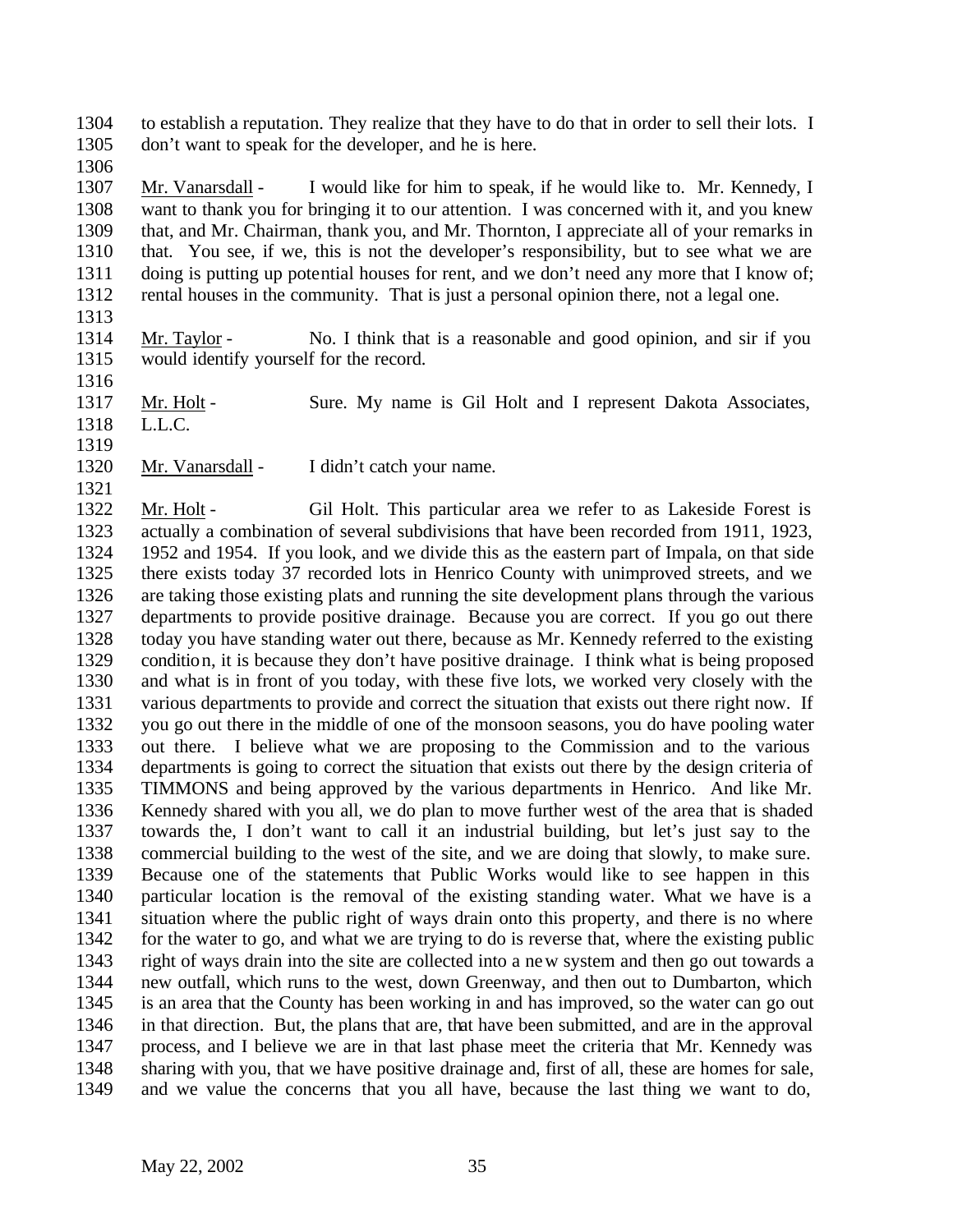to establish a reputation. They realize that they have to do that in order to sell their lots. I don't want to speak for the developer, and he is here.

Mr. Vanarsdall - I would like for him to speak, if he would like to. Mr. Kennedy, I want to thank you for bringing it to our attention. I was concerned with it, and you knew that, and Mr. Chairman, thank you, and Mr. Thornton, I appreciate all of your remarks in that. You see, if we, this is not the developer's responsibility, but to see what we are doing is putting up potential houses for rent, and we don't need any more that I know of; rental houses in the community. That is just a personal opinion there, not a legal one.

Mr. Taylor - No. I think that is a reasonable and good opinion, and sir if you would identify yourself for the record.

Mr. Holt - Sure. My name is Gil Holt and I represent Dakota Associates, L.L.C.

Mr. Vanarsdall - I didn't catch your name.

Mr. Holt - Gil Holt. This particular area we refer to as Lakeside Forest is actually a combination of several subdivisions that have been recorded from 1911, 1923, 1952 and 1954. If you look, and we divide this as the eastern part of Impala, on that side there exists today 37 recorded lots in Henrico County with unimproved streets, and we are taking those existing plats and running the site development plans through the various departments to provide positive drainage. Because you are correct. If you go out there today you have standing water out there, because as Mr. Kennedy referred to the existing condition, it is because they don't have positive drainage. I think what is being proposed and what is in front of you today, with these five lots, we worked very closely with the various departments to provide and correct the situation that exists out there right now. If you go out there in the middle of one of the monsoon seasons, you do have pooling water out there. I believe what we are proposing to the Commission and to the various departments is going to correct the situation that exists out there by the design criteria of TIMMONS and being approved by the various departments in Henrico. And like Mr. Kennedy shared with you all, we do plan to move further west of the area that is shaded towards the, I don't want to call it an industrial building, but let's just say to the commercial building to the west of the site, and we are doing that slowly, to make sure. Because one of the statements that Public Works would like to see happen in this particular location is the removal of the existing standing water. What we have is a situation where the public right of ways drain onto this property, and there is no where for the water to go, and what we are trying to do is reverse that, where the existing public right of ways drain into the site are collected into a new system and then go out towards a new outfall, which runs to the west, down Greenway, and then out to Dumbarton, which is an area that the County has been working in and has improved, so the water can go out in that direction. But, the plans that are, that have been submitted, and are in the approval process, and I believe we are in that last phase meet the criteria that Mr. Kennedy was sharing with you, that we have positive drainage and, first of all, these are homes for sale, and we value the concerns that you all have, because the last thing we want to do,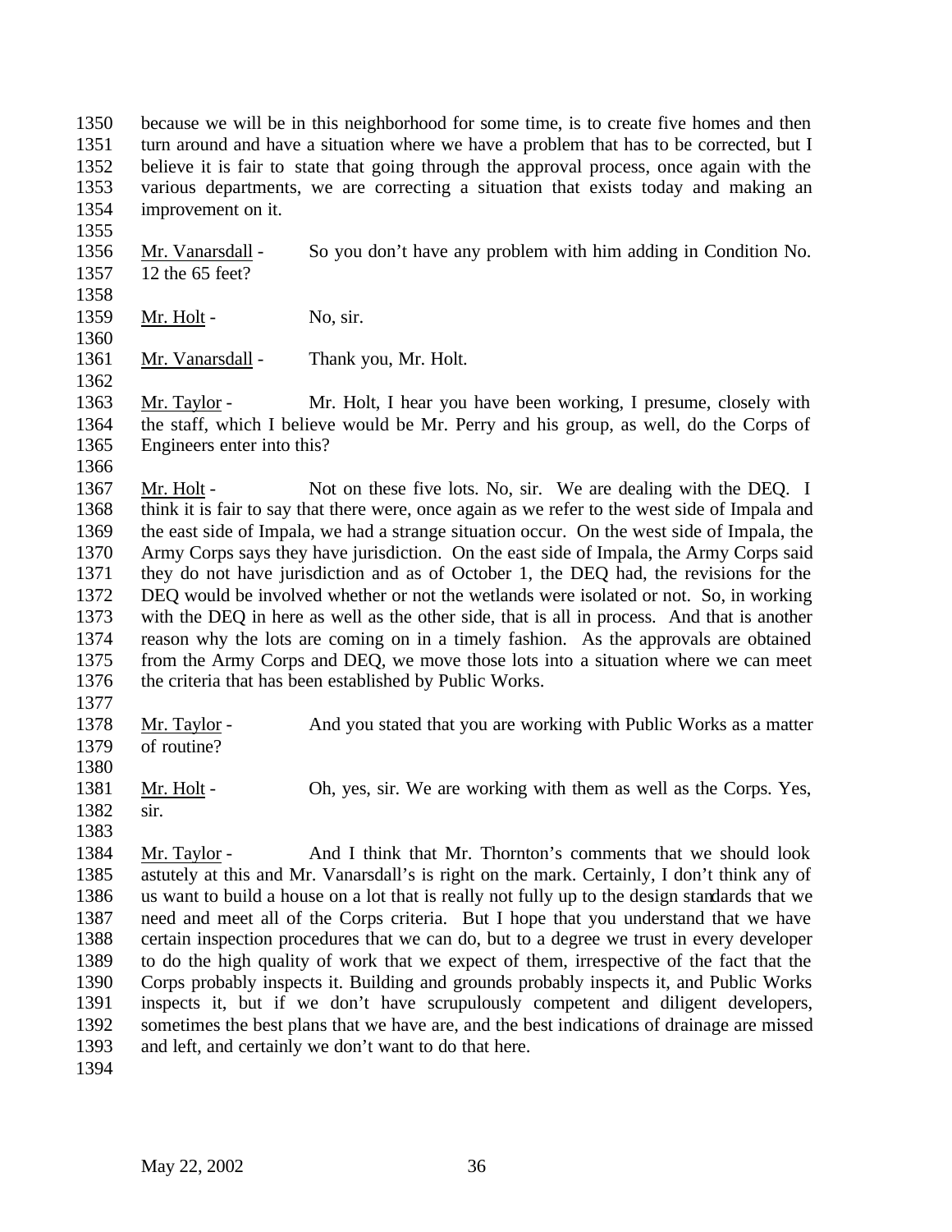because we will be in this neighborhood for some time, is to create five homes and then turn around and have a situation where we have a problem that has to be corrected, but I believe it is fair to state that going through the approval process, once again with the various departments, we are correcting a situation that exists today and making an improvement on it.

Mr. Vanarsdall - So you don't have any problem with him adding in Condition No. 12 the 65 feet?

Mr. Holt - No, sir.

Mr. Vanarsdall - Thank you, Mr. Holt.

Mr. Taylor - Mr. Holt, I hear you have been working, I presume, closely with the staff, which I believe would be Mr. Perry and his group, as well, do the Corps of Engineers enter into this?

Mr. Holt - Not on these five lots. No, sir. We are dealing with the DEQ. I think it is fair to say that there were, once again as we refer to the west side of Impala and the east side of Impala, we had a strange situation occur. On the west side of Impala, the Army Corps says they have jurisdiction. On the east side of Impala, the Army Corps said they do not have jurisdiction and as of October 1, the DEQ had, the revisions for the DEQ would be involved whether or not the wetlands were isolated or not. So, in working with the DEQ in here as well as the other side, that is all in process. And that is another reason why the lots are coming on in a timely fashion. As the approvals are obtained from the Army Corps and DEQ, we move those lots into a situation where we can meet the criteria that has been established by Public Works.

Mr. Taylor - And you stated that you are working with Public Works as a matter of routine?

Mr. Holt - Oh, yes, sir. We are working with them as well as the Corps. Yes, sir.

Mr. Taylor - And I think that Mr. Thornton's comments that we should look astutely at this and Mr. Vanarsdall's is right on the mark. Certainly, I don't think any of us want to build a house on a lot that is really not fully up to the design standards that we need and meet all of the Corps criteria. But I hope that you understand that we have certain inspection procedures that we can do, but to a degree we trust in every developer to do the high quality of work that we expect of them, irrespective of the fact that the Corps probably inspects it. Building and grounds probably inspects it, and Public Works inspects it, but if we don't have scrupulously competent and diligent developers, sometimes the best plans that we have are, and the best indications of drainage are missed and left, and certainly we don't want to do that here.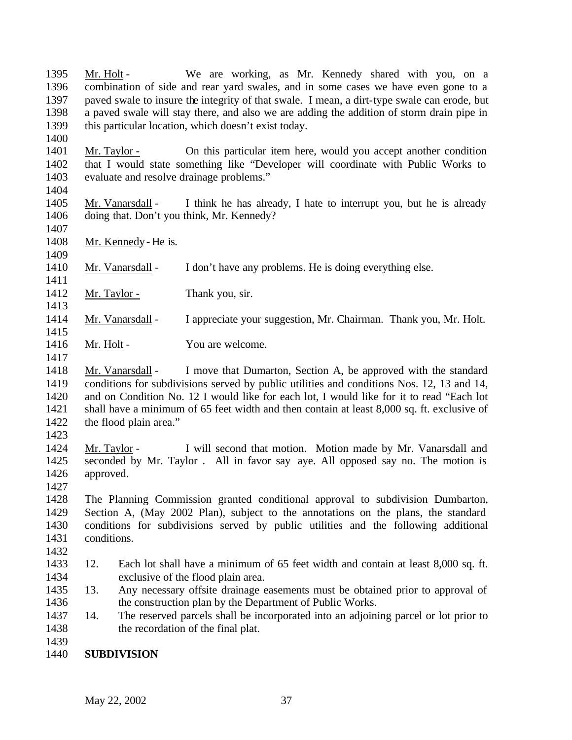Mr. Holt - We are working, as Mr. Kennedy shared with you, on a combination of side and rear yard swales, and in some cases we have even gone to a paved swale to insure the integrity of that swale. I mean, a dirt-type swale can erode, but a paved swale will stay there, and also we are adding the addition of storm drain pipe in this particular location, which doesn't exist today.

Mr. Taylor - On this particular item here, would you accept another condition that I would state something like "Developer will coordinate with Public Works to evaluate and resolve drainage problems."

Mr. Vanarsdall - I think he has already, I hate to interrupt you, but he is already doing that. Don't you think, Mr. Kennedy?

Mr. Kennedy - He is.

Mr. Vanarsdall - I don't have any problems. He is doing everything else.

Mr. Taylor - Thank you, sir.

Mr. Vanarsdall - I appreciate your suggestion, Mr. Chairman. Thank you, Mr. Holt.

Mr. Holt - You are welcome.

Mr. Vanarsdall - I move that Dumarton, Section A, be approved with the standard conditions for subdivisions served by public utilities and conditions Nos. 12, 13 and 14, and on Condition No. 12 I would like for each lot, I would like for it to read "Each lot shall have a minimum of 65 feet width and then contain at least 8,000 sq. ft. exclusive of the flood plain area."

Mr. Taylor - I will second that motion. Motion made by Mr. Vanarsdall and seconded by Mr. Taylor . All in favor say aye. All opposed say no. The motion is approved.

The Planning Commission granted conditional approval to subdivision Dumbarton, Section A, (May 2002 Plan), subject to the annotations on the plans, the standard conditions for subdivisions served by public utilities and the following additional conditions.

12. Each lot shall have a minimum of 65 feet width and contain at least 8,000 sq. ft. exclusive of the flood plain area.
13. Any necessary offsite drainage easements must be obtained prior to approval of the construction plan by the Department of Public Works.
14. The reserved parcels shall be incorporated into an adjoining parcel or lot prior to the recordation of the final plat.

**SUBDIVISION**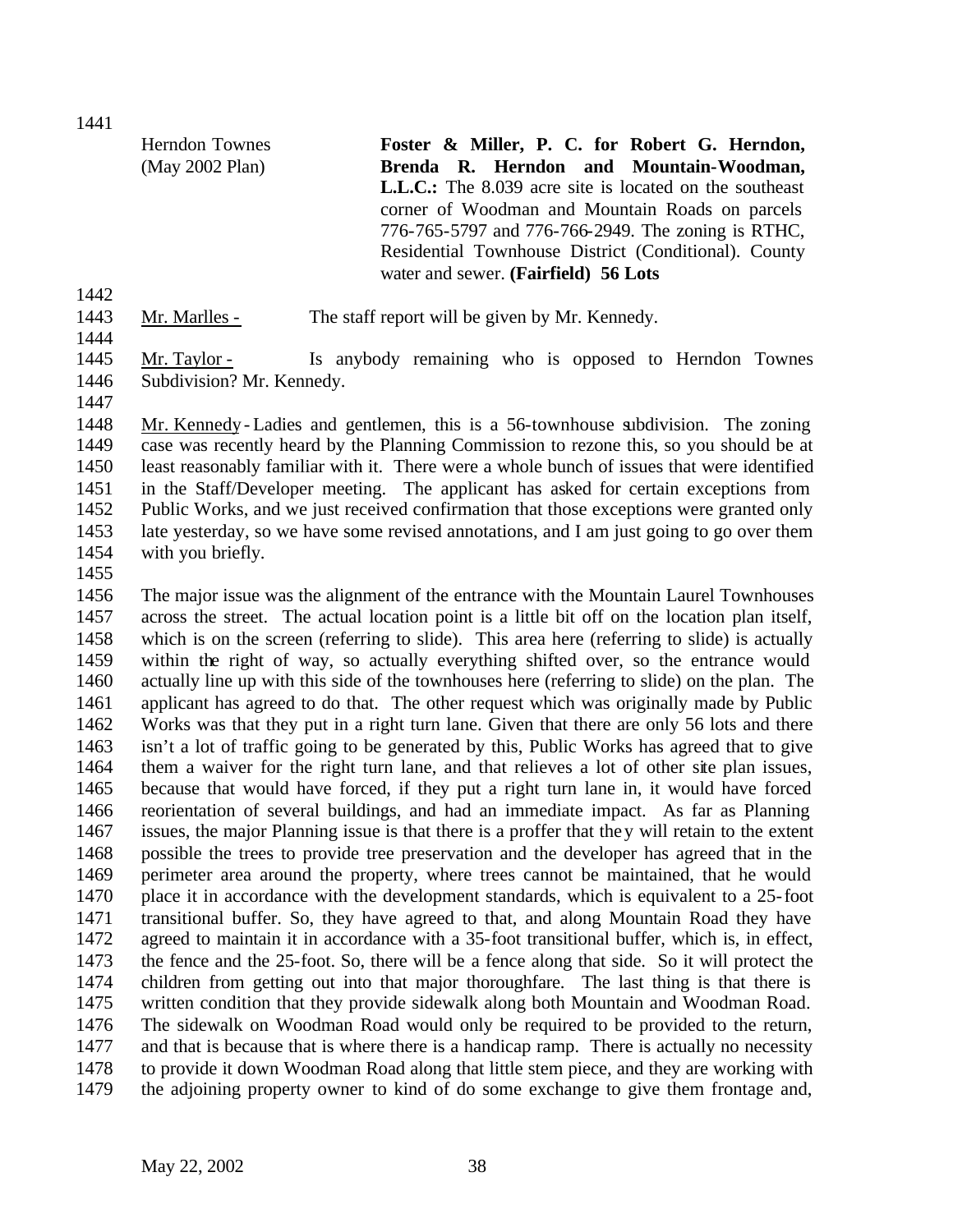| Herndon Townes (May 2002 Plan) | **Foster & Miller, P. C. for Robert G. Herndon, Brenda R. Herndon and Mountain-Woodman, L.L.C.:** The 8.039 acre site is located on the southeast corner of Woodman and Mountain Roads on parcels 776-765-5797 and 776-766-2949. The zoning is RTHC, Residential Townhouse District (Conditional). County water and sewer. **(Fairfield) 56 Lots** |
|---|---|

Mr. Marlles - The staff report will be given by Mr. Kennedy.

Mr. Taylor - Is anybody remaining who is opposed to Herndon Townes Subdivision? Mr. Kennedy.

Mr. Kennedy - Ladies and gentlemen, this is a 56-townhouse subdivision. The zoning case was recently heard by the Planning Commission to rezone this, so you should be at least reasonably familiar with it. There were a whole bunch of issues that were identified in the Staff/Developer meeting. The applicant has asked for certain exceptions from Public Works, and we just received confirmation that those exceptions were granted only late yesterday, so we have some revised annotations, and I am just going to go over them with you briefly.

The major issue was the alignment of the entrance with the Mountain Laurel Townhouses across the street. The actual location point is a little bit off on the location plan itself, which is on the screen (referring to slide). This area here (referring to slide) is actually within the right of way, so actually everything shifted over, so the entrance would actually line up with this side of the townhouses here (referring to slide) on the plan. The applicant has agreed to do that. The other request which was originally made by Public Works was that they put in a right turn lane. Given that there are only 56 lots and there isn't a lot of traffic going to be generated by this, Public Works has agreed that to give them a waiver for the right turn lane, and that relieves a lot of other site plan issues, because that would have forced, if they put a right turn lane in, it would have forced reorientation of several buildings, and had an immediate impact. As far as Planning issues, the major Planning issue is that there is a proffer that they will retain to the extent possible the trees to provide tree preservation and the developer has agreed that in the perimeter area around the property, where trees cannot be maintained, that he would place it in accordance with the development standards, which is equivalent to a 25-foot transitional buffer. So, they have agreed to that, and along Mountain Road they have agreed to maintain it in accordance with a 35-foot transitional buffer, which is, in effect, the fence and the 25-foot. So, there will be a fence along that side. So it will protect the children from getting out into that major thoroughfare. The last thing is that there is written condition that they provide sidewalk along both Mountain and Woodman Road. The sidewalk on Woodman Road would only be required to be provided to the return, and that is because that is where there is a handicap ramp. There is actually no necessity to provide it down Woodman Road along that little stem piece, and they are working with the adjoining property owner to kind of do some exchange to give them frontage and,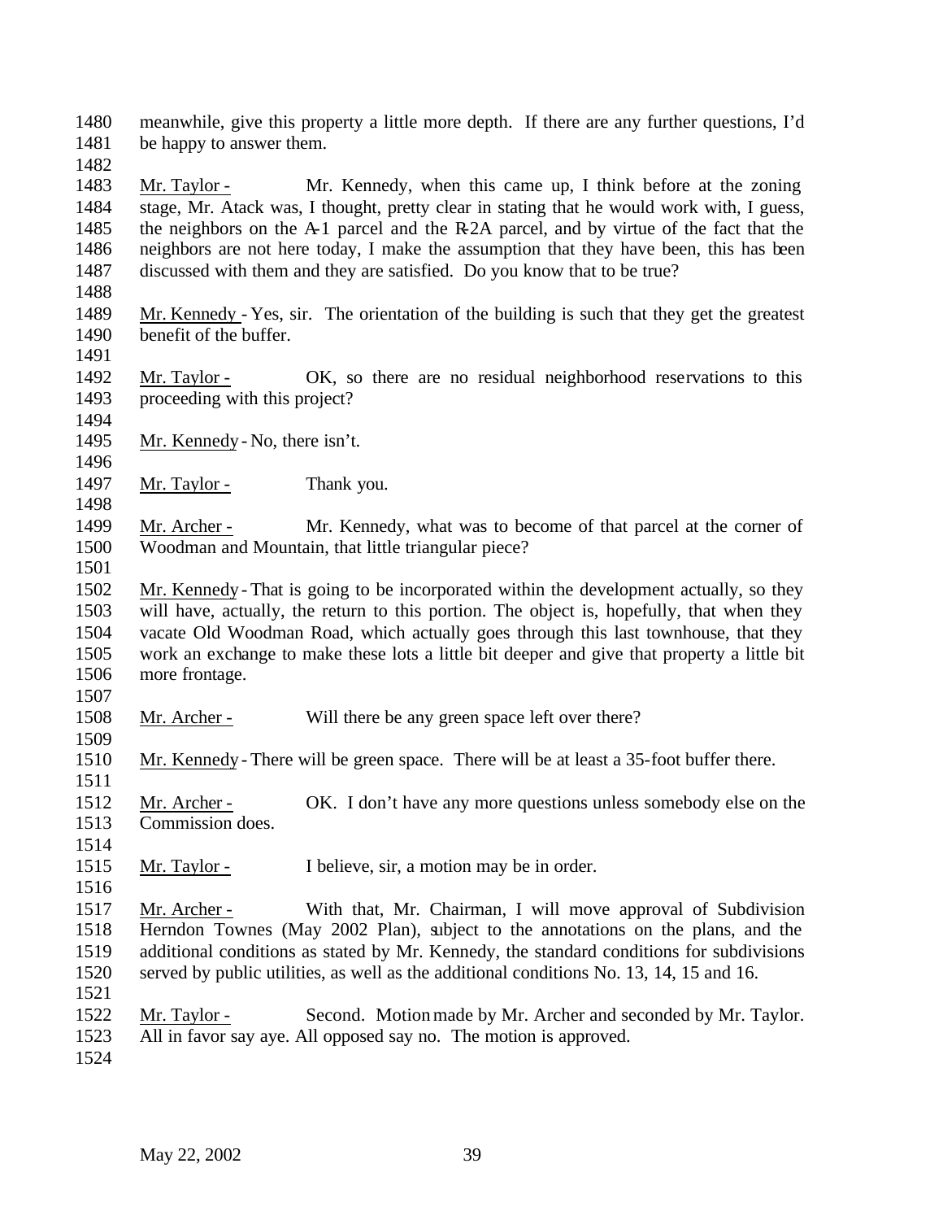meanwhile, give this property a little more depth. If there are any further questions, I'd be happy to answer them.

Mr. Taylor - Mr. Kennedy, when this came up, I think before at the zoning stage, Mr. Atack was, I thought, pretty clear in stating that he would work with, I guess, the neighbors on the A-1 parcel and the R-2A parcel, and by virtue of the fact that the neighbors are not here today, I make the assumption that they have been, this has been discussed with them and they are satisfied. Do you know that to be true?

Mr. Kennedy - Yes, sir. The orientation of the building is such that they get the greatest benefit of the buffer.

Mr. Taylor - OK, so there are no residual neighborhood reservations to this proceeding with this project?

Mr. Kennedy - No, there isn't.

Mr. Taylor - Thank you.

Mr. Archer - Mr. Kennedy, what was to become of that parcel at the corner of Woodman and Mountain, that little triangular piece?

Mr. Kennedy - That is going to be incorporated within the development actually, so they will have, actually, the return to this portion. The object is, hopefully, that when they vacate Old Woodman Road, which actually goes through this last townhouse, that they work an exchange to make these lots a little bit deeper and give that property a little bit more frontage.

Mr. Archer - Will there be any green space left over there?

Mr. Kennedy - There will be green space. There will be at least a 35-foot buffer there.

Mr. Archer - OK. I don't have any more questions unless somebody else on the Commission does.

Mr. Taylor - I believe, sir, a motion may be in order.

Mr. Archer - With that, Mr. Chairman, I will move approval of Subdivision Herndon Townes (May 2002 Plan), subject to the annotations on the plans, and the additional conditions as stated by Mr. Kennedy, the standard conditions for subdivisions served by public utilities, as well as the additional conditions No. 13, 14, 15 and 16.

Mr. Taylor - Second. Motion made by Mr. Archer and seconded by Mr. Taylor. All in favor say aye. All opposed say no. The motion is approved.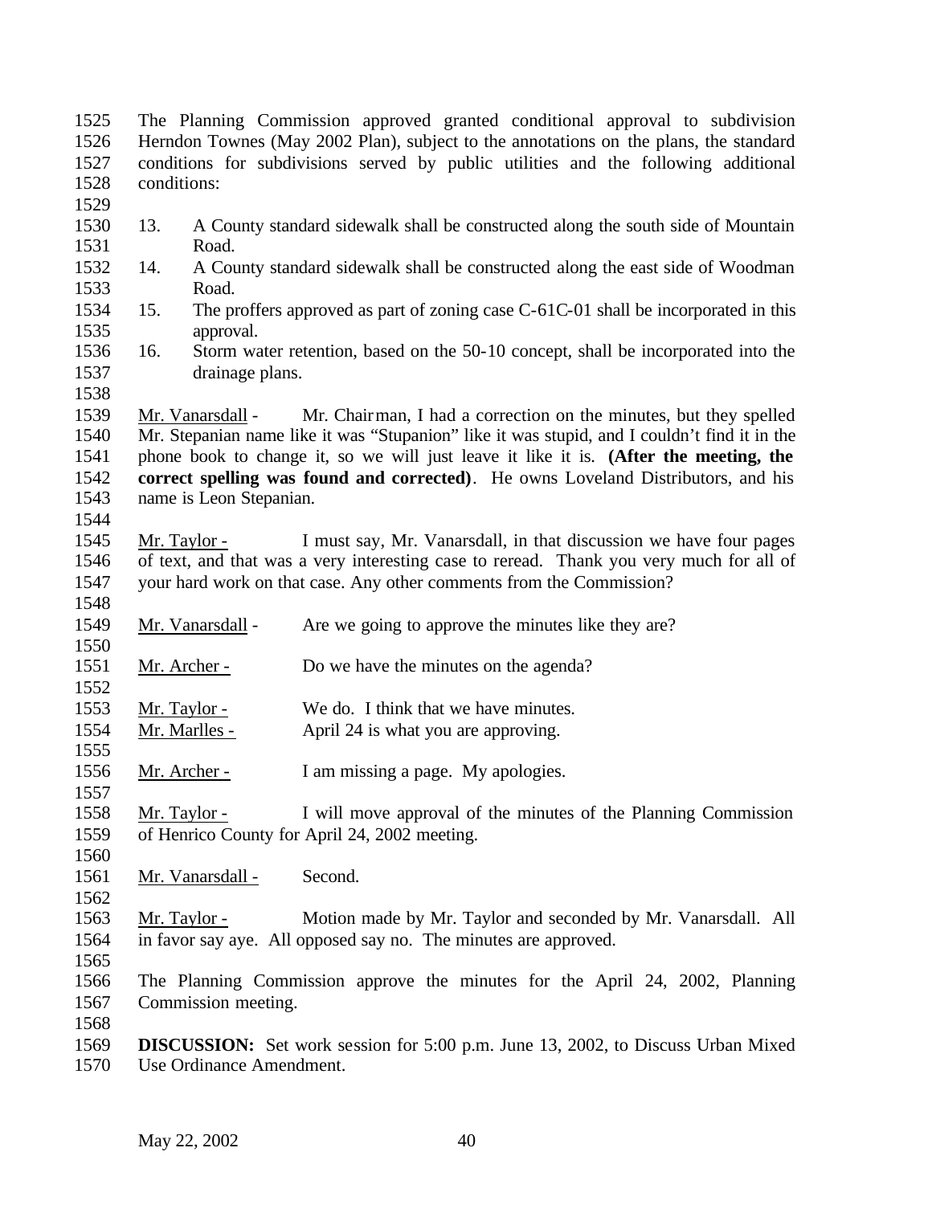The Planning Commission approved granted conditional approval to subdivision Herndon Townes (May 2002 Plan), subject to the annotations on the plans, the standard conditions for subdivisions served by public utilities and the following additional conditions:

13. A County standard sidewalk shall be constructed along the south side of Mountain Road.
14. A County standard sidewalk shall be constructed along the east side of Woodman Road.
15. The proffers approved as part of zoning case C-61C-01 shall be incorporated in this approval.
16. Storm water retention, based on the 50-10 concept, shall be incorporated into the drainage plans.

Mr. Vanarsdall - Mr. Chairman, I had a correction on the minutes, but they spelled Mr. Stepanian name like it was "Stupanion" like it was stupid, and I couldn't find it in the phone book to change it, so we will just leave it like it is. **(After the meeting, the correct spelling was found and corrected)**. He owns Loveland Distributors, and his name is Leon Stepanian.

Mr. Taylor - I must say, Mr. Vanarsdall, in that discussion we have four pages of text, and that was a very interesting case to reread. Thank you very much for all of your hard work on that case. Any other comments from the Commission?

Mr. Vanarsdall - Are we going to approve the minutes like they are?

Mr. Archer - Do we have the minutes on the agenda?

Mr. Taylor - We do. I think that we have minutes.
Mr. Marlles - April 24 is what you are approving.

Mr. Archer - I am missing a page. My apologies.

Mr. Taylor - I will move approval of the minutes of the Planning Commission of Henrico County for April 24, 2002 meeting.

Mr. Vanarsdall - Second.

Mr. Taylor - Motion made by Mr. Taylor and seconded by Mr. Vanarsdall. All in favor say aye. All opposed say no. The minutes are approved.

The Planning Commission approve the minutes for the April 24, 2002, Planning Commission meeting.

**DISCUSSION:** Set work session for 5:00 p.m. June 13, 2002, to Discuss Urban Mixed Use Ordinance Amendment.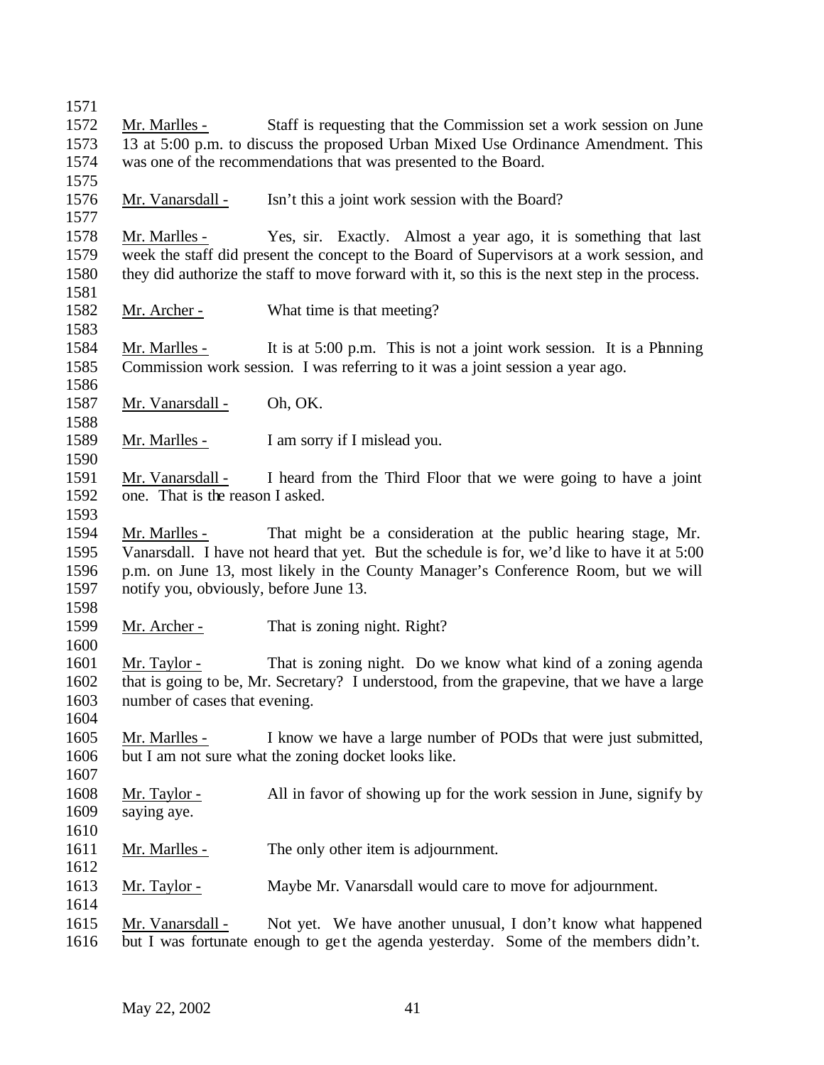Mr. Marlles - Staff is requesting that the Commission set a work session on June 13 at 5:00 p.m. to discuss the proposed Urban Mixed Use Ordinance Amendment. This was one of the recommendations that was presented to the Board.

Mr. Vanarsdall - Isn't this a joint work session with the Board?

Mr. Marlles - Yes, sir. Exactly. Almost a year ago, it is something that last week the staff did present the concept to the Board of Supervisors at a work session, and they did authorize the staff to move forward with it, so this is the next step in the process.

Mr. Archer - What time is that meeting?

Mr. Marlles - It is at 5:00 p.m. This is not a joint work session. It is a Planning Commission work session. I was referring to it was a joint session a year ago.

Mr. Vanarsdall - Oh, OK.

Mr. Marlles - I am sorry if I mislead you.

Mr. Vanarsdall - I heard from the Third Floor that we were going to have a joint one. That is the reason I asked.

Mr. Marlles - That might be a consideration at the public hearing stage, Mr. Vanarsdall. I have not heard that yet. But the schedule is for, we'd like to have it at 5:00 p.m. on June 13, most likely in the County Manager's Conference Room, but we will notify you, obviously, before June 13.

Mr. Archer - That is zoning night. Right?

Mr. Taylor - That is zoning night. Do we know what kind of a zoning agenda that is going to be, Mr. Secretary? I understood, from the grapevine, that we have a large number of cases that evening.

Mr. Marlles - I know we have a large number of PODs that were just submitted, but I am not sure what the zoning docket looks like.

Mr. Taylor - All in favor of showing up for the work session in June, signify by saying aye.

Mr. Marlles - The only other item is adjournment.

Mr. Taylor - Maybe Mr. Vanarsdall would care to move for adjournment.

Mr. Vanarsdall - Not yet. We have another unusual, I don't know what happened but I was fortunate enough to get the agenda yesterday. Some of the members didn't.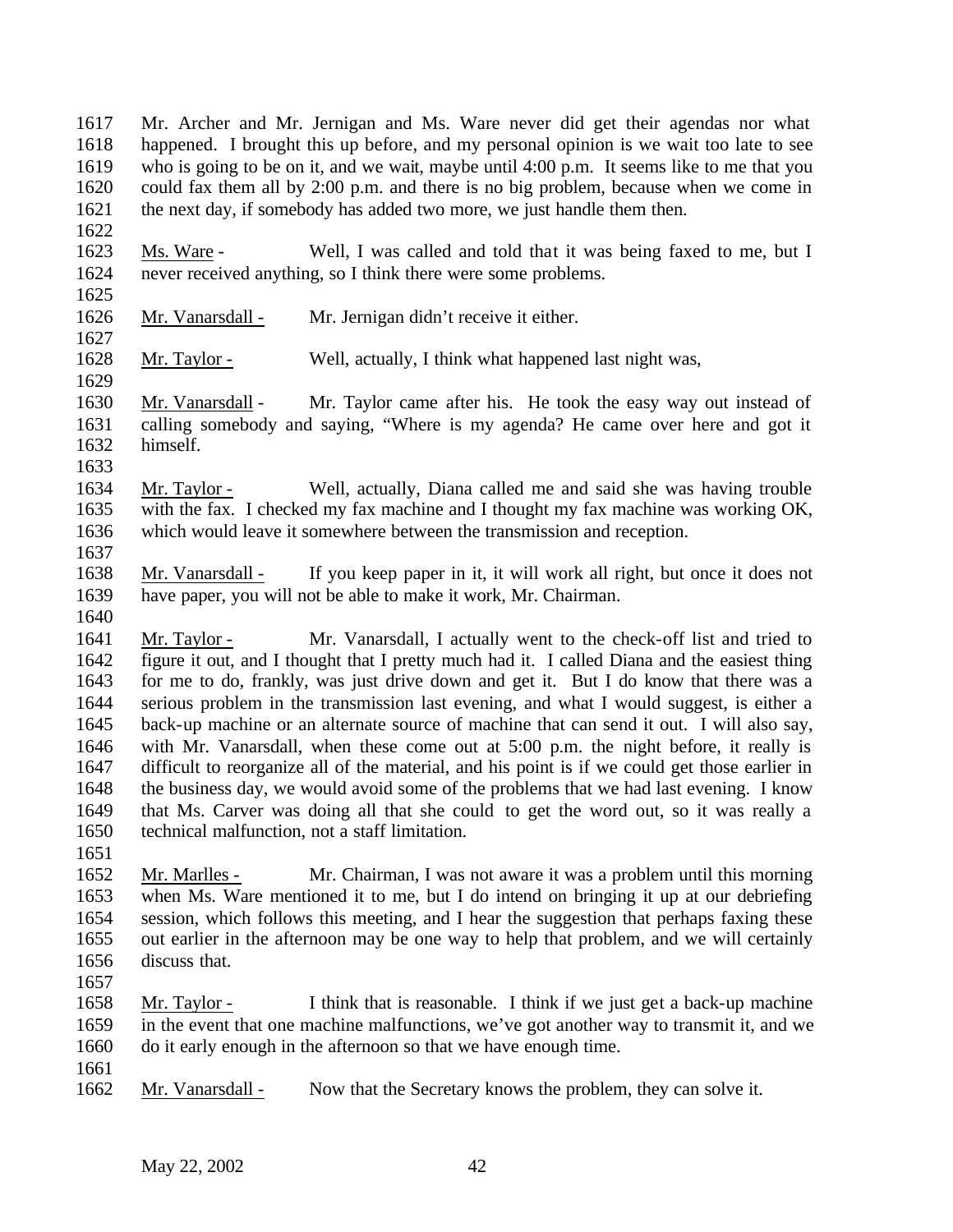1617 Mr. Archer and Mr. Jernigan and Ms. Ware never did get their agendas nor what
1618 happened. I brought this up before, and my personal opinion is we wait too late to see
1619 who is going to be on it, and we wait, maybe until 4:00 p.m. It seems like to me that you
1620 could fax them all by 2:00 p.m. and there is no big problem, because when we come in
1621 the next day, if somebody has added two more, we just handle them then.
1622
1623 Ms. Ware - Well, I was called and told that it was being faxed to me, but I
1624 never received anything, so I think there were some problems.
1625
1626 Mr. Vanarsdall - Mr. Jernigan didn't receive it either.
1627
1628 Mr. Taylor - Well, actually, I think what happened last night was,
1629
1630 Mr. Vanarsdall - Mr. Taylor came after his. He took the easy way out instead of
1631 calling somebody and saying, "Where is my agenda? He came over here and got it
1632 himself.
1633
1634 Mr. Taylor - Well, actually, Diana called me and said she was having trouble
1635 with the fax. I checked my fax machine and I thought my fax machine was working OK,
1636 which would leave it somewhere between the transmission and reception.
1637
1638 Mr. Vanarsdall - If you keep paper in it, it will work all right, but once it does not
1639 have paper, you will not be able to make it work, Mr. Chairman.
1640
1641 Mr. Taylor - Mr. Vanarsdall, I actually went to the check-off list and tried to
1642 figure it out, and I thought that I pretty much had it. I called Diana and the easiest thing
1643 for me to do, frankly, was just drive down and get it. But I do know that there was a
1644 serious problem in the transmission last evening, and what I would suggest, is either a
1645 back-up machine or an alternate source of machine that can send it out. I will also say,
1646 with Mr. Vanarsdall, when these come out at 5:00 p.m. the night before, it really is
1647 difficult to reorganize all of the material, and his point is if we could get those earlier in
1648 the business day, we would avoid some of the problems that we had last evening. I know
1649 that Ms. Carver was doing all that she could to get the word out, so it was really a
1650 technical malfunction, not a staff limitation.
1651
1652 Mr. Marlles - Mr. Chairman, I was not aware it was a problem until this morning
1653 when Ms. Ware mentioned it to me, but I do intend on bringing it up at our debriefing
1654 session, which follows this meeting, and I hear the suggestion that perhaps faxing these
1655 out earlier in the afternoon may be one way to help that problem, and we will certainly
1656 discuss that.
1657
1658 Mr. Taylor - I think that is reasonable. I think if we just get a back-up machine
1659 in the event that one machine malfunctions, we've got another way to transmit it, and we
1660 do it early enough in the afternoon so that we have enough time.
1661
1662 Mr. Vanarsdall - Now that the Secretary knows the problem, they can solve it.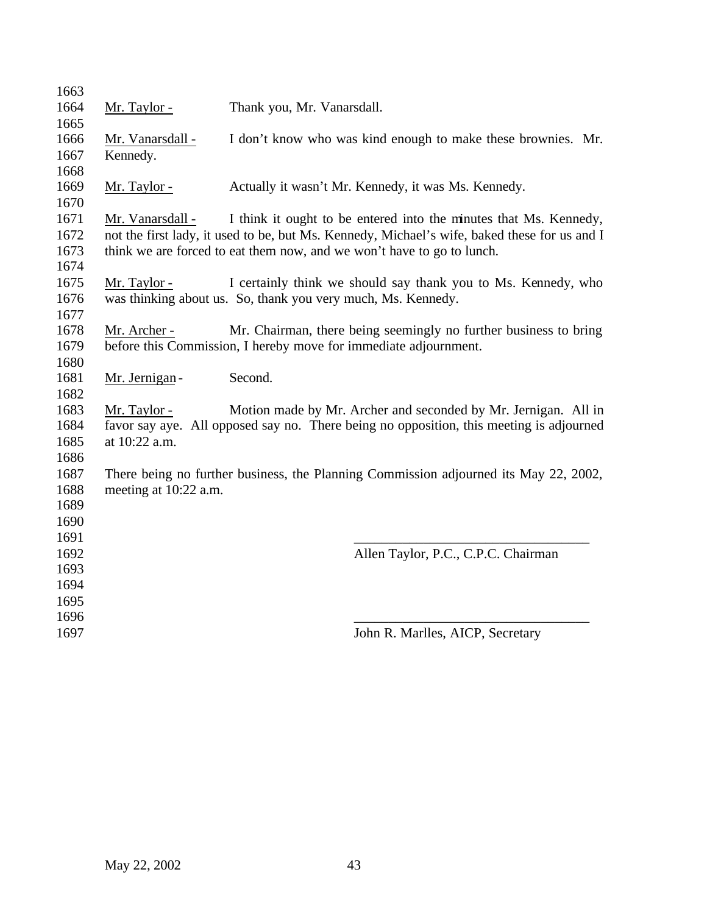Mr. Taylor - Thank you, Mr. Vanarsdall.

Mr. Vanarsdall - I don't know who was kind enough to make these brownies. Mr. Kennedy.

Mr. Taylor - Actually it wasn't Mr. Kennedy, it was Ms. Kennedy.

Mr. Vanarsdall - I think it ought to be entered into the minutes that Ms. Kennedy, not the first lady, it used to be, but Ms. Kennedy, Michael's wife, baked these for us and I think we are forced to eat them now, and we won't have to go to lunch.

Mr. Taylor - I certainly think we should say thank you to Ms. Kennedy, who was thinking about us. So, thank you very much, Ms. Kennedy.

Mr. Archer - Mr. Chairman, there being seemingly no further business to bring before this Commission, I hereby move for immediate adjournment.

Mr. Jernigan - Second.

Mr. Taylor - Motion made by Mr. Archer and seconded by Mr. Jernigan. All in favor say aye. All opposed say no. There being no opposition, this meeting is adjourned at 10:22 a.m.

There being no further business, the Planning Commission adjourned its May 22, 2002, meeting at 10:22 a.m.

\_\_\_\_\_\_\_\_\_\_\_\_\_\_\_\_\_\_\_\_\_\_\_\_\_\_\_\_\_\_\_\_\_\_

Allen Taylor, P.C., C.P.C. Chairman

\_\_\_\_\_\_\_\_\_\_\_\_\_\_\_\_\_\_\_\_\_\_\_\_\_\_\_\_\_\_\_\_\_\_

John R. Marlles, AICP, Secretary